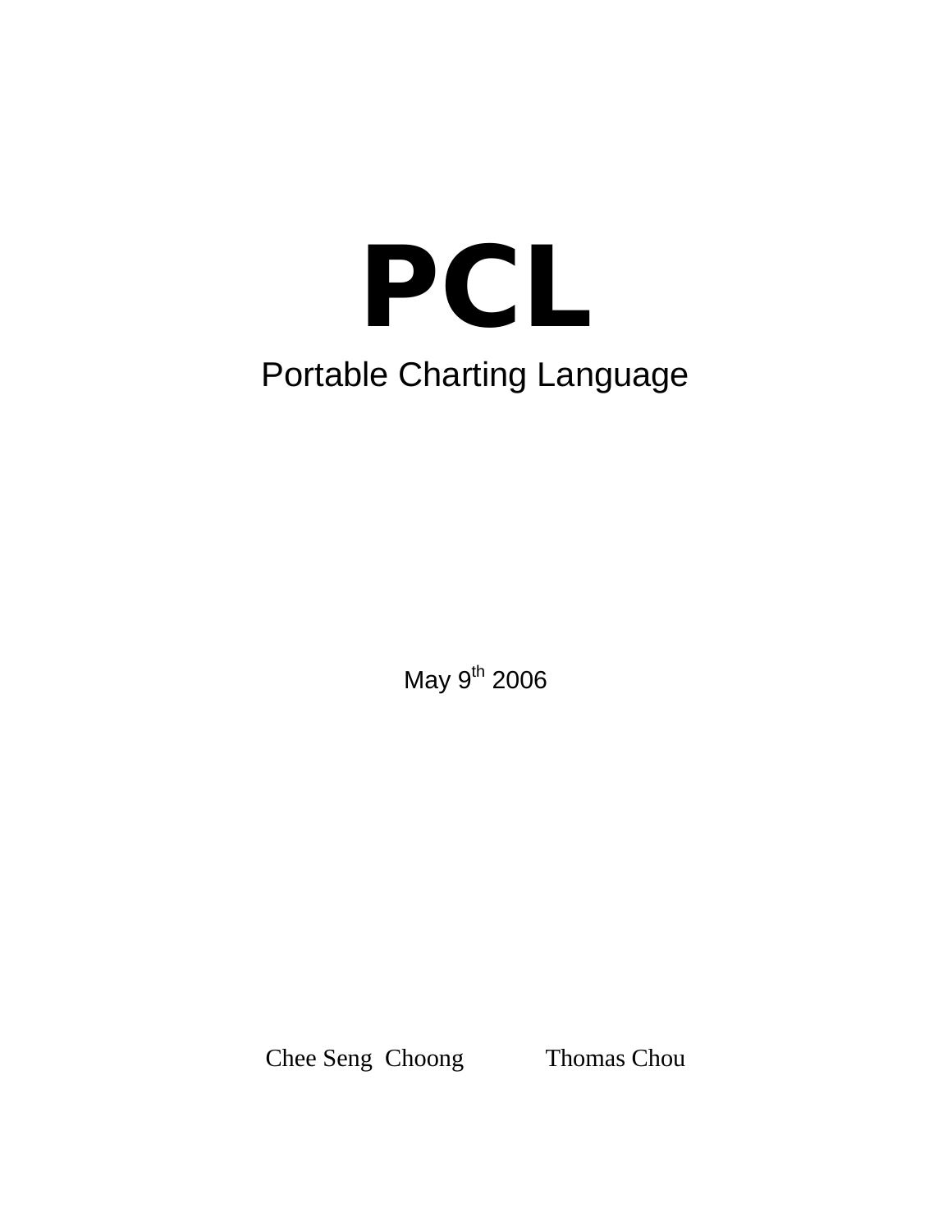# PCL

Portable Charting Language

May 9th 2006

Chee Seng Choong    Thomas Chou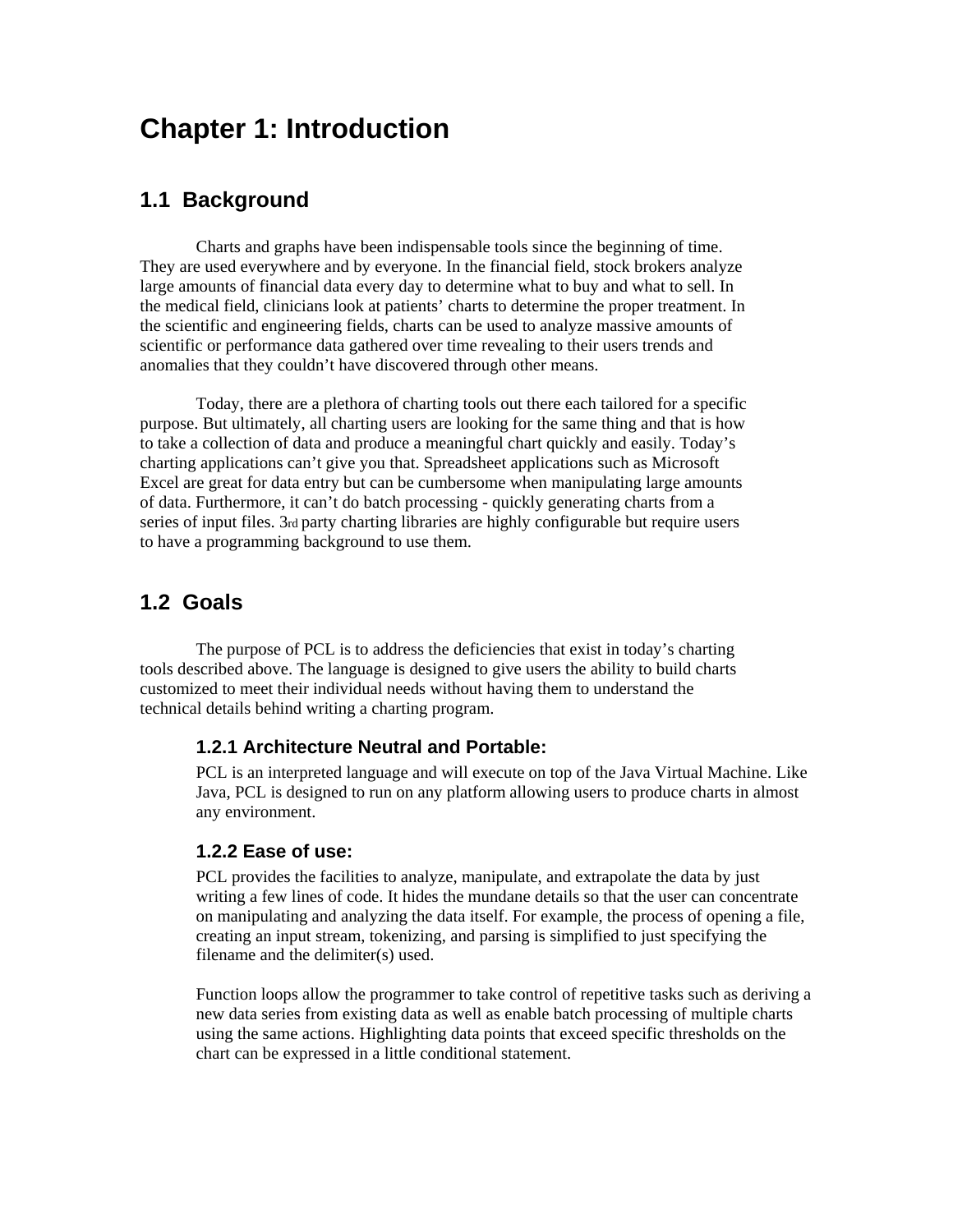# Chapter 1: Introduction

## 1.1 Background

Charts and graphs have been indispensable tools since the beginning of time. They are used everywhere and by everyone. In the financial field, stock brokers analyze large amounts of financial data every day to determine what to buy and what to sell. In the medical field, clinicians look at patients' charts to determine the proper treatment. In the scientific and engineering fields, charts can be used to analyze massive amounts of scientific or performance data gathered over time revealing to their users trends and anomalies that they couldn't have discovered through other means.

Today, there are a plethora of charting tools out there each tailored for a specific purpose. But ultimately, all charting users are looking for the same thing and that is how to take a collection of data and produce a meaningful chart quickly and easily. Today's charting applications can't give you that. Spreadsheet applications such as Microsoft Excel are great for data entry but can be cumbersome when manipulating large amounts of data. Furthermore, it can't do batch processing - quickly generating charts from a series of input files. 3rd party charting libraries are highly configurable but require users to have a programming background to use them.

## 1.2 Goals

The purpose of PCL is to address the deficiencies that exist in today's charting tools described above. The language is designed to give users the ability to build charts customized to meet their individual needs without having them to understand the technical details behind writing a charting program.

### 1.2.1 Architecture Neutral and Portable:

PCL is an interpreted language and will execute on top of the Java Virtual Machine. Like Java, PCL is designed to run on any platform allowing users to produce charts in almost any environment.

### 1.2.2 Ease of use:

PCL provides the facilities to analyze, manipulate, and extrapolate the data by just writing a few lines of code. It hides the mundane details so that the user can concentrate on manipulating and analyzing the data itself. For example, the process of opening a file, creating an input stream, tokenizing, and parsing is simplified to just specifying the filename and the delimiter(s) used.

Function loops allow the programmer to take control of repetitive tasks such as deriving a new data series from existing data as well as enable batch processing of multiple charts using the same actions. Highlighting data points that exceed specific thresholds on the chart can be expressed in a little conditional statement.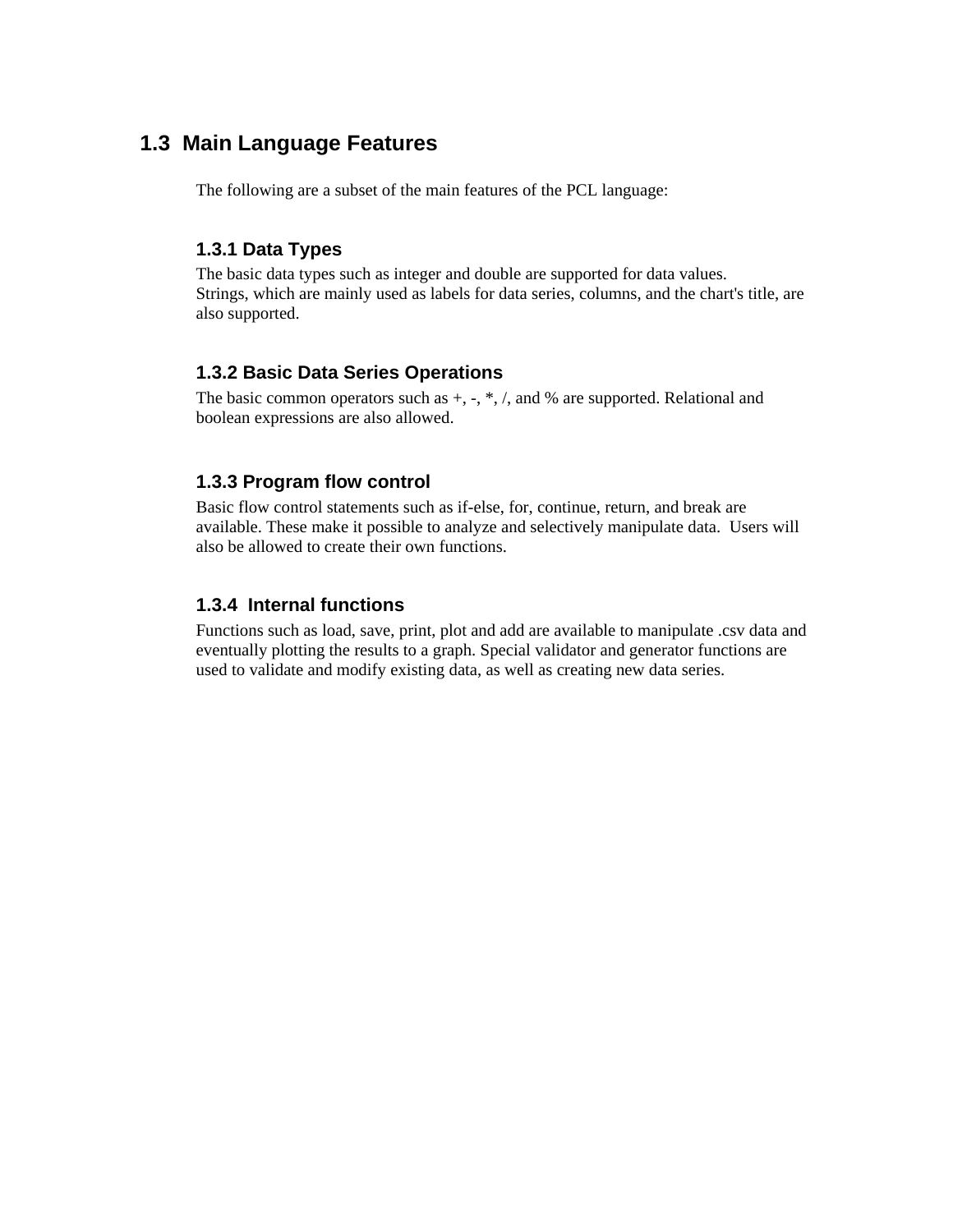## 1.3 Main Language Features

The following are a subset of the main features of the PCL language:

### 1.3.1 Data Types

The basic data types such as integer and double are supported for data values.
Strings, which are mainly used as labels for data series, columns, and the chart's title, are also supported.

### 1.3.2 Basic Data Series Operations

The basic common operators such as +, -, *, /, and % are supported. Relational and boolean expressions are also allowed.

### 1.3.3 Program flow control

Basic flow control statements such as if-else, for, continue, return, and break are available. These make it possible to analyze and selectively manipulate data. Users will also be allowed to create their own functions.

### 1.3.4 Internal functions

Functions such as load, save, print, plot and add are available to manipulate .csv data and eventually plotting the results to a graph. Special validator and generator functions are used to validate and modify existing data, as well as creating new data series.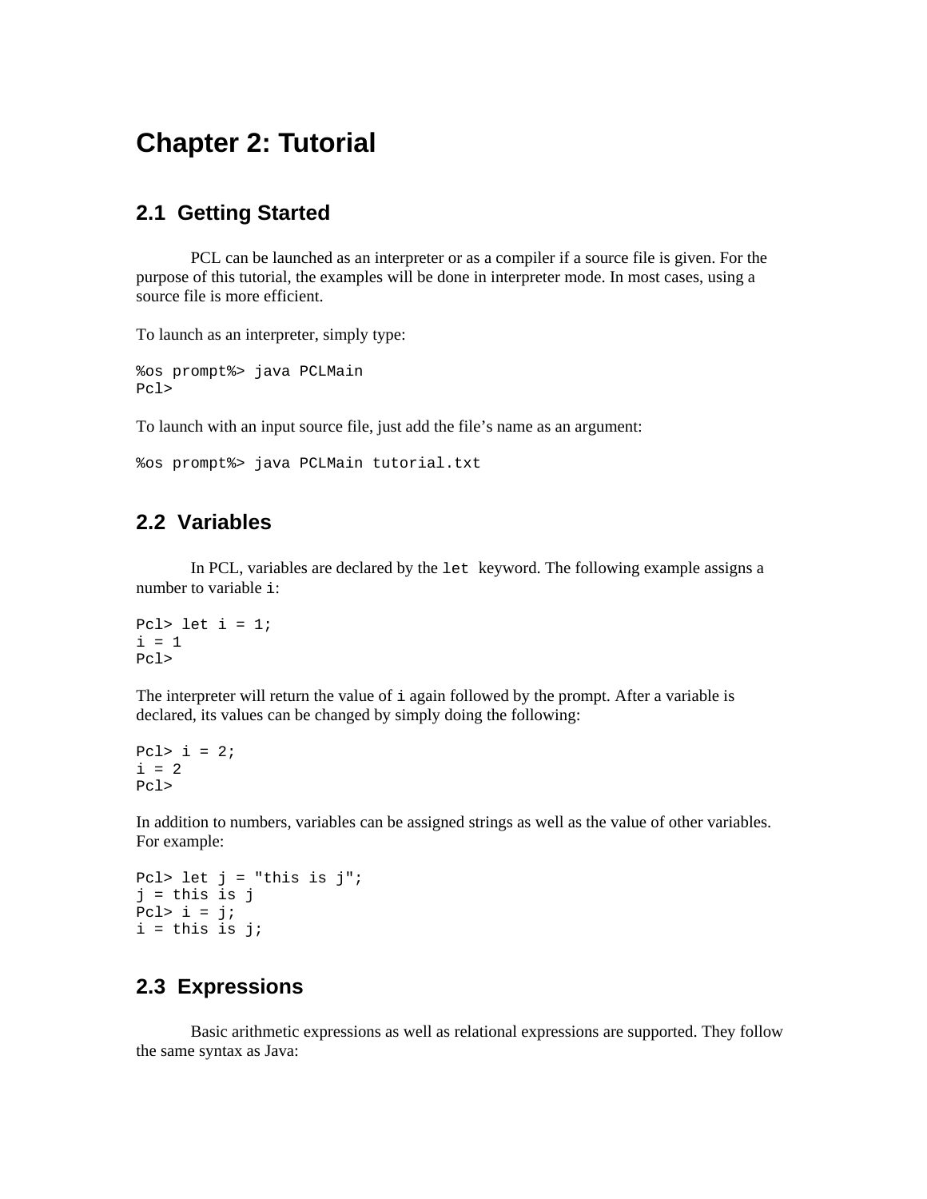# Chapter 2: Tutorial

## 2.1 Getting Started

PCL can be launched as an interpreter or as a compiler if a source file is given. For the purpose of this tutorial, the examples will be done in interpreter mode. In most cases, using a source file is more efficient.

To launch as an interpreter, simply type:

```
%os prompt%> java PCLMain
Pcl>
```

To launch with an input source file, just add the file's name as an argument:

```
%os prompt%> java PCLMain tutorial.txt
```

## 2.2 Variables

In PCL, variables are declared by the `let` keyword. The following example assigns a number to variable `i`:

```
Pcl> let i = 1;
i = 1
Pcl>
```

The interpreter will return the value of `i` again followed by the prompt. After a variable is declared, its values can be changed by simply doing the following:

```
Pcl> i = 2;
i = 2
Pcl>
```

In addition to numbers, variables can be assigned strings as well as the value of other variables. For example:

```
Pcl> let j = "this is j";
j = this is j
Pcl> i = j;
i = this is j;
```

## 2.3 Expressions

Basic arithmetic expressions as well as relational expressions are supported. They follow the same syntax as Java: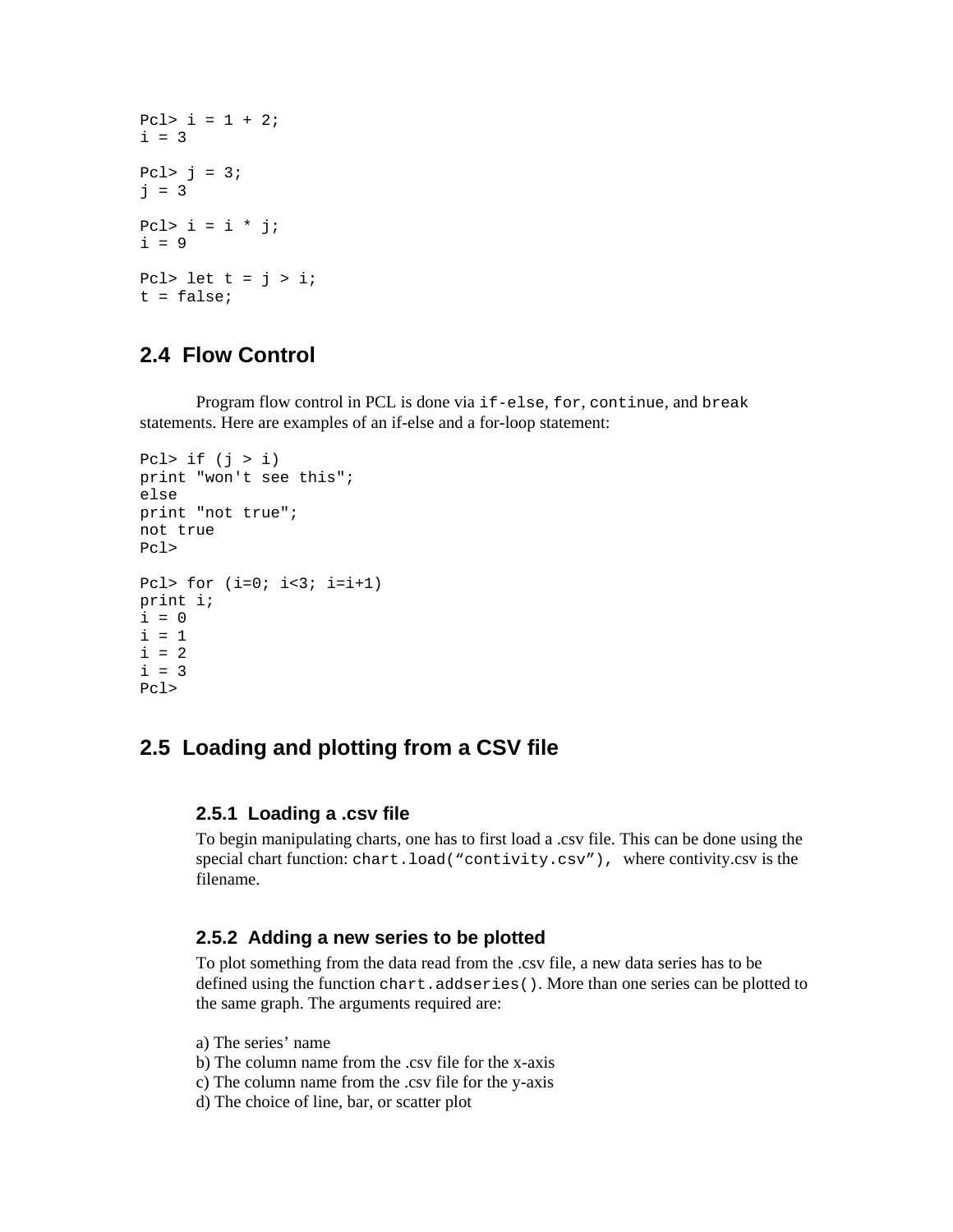```
Pcl> i = 1 + 2;
i = 3

Pcl> j = 3;
j = 3

Pcl> i = i * j;
i = 9

Pcl> let t = j > i;
t = false;
```

## 2.4 Flow Control

Program flow control in PCL is done via `if-else`, `for`, `continue`, and `break` statements. Here are examples of an if-else and a for-loop statement:

```
Pcl> if (j > i)
print "won't see this";
else
print "not true";
not true
Pcl>

Pcl> for (i=0; i<3; i=i+1)
print i;
i = 0
i = 1
i = 2
i = 3
Pcl>
```

## 2.5 Loading and plotting from a CSV file

### 2.5.1 Loading a .csv file

To begin manipulating charts, one has to first load a .csv file. This can be done using the special chart function: `chart.load("contivity.csv"),` where contivity.csv is the filename.

### 2.5.2 Adding a new series to be plotted

To plot something from the data read from the .csv file, a new data series has to be defined using the function `chart.addseries()`. More than one series can be plotted to the same graph. The arguments required are:

a) The series' name
b) The column name from the .csv file for the x-axis
c) The column name from the .csv file for the y-axis
d) The choice of line, bar, or scatter plot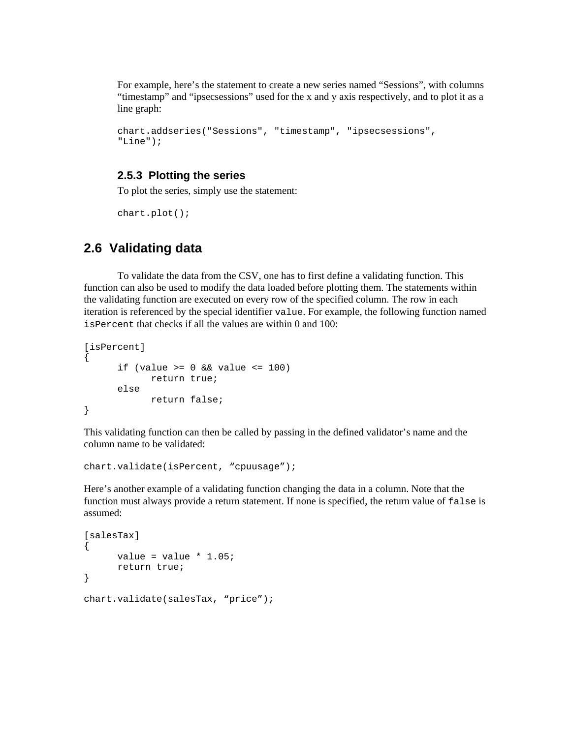For example, here's the statement to create a new series named "Sessions", with columns "timestamp" and "ipsecsessions" used for the x and y axis respectively, and to plot it as a line graph:

```
chart.addseries("Sessions", "timestamp", "ipsecsessions",
"Line");
```

### 2.5.3 Plotting the series

To plot the series, simply use the statement:

```
chart.plot();
```

## 2.6 Validating data

To validate the data from the CSV, one has to first define a validating function. This function can also be used to modify the data loaded before plotting them. The statements within the validating function are executed on every row of the specified column. The row in each iteration is referenced by the special identifier `value`. For example, the following function named `isPercent` that checks if all the values are within 0 and 100:

```
[isPercent]
{
      if (value >= 0 && value <= 100)
            return true;
      else
            return false;
}
```

This validating function can then be called by passing in the defined validator's name and the column name to be validated:

```
chart.validate(isPercent, “cpuusage”);
```

Here's another example of a validating function changing the data in a column. Note that the function must always provide a return statement. If none is specified, the return value of `false` is assumed:

```
[salesTax]
{
      value = value * 1.05;
      return true;
}

chart.validate(salesTax, “price”);
```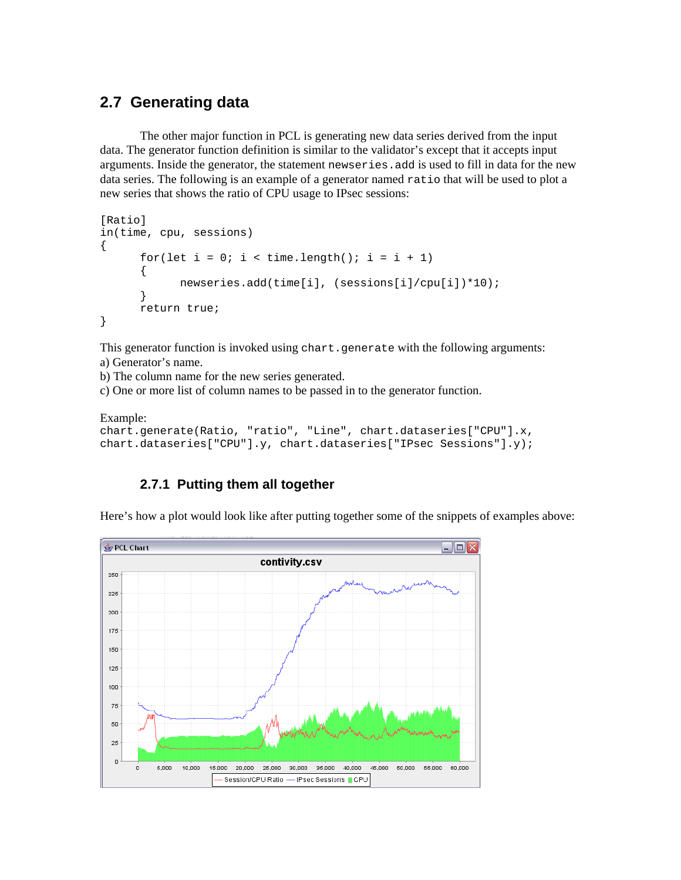## 2.7 Generating data

The other major function in PCL is generating new data series derived from the input data. The generator function definition is similar to the validator's except that it accepts input arguments. Inside the generator, the statement `newseries.add` is used to fill in data for the new data series. The following is an example of a generator named `ratio` that will be used to plot a new series that shows the ratio of CPU usage to IPsec sessions:

```
[Ratio]
in(time, cpu, sessions)
{
      for(let i = 0; i < time.length(); i = i + 1)
      {
            newseries.add(time[i], (sessions[i]/cpu[i])*10);
      }
      return true;
}
```

This generator function is invoked using `chart.generate` with the following arguments:
a) Generator's name.
b) The column name for the new series generated.
c) One or more list of column names to be passed in to the generator function.

Example:
```
chart.generate(Ratio, "ratio", "Line", chart.dataseries["CPU"].x,
chart.dataseries["CPU"].y, chart.dataseries["IPsec Sessions"].y);
```

### 2.7.1 Putting them all together

Here's how a plot would look like after putting together some of the snippets of examples above: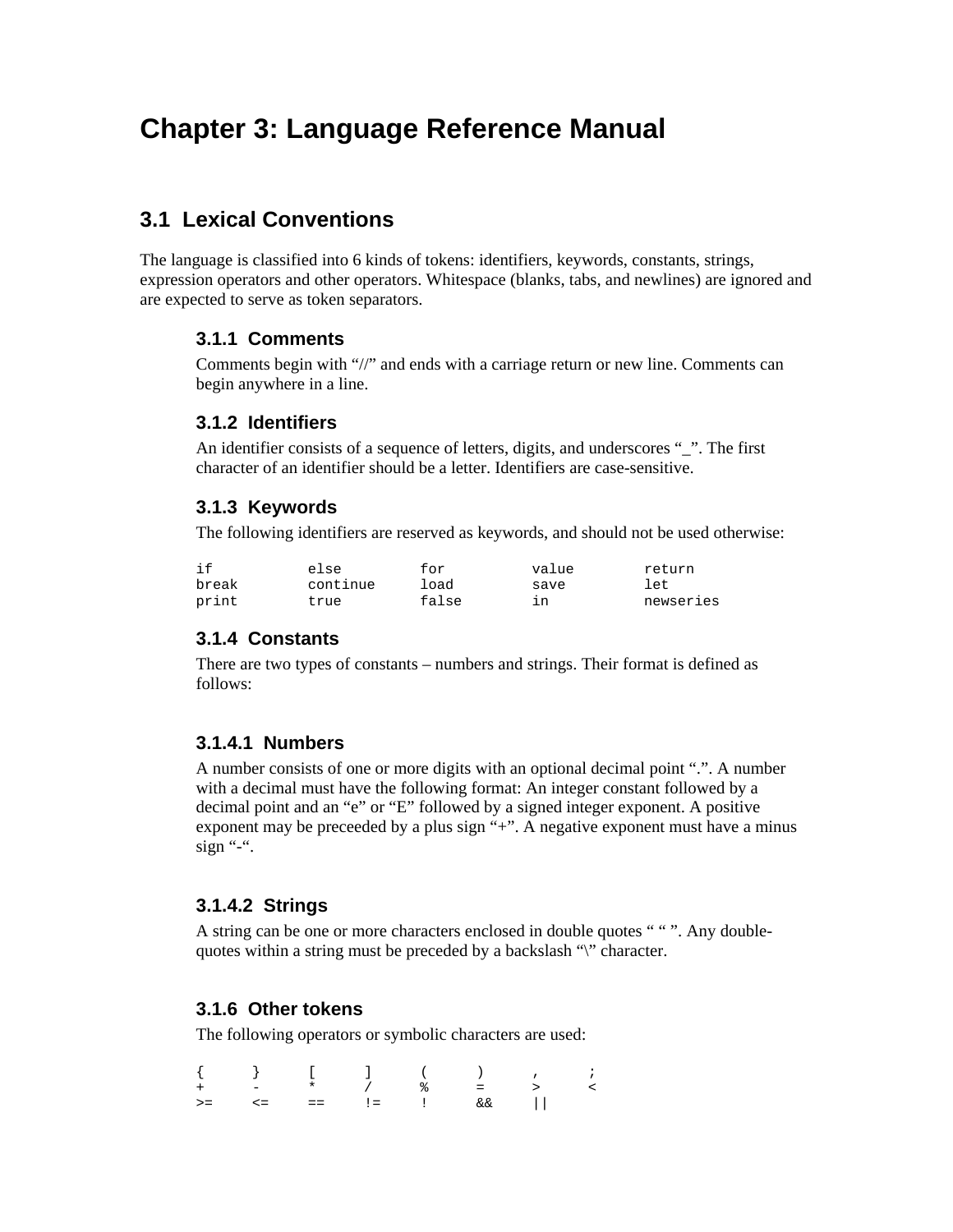# Chapter 3: Language Reference Manual

## 3.1 Lexical Conventions

The language is classified into 6 kinds of tokens: identifiers, keywords, constants, strings, expression operators and other operators. Whitespace (blanks, tabs, and newlines) are ignored and are expected to serve as token separators.

### 3.1.1 Comments

Comments begin with "//" and ends with a carriage return or new line. Comments can begin anywhere in a line.

### 3.1.2 Identifiers

An identifier consists of a sequence of letters, digits, and underscores "_". The first character of an identifier should be a letter. Identifiers are case-sensitive.

### 3.1.3 Keywords

The following identifiers are reserved as keywords, and should not be used otherwise:

```
if          else        for         value       return
break       continue    load        save        let
print       true        false       in          newseries
```

### 3.1.4 Constants

There are two types of constants – numbers and strings. Their format is defined as follows:

#### 3.1.4.1 Numbers

A number consists of one or more digits with an optional decimal point ".". A number with a decimal must have the following format: An integer constant followed by a decimal point and an "e" or "E" followed by a signed integer exponent. A positive exponent may be preceeded by a plus sign "+". A negative exponent must have a minus sign "-".

#### 3.1.4.2 Strings

A string can be one or more characters enclosed in double quotes " " ". Any double-quotes within a string must be preceded by a backslash "\" character.

### 3.1.6 Other tokens

The following operators or symbolic characters are used:

```
{      }      [      ]      (      )      ,      ;
+      -      *      /      %      =      >      <
>=     <=     ==     !=     !      &&     ||
```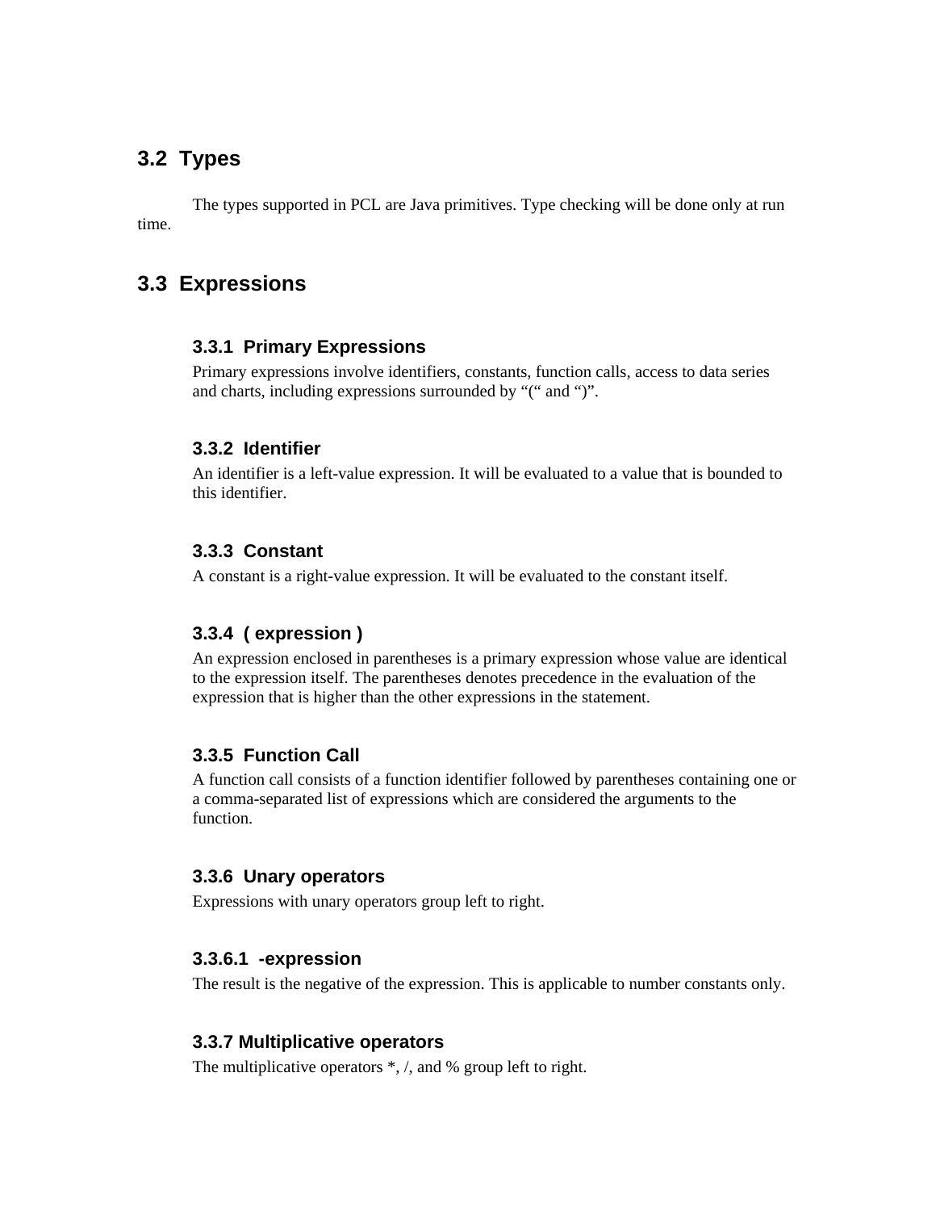## 3.2 Types

The types supported in PCL are Java primitives. Type checking will be done only at run time.

## 3.3 Expressions

### 3.3.1 Primary Expressions

Primary expressions involve identifiers, constants, function calls, access to data series and charts, including expressions surrounded by "(" and ")".

### 3.3.2 Identifier

An identifier is a left-value expression. It will be evaluated to a value that is bounded to this identifier.

### 3.3.3 Constant

A constant is a right-value expression. It will be evaluated to the constant itself.

### 3.3.4 ( expression )

An expression enclosed in parentheses is a primary expression whose value are identical to the expression itself. The parentheses denotes precedence in the evaluation of the expression that is higher than the other expressions in the statement.

### 3.3.5 Function Call

A function call consists of a function identifier followed by parentheses containing one or a comma-separated list of expressions which are considered the arguments to the function.

### 3.3.6 Unary operators

Expressions with unary operators group left to right.

#### 3.3.6.1 -expression

The result is the negative of the expression. This is applicable to number constants only.

### 3.3.7 Multiplicative operators

The multiplicative operators *, /, and % group left to right.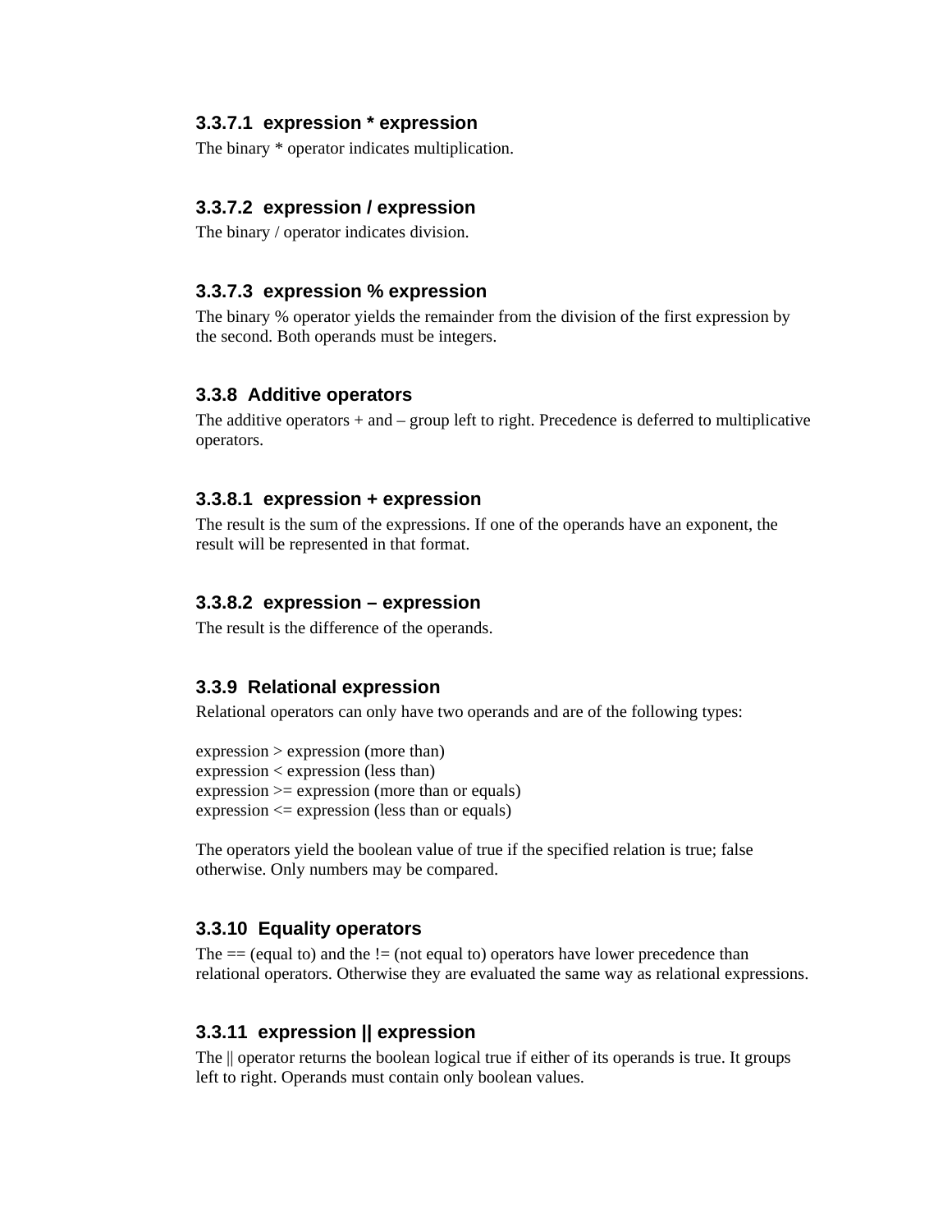#### 3.3.7.1 expression * expression

The binary * operator indicates multiplication.

#### 3.3.7.2 expression / expression

The binary / operator indicates division.

#### 3.3.7.3 expression % expression

The binary % operator yields the remainder from the division of the first expression by the second. Both operands must be integers.

### 3.3.8 Additive operators

The additive operators + and – group left to right. Precedence is deferred to multiplicative operators.

#### 3.3.8.1 expression + expression

The result is the sum of the expressions. If one of the operands have an exponent, the result will be represented in that format.

#### 3.3.8.2 expression – expression

The result is the difference of the operands.

### 3.3.9 Relational expression

Relational operators can only have two operands and are of the following types:

expression > expression (more than)
expression < expression (less than)
expression >= expression (more than or equals)
expression <= expression (less than or equals)

The operators yield the boolean value of true if the specified relation is true; false otherwise. Only numbers may be compared.

### 3.3.10 Equality operators

The == (equal to) and the != (not equal to) operators have lower precedence than relational operators. Otherwise they are evaluated the same way as relational expressions.

### 3.3.11 expression || expression

The || operator returns the boolean logical true if either of its operands is true. It groups left to right. Operands must contain only boolean values.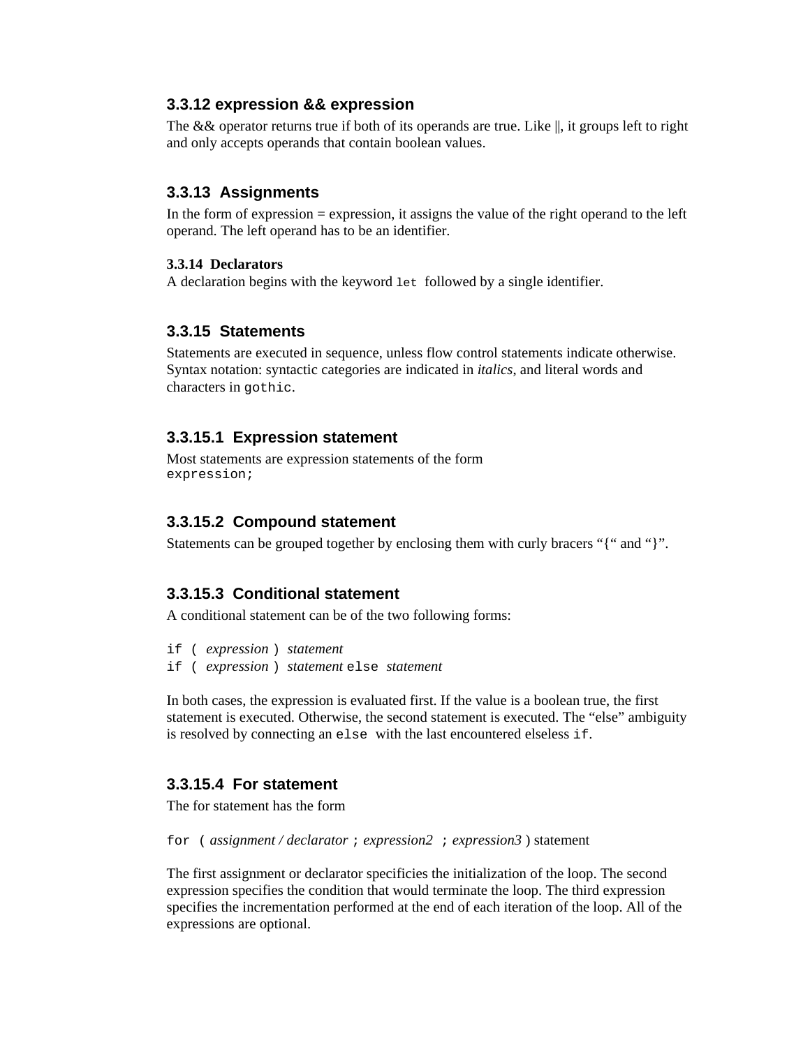### 3.3.12 expression && expression

The && operator returns true if both of its operands are true. Like ||, it groups left to right and only accepts operands that contain boolean values.

### 3.3.13 Assignments

In the form of expression = expression, it assigns the value of the right operand to the left operand. The left operand has to be an identifier.

**3.3.14 Declarators**

A declaration begins with the keyword `let` followed by a single identifier.

### 3.3.15 Statements

Statements are executed in sequence, unless flow control statements indicate otherwise. Syntax notation: syntactic categories are indicated in *italics*, and literal words and characters in `gothic`.

#### 3.3.15.1 Expression statement

Most statements are expression statements of the form
`expression;`

#### 3.3.15.2 Compound statement

Statements can be grouped together by enclosing them with curly bracers "{" and "}".

#### 3.3.15.3 Conditional statement

A conditional statement can be of the two following forms:

`if (` *expression* `)` *statement*
`if (` *expression* `)` *statement* `else` *statement*

In both cases, the expression is evaluated first. If the value is a boolean true, the first statement is executed. Otherwise, the second statement is executed. The "else" ambiguity is resolved by connecting an `else` with the last encountered elseless `if`.

#### 3.3.15.4 For statement

The for statement has the form

`for (` *assignment / declarator* `;` *expression2* `;` *expression3* ) statement

The first assignment or declarator specificies the initialization of the loop. The second expression specifies the condition that would terminate the loop. The third expression specifies the incrementation performed at the end of each iteration of the loop. All of the expressions are optional.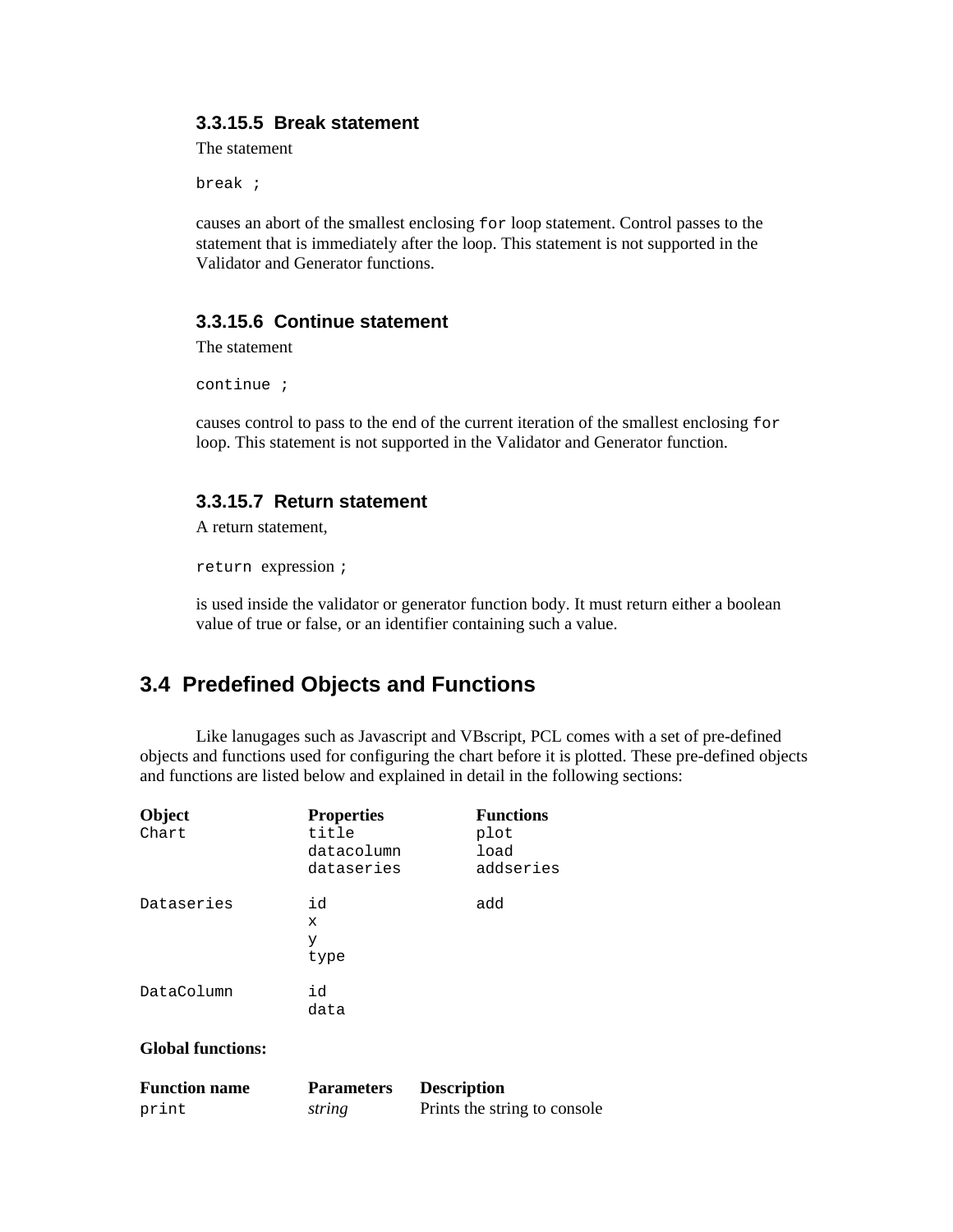#### 3.3.15.5 Break statement

The statement

```
break ;
```

causes an abort of the smallest enclosing `for` loop statement. Control passes to the statement that is immediately after the loop. This statement is not supported in the Validator and Generator functions.

#### 3.3.15.6 Continue statement

The statement

```
continue ;
```

causes control to pass to the end of the current iteration of the smallest enclosing `for` loop. This statement is not supported in the Validator and Generator function.

#### 3.3.15.7 Return statement

A return statement,

```
return expression ;
```

is used inside the validator or generator function body. It must return either a boolean value of true or false, or an identifier containing such a value.

## 3.4 Predefined Objects and Functions

Like lanugages such as Javascript and VBscript, PCL comes with a set of pre-defined objects and functions used for configuring the chart before it is plotted. These pre-defined objects and functions are listed below and explained in detail in the following sections:

| **Object** | **Properties** | **Functions** |
|---|---|---|
| `Chart` | `title` | `plot` |
| | `datacolumn` | `load` |
| | `dataseries` | `addseries` |
| `Dataseries` | `id` | `add` |
| | `x` | |
| | `y` | |
| | `type` | |
| `DataColumn` | `id` | |
| | `data` | |

**Global functions:**

| **Function name** | **Parameters** | **Description** |
|---|---|---|
| `print` | *string* | Prints the string to console |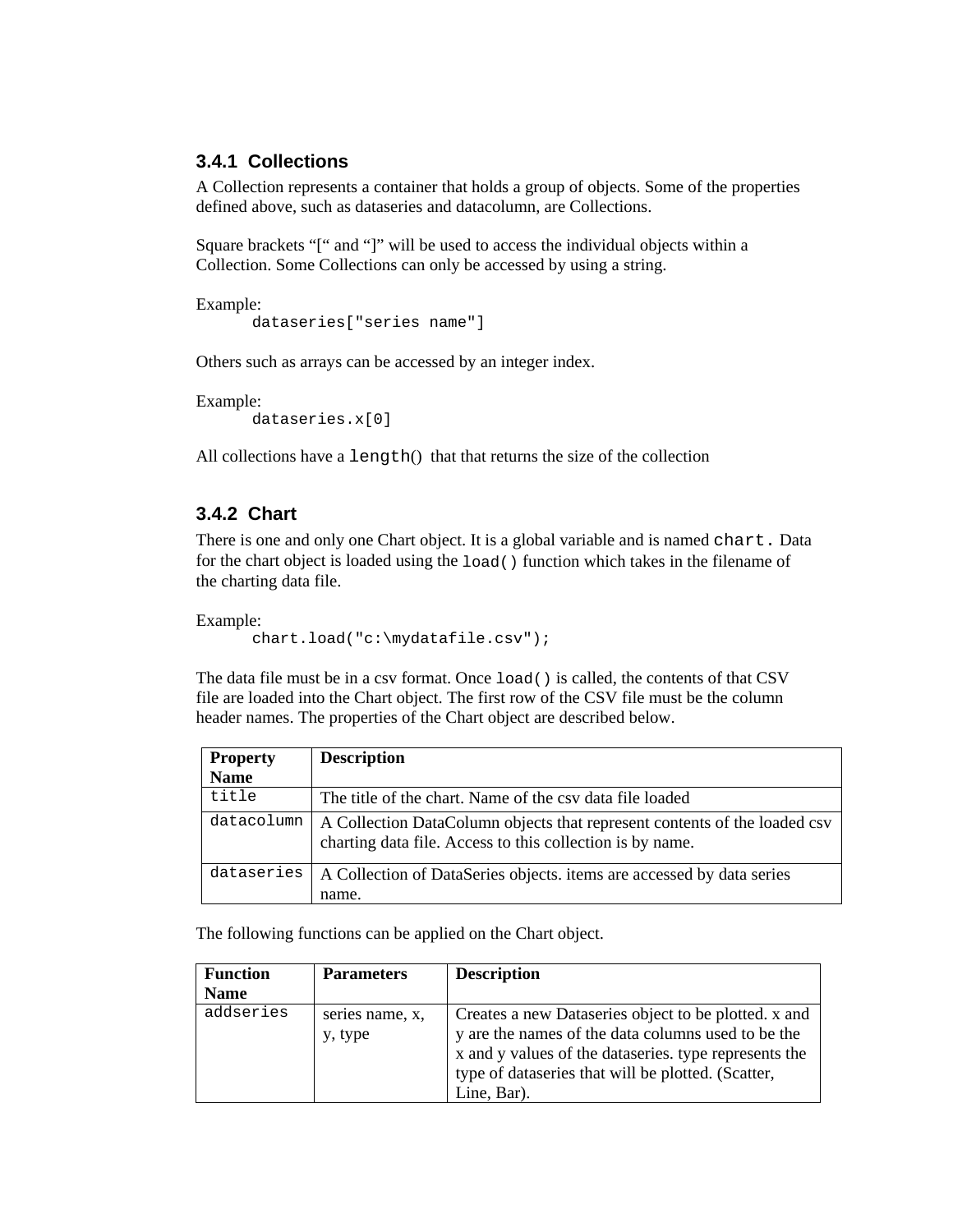### 3.4.1 Collections

A Collection represents a container that holds a group of objects. Some of the properties defined above, such as dataseries and datacolumn, are Collections.

Square brackets "[" and "]" will be used to access the individual objects within a Collection. Some Collections can only be accessed by using a string.

Example:

```
dataseries["series name"]
```

Others such as arrays can be accessed by an integer index.

Example:

```
dataseries.x[0]
```

All collections have a `length()` that that returns the size of the collection

### 3.4.2 Chart

There is one and only one Chart object. It is a global variable and is named `chart.` Data for the chart object is loaded using the `load()` function which takes in the filename of the charting data file.

Example:

```
chart.load("c:\mydatafile.csv");
```

The data file must be in a csv format. Once `load()` is called, the contents of that CSV file are loaded into the Chart object. The first row of the CSV file must be the column header names. The properties of the Chart object are described below.

| Property Name | Description |
|---|---|
| `title` | The title of the chart. Name of the csv data file loaded |
| `datacolumn` | A Collection DataColumn objects that represent contents of the loaded csv charting data file. Access to this collection is by name. |
| `dataseries` | A Collection of DataSeries objects. items are accessed by data series name. |

The following functions can be applied on the Chart object.

| Function Name | Parameters | Description |
|---|---|---|
| `addseries` | series name, x, y, type | Creates a new Dataseries object to be plotted. x and y are the names of the data columns used to be the x and y values of the dataseries. type represents the type of dataseries that will be plotted. (Scatter, Line, Bar). |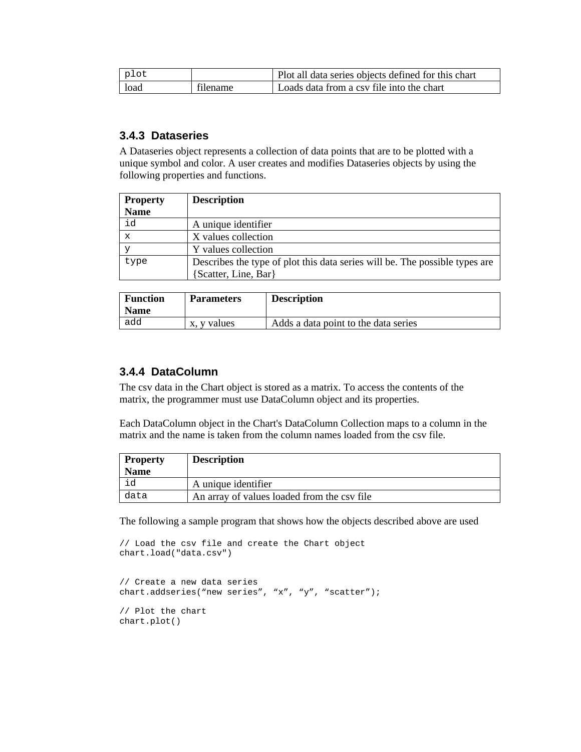| plot | | Plot all data series objects defined for this chart |
|---|---|---|
| load | filename | Loads data from a csv file into the chart |

### 3.4.3 Dataseries

A Dataseries object represents a collection of data points that are to be plotted with a unique symbol and color. A user creates and modifies Dataseries objects by using the following properties and functions.

| Property Name | Description |
|---|---|
| id | A unique identifier |
| x | X values collection |
| y | Y values collection |
| type | Describes the type of plot this data series will be. The possible types are {Scatter, Line, Bar} |

| Function Name | Parameters | Description |
|---|---|---|
| add | x, y values | Adds a data point to the data series |

### 3.4.4 DataColumn

The csv data in the Chart object is stored as a matrix. To access the contents of the matrix, the programmer must use DataColumn object and its properties.

Each DataColumn object in the Chart's DataColumn Collection maps to a column in the matrix and the name is taken from the column names loaded from the csv file.

| Property Name | Description |
|---|---|
| id | A unique identifier |
| data | An array of values loaded from the csv file |

The following a sample program that shows how the objects described above are used

```
// Load the csv file and create the Chart object
chart.load("data.csv")


// Create a new data series
chart.addseries(“new series”, “x”, “y”, “scatter”);

// Plot the chart
chart.plot()
```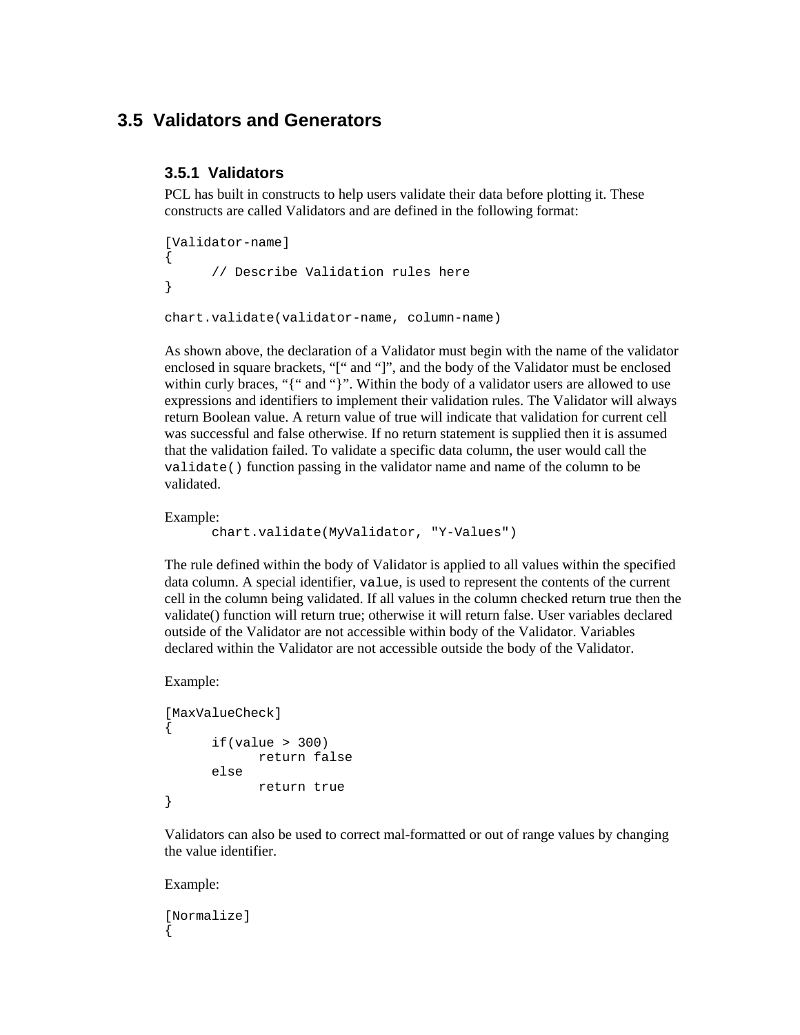## 3.5 Validators and Generators

### 3.5.1 Validators

PCL has built in constructs to help users validate their data before plotting it. These constructs are called Validators and are defined in the following format:

```
[Validator-name]
{
      // Describe Validation rules here
}

chart.validate(validator-name, column-name)
```

As shown above, the declaration of a Validator must begin with the name of the validator enclosed in square brackets, "[" and "]", and the body of the Validator must be enclosed within curly braces, "{" and "}". Within the body of a validator users are allowed to use expressions and identifiers to implement their validation rules. The Validator will always return Boolean value. A return value of true will indicate that validation for current cell was successful and false otherwise. If no return statement is supplied then it is assumed that the validation failed. To validate a specific data column, the user would call the `validate()` function passing in the validator name and name of the column to be validated.

Example:

```
      chart.validate(MyValidator, "Y-Values")
```

The rule defined within the body of Validator is applied to all values within the specified data column. A special identifier, `value`, is used to represent the contents of the current cell in the column being validated. If all values in the column checked return true then the validate() function will return true; otherwise it will return false. User variables declared outside of the Validator are not accessible within body of the Validator. Variables declared within the Validator are not accessible outside the body of the Validator.

Example:

```
[MaxValueCheck]
{
      if(value > 300)
            return false
      else
            return true
}
```

Validators can also be used to correct mal-formatted or out of range values by changing the value identifier.

Example:

```
[Normalize]
{
```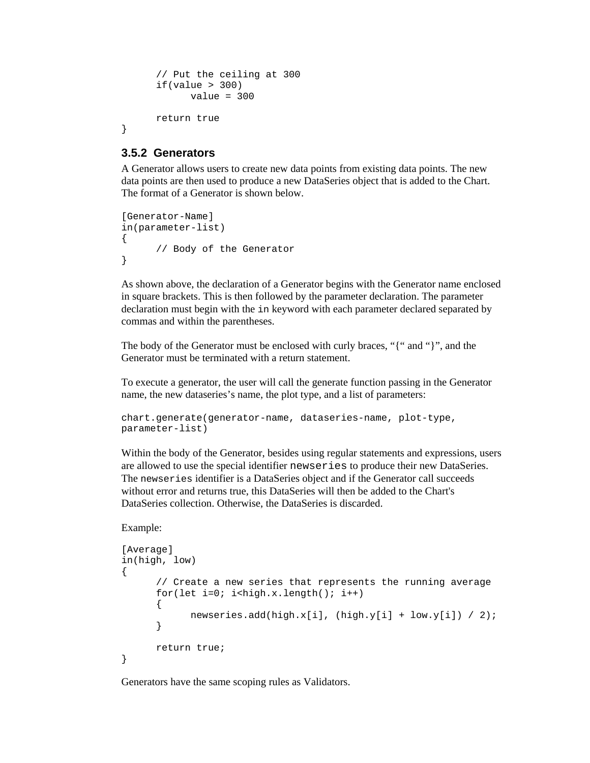```
    // Put the ceiling at 300
    if(value > 300)
        value = 300

    return true
}
```

### 3.5.2 Generators

A Generator allows users to create new data points from existing data points. The new data points are then used to produce a new DataSeries object that is added to the Chart. The format of a Generator is shown below.

```
[Generator-Name]
in(parameter-list)
{
    // Body of the Generator
}
```

As shown above, the declaration of a Generator begins with the Generator name enclosed in square brackets. This is then followed by the parameter declaration. The parameter declaration must begin with the `in` keyword with each parameter declared separated by commas and within the parentheses.

The body of the Generator must be enclosed with curly braces, "{" and "}", and the Generator must be terminated with a return statement.

To execute a generator, the user will call the generate function passing in the Generator name, the new dataseries's name, the plot type, and a list of parameters:

```
chart.generate(generator-name, dataseries-name, plot-type,
parameter-list)
```

Within the body of the Generator, besides using regular statements and expressions, users are allowed to use the special identifier `newseries` to produce their new DataSeries. The `newseries` identifier is a DataSeries object and if the Generator call succeeds without error and returns true, this DataSeries will then be added to the Chart's DataSeries collection. Otherwise, the DataSeries is discarded.

Example:

```
[Average]
in(high, low)
{
    // Create a new series that represents the running average
    for(let i=0; i<high.x.length(); i++)
    {
        newseries.add(high.x[i], (high.y[i] + low.y[i]) / 2);
    }

    return true;
}
```

Generators have the same scoping rules as Validators.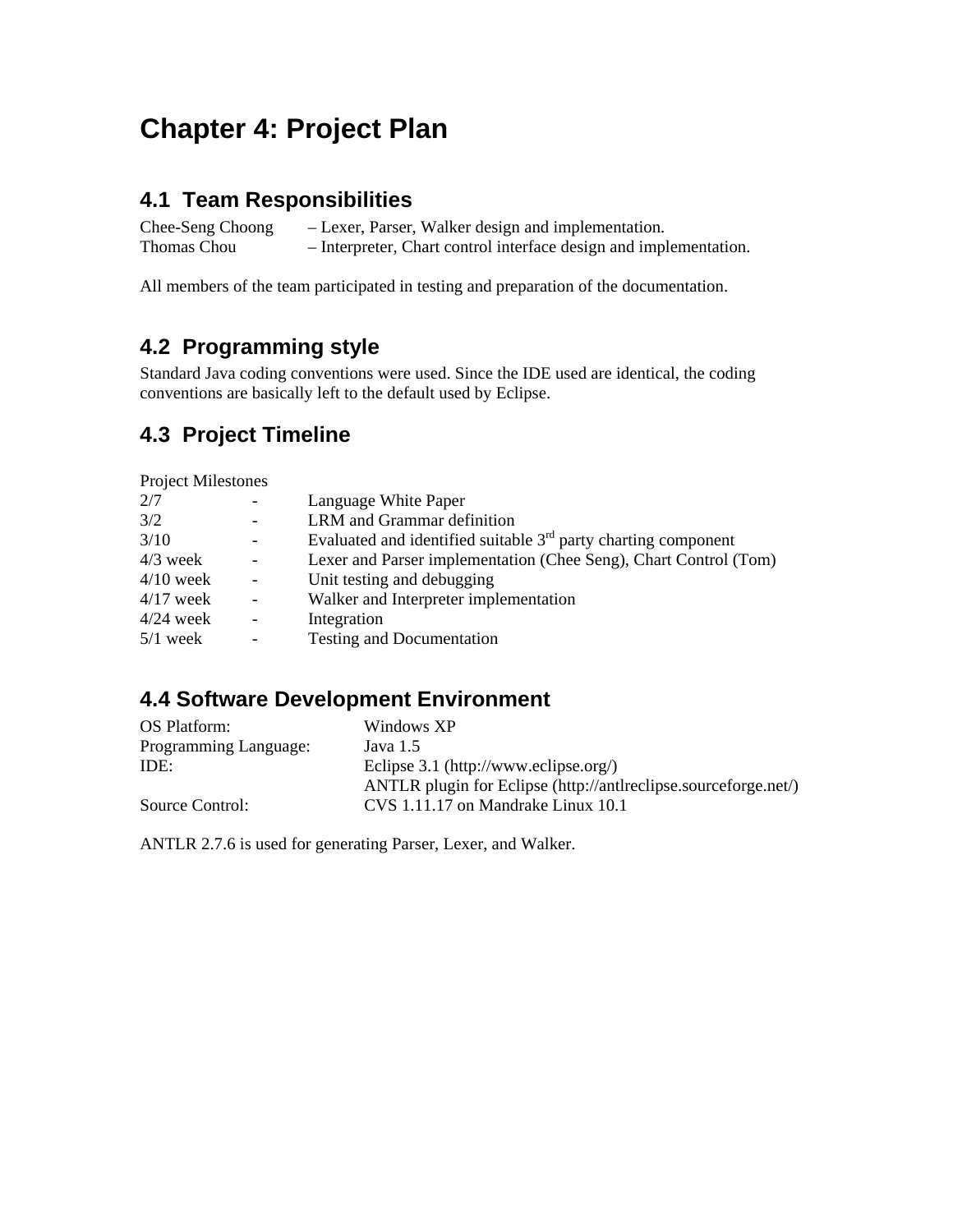# Chapter 4: Project Plan

## 4.1 Team Responsibilities

Chee-Seng Choong – Lexer, Parser, Walker design and implementation.
Thomas Chou – Interpreter, Chart control interface design and implementation.

All members of the team participated in testing and preparation of the documentation.

## 4.2 Programming style

Standard Java coding conventions were used. Since the IDE used are identical, the coding conventions are basically left to the default used by Eclipse.

## 4.3 Project Timeline

Project Milestones

| | | |
|---|---|---|
| 2/7 | - | Language White Paper |
| 3/2 | - | LRM and Grammar definition |
| 3/10 | - | Evaluated and identified suitable 3rd party charting component |
| 4/3 week | - | Lexer and Parser implementation (Chee Seng), Chart Control (Tom) |
| 4/10 week | - | Unit testing and debugging |
| 4/17 week | - | Walker and Interpreter implementation |
| 4/24 week | - | Integration |
| 5/1 week | - | Testing and Documentation |

## 4.4 Software Development Environment

| | |
|---|---|
| OS Platform: | Windows XP |
| Programming Language: | Java 1.5 |
| IDE: | Eclipse 3.1 (http://www.eclipse.org/) |
| | ANTLR plugin for Eclipse (http://antlreclipse.sourceforge.net/) |
| Source Control: | CVS 1.11.17 on Mandrake Linux 10.1 |

ANTLR 2.7.6 is used for generating Parser, Lexer, and Walker.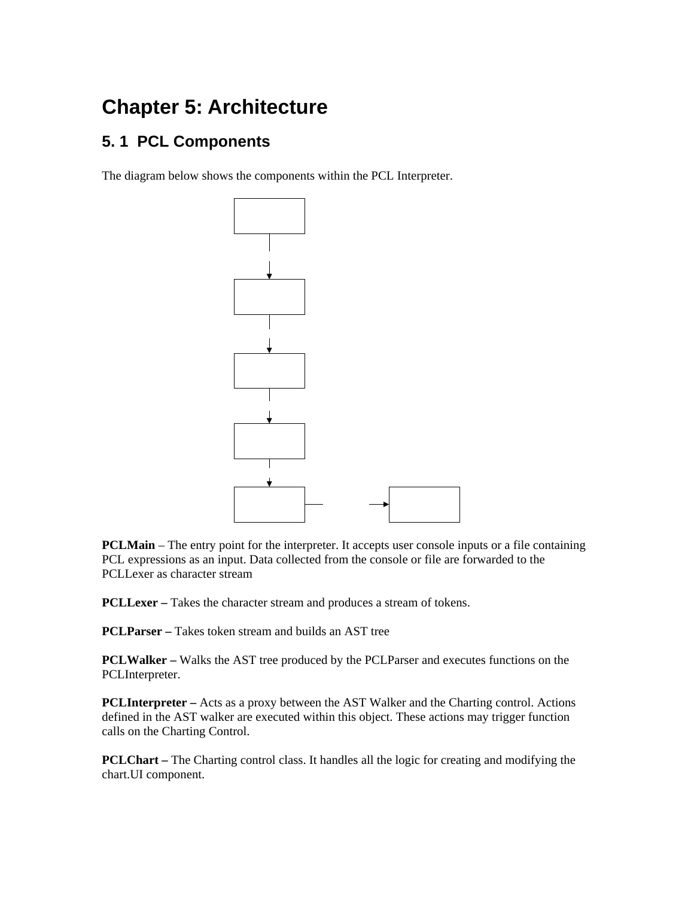# Chapter 5: Architecture

## 5. 1 PCL Components

The diagram below shows the components within the PCL Interpreter.

**PCLMain** – The entry point for the interpreter. It accepts user console inputs or a file containing PCL expressions as an input. Data collected from the console or file are forwarded to the PCLLexer as character stream

**PCLLexer –** Takes the character stream and produces a stream of tokens.

**PCLParser –** Takes token stream and builds an AST tree

**PCLWalker –** Walks the AST tree produced by the PCLParser and executes functions on the PCLInterpreter.

**PCLInterpreter –** Acts as a proxy between the AST Walker and the Charting control. Actions defined in the AST walker are executed within this object. These actions may trigger function calls on the Charting Control.

**PCLChart –** The Charting control class. It handles all the logic for creating and modifying the chart.UI component.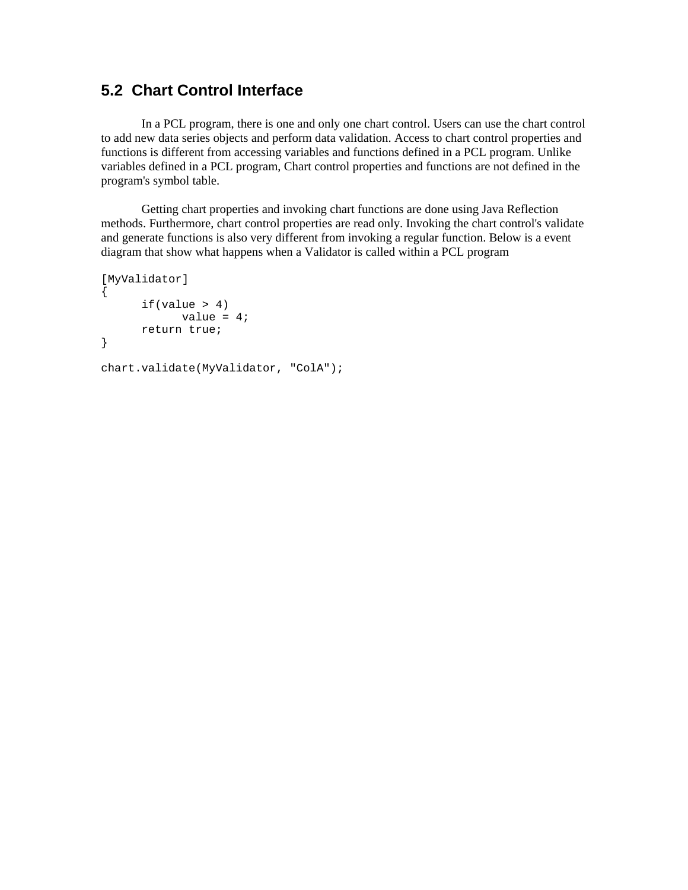## 5.2 Chart Control Interface

In a PCL program, there is one and only one chart control. Users can use the chart control to add new data series objects and perform data validation. Access to chart control properties and functions is different from accessing variables and functions defined in a PCL program. Unlike variables defined in a PCL program, Chart control properties and functions are not defined in the program's symbol table.

Getting chart properties and invoking chart functions are done using Java Reflection methods. Furthermore, chart control properties are read only. Invoking the chart control's validate and generate functions is also very different from invoking a regular function. Below is a event diagram that show what happens when a Validator is called within a PCL program

```
[MyValidator]
{
	if(value > 4)
		value = 4;
	return true;
}

chart.validate(MyValidator, "ColA");
```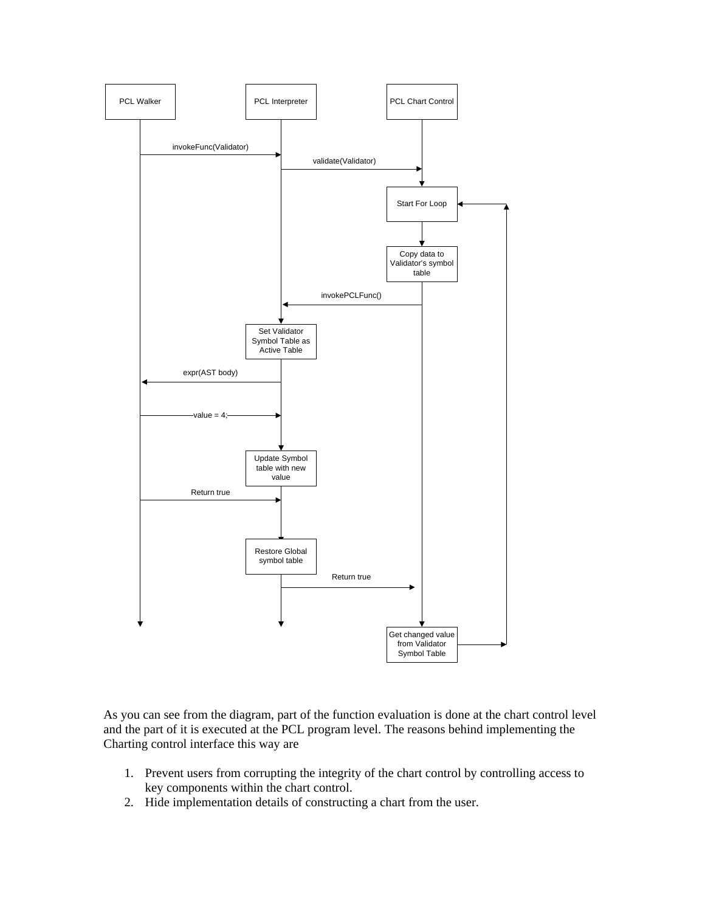As you can see from the diagram, part of the function evaluation is done at the chart control level and the part of it is executed at the PCL program level. The reasons behind implementing the Charting control interface this way are

1. Prevent users from corrupting the integrity of the chart control by controlling access to key components within the chart control.
2. Hide implementation details of constructing a chart from the user.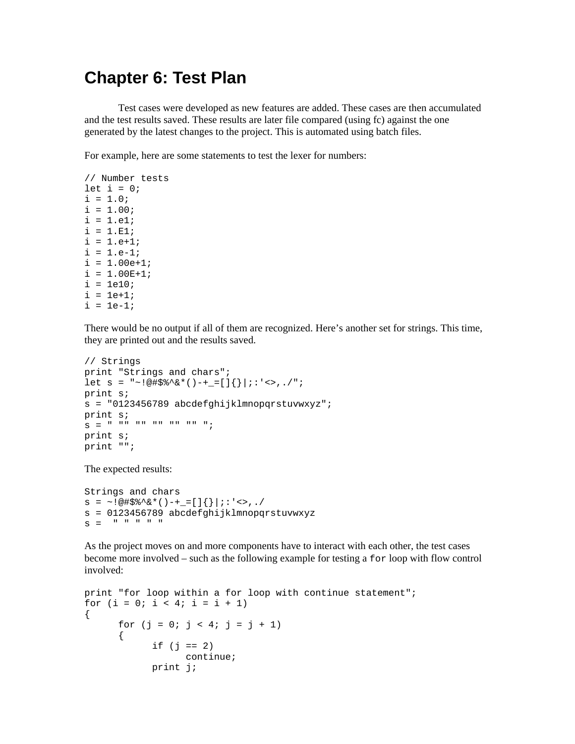# Chapter 6: Test Plan

Test cases were developed as new features are added. These cases are then accumulated and the test results saved. These results are later file compared (using fc) against the one generated by the latest changes to the project. This is automated using batch files.

For example, here are some statements to test the lexer for numbers:

```
// Number tests
let i = 0;
i = 1.0;
i = 1.00;
i = 1.e1;
i = 1.E1;
i = 1.e+1;
i = 1.e-1;
i = 1.00e+1;
i = 1.00E+1;
i = 1e10;
i = 1e+1;
i = 1e-1;
```

There would be no output if all of them are recognized. Here's another set for strings. This time, they are printed out and the results saved.

```
// Strings
print "Strings and chars";
let s = "~!@#$%^&*()-+_=[]{}|;:'<>,./";
print s;
s = "0123456789 abcdefghijklmnopqrstuvwxyz";
print s;
s = " "" "" "" "" "" ";
print s;
print "";
```

The expected results:

```
Strings and chars
s = ~!@#$%^&*()-+_=[]{}|;:'<>,./
s = 0123456789 abcdefghijklmnopqrstuvwxyz
s =  " " " " "
```

As the project moves on and more components have to interact with each other, the test cases become more involved – such as the following example for testing a `for` loop with flow control involved:

```
print "for loop within a for loop with continue statement";
for (i = 0; i < 4; i = i + 1)
{
      for (j = 0; j < 4; j = j + 1)
      {
            if (j == 2)
                  continue;
            print j;
```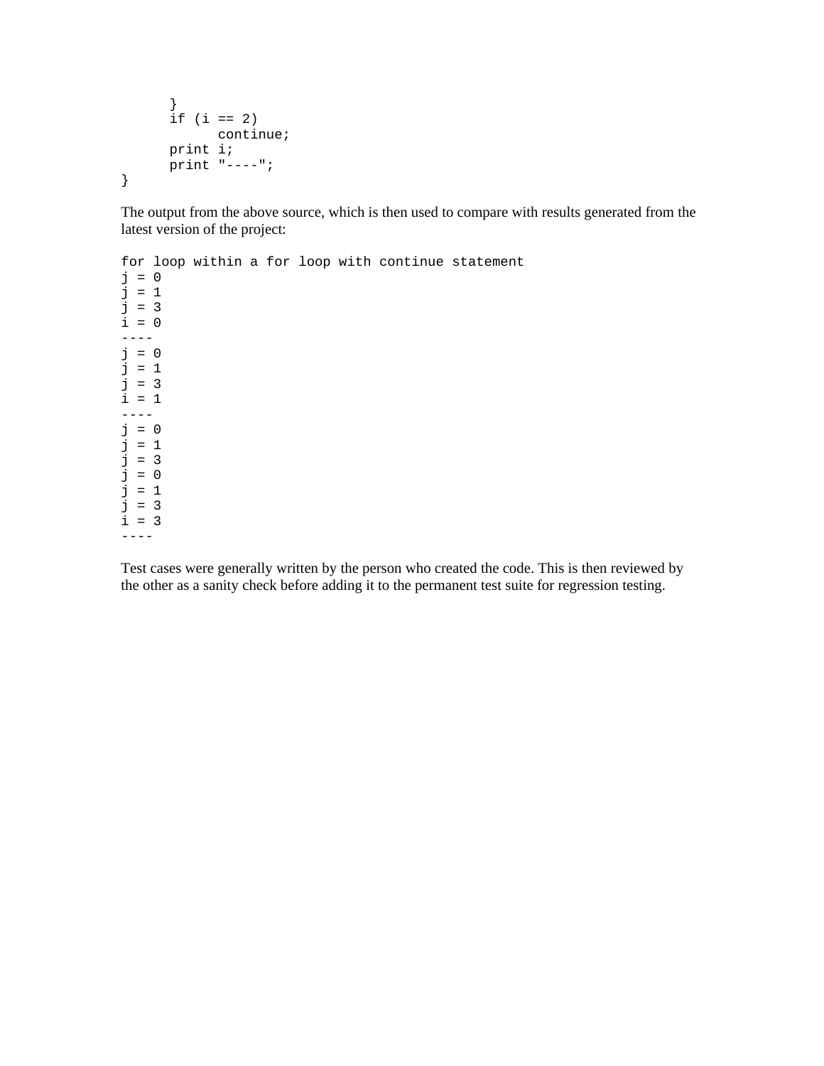```
    }
    if (i == 2)
        continue;
    print i;
    print "----";
}
```

The output from the above source, which is then used to compare with results generated from the latest version of the project:

```
for loop within a for loop with continue statement
j = 0
j = 1
j = 3
i = 0
----
j = 0
j = 1
j = 3
i = 1
----
j = 0
j = 1
j = 3
j = 0
j = 1
j = 3
i = 3
----
```

Test cases were generally written by the person who created the code. This is then reviewed by the other as a sanity check before adding it to the permanent test suite for regression testing.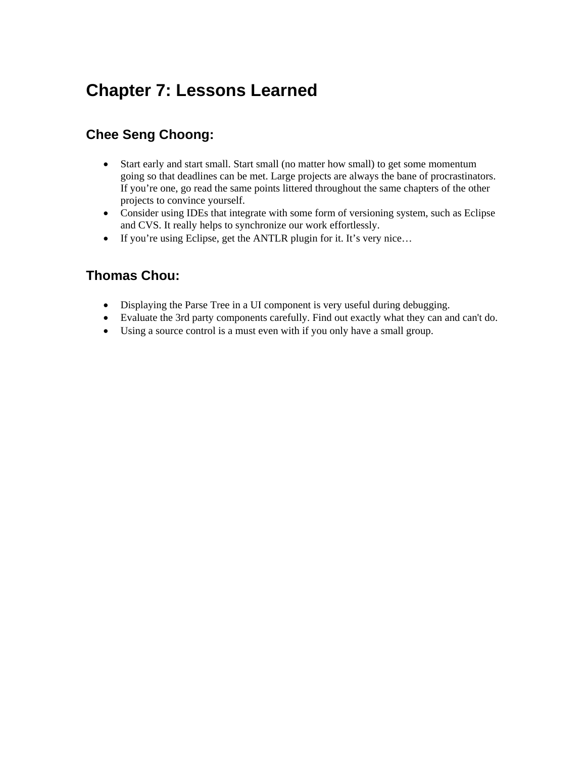# Chapter 7: Lessons Learned

## Chee Seng Choong:

- Start early and start small. Start small (no matter how small) to get some momentum going so that deadlines can be met. Large projects are always the bane of procrastinators. If you're one, go read the same points littered throughout the same chapters of the other projects to convince yourself.
- Consider using IDEs that integrate with some form of versioning system, such as Eclipse and CVS. It really helps to synchronize our work effortlessly.
- If you're using Eclipse, get the ANTLR plugin for it. It's very nice…

## Thomas Chou:

- Displaying the Parse Tree in a UI component is very useful during debugging.
- Evaluate the 3rd party components carefully. Find out exactly what they can and can't do.
- Using a source control is a must even with if you only have a small group.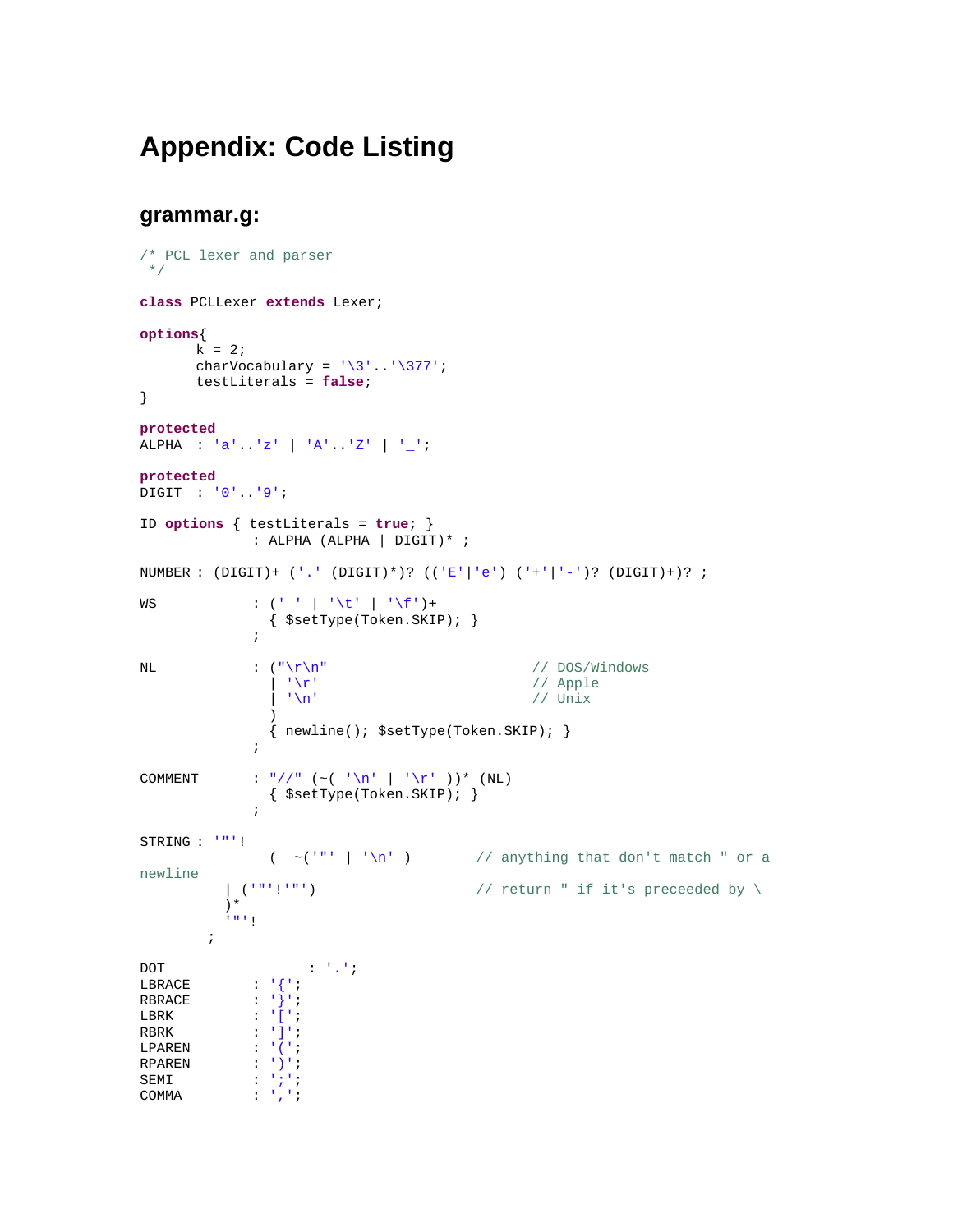# Appendix: Code Listing

## grammar.g:

```
/* PCL lexer and parser
 */

class PCLLexer extends Lexer;

options{
       k = 2;
       charVocabulary = '\3'..'\377';
       testLiterals = false;
}

protected
ALPHA  : 'a'..'z' | 'A'..'Z' | '_';

protected
DIGIT  : '0'..'9';

ID options { testLiterals = true; }
             : ALPHA (ALPHA | DIGIT)* ;

NUMBER : (DIGIT)+ ('.' (DIGIT)*)? (('E'|'e') ('+'|'-')? (DIGIT)+)? ;

WS           : (' ' | '\t' | '\f')+
               { $setType(Token.SKIP); }
             ;

NL           : ("\r\n"                        // DOS/Windows
               | '\r'                         // Apple
               | '\n'                         // Unix
               )
               { newline(); $setType(Token.SKIP); }
             ;

COMMENT      : "//" (~( '\n' | '\r' ))* (NL)
               { $setType(Token.SKIP); }
             ;

STRING : '"'!
               (  ~('"' | '\n' )        // anything that don't match " or a
newline
          | ('"'!'"')                   // return " if it's preceeded by \
          )*
          '"'!
        ;

DOT                 : '.';
LBRACE       : '{';
RBRACE       : '}';
LBRK         : '[';
RBRK         : ']';
LPAREN       : '(';
RPAREN       : ')';
SEMI         : ';';
COMMA        : ',';
```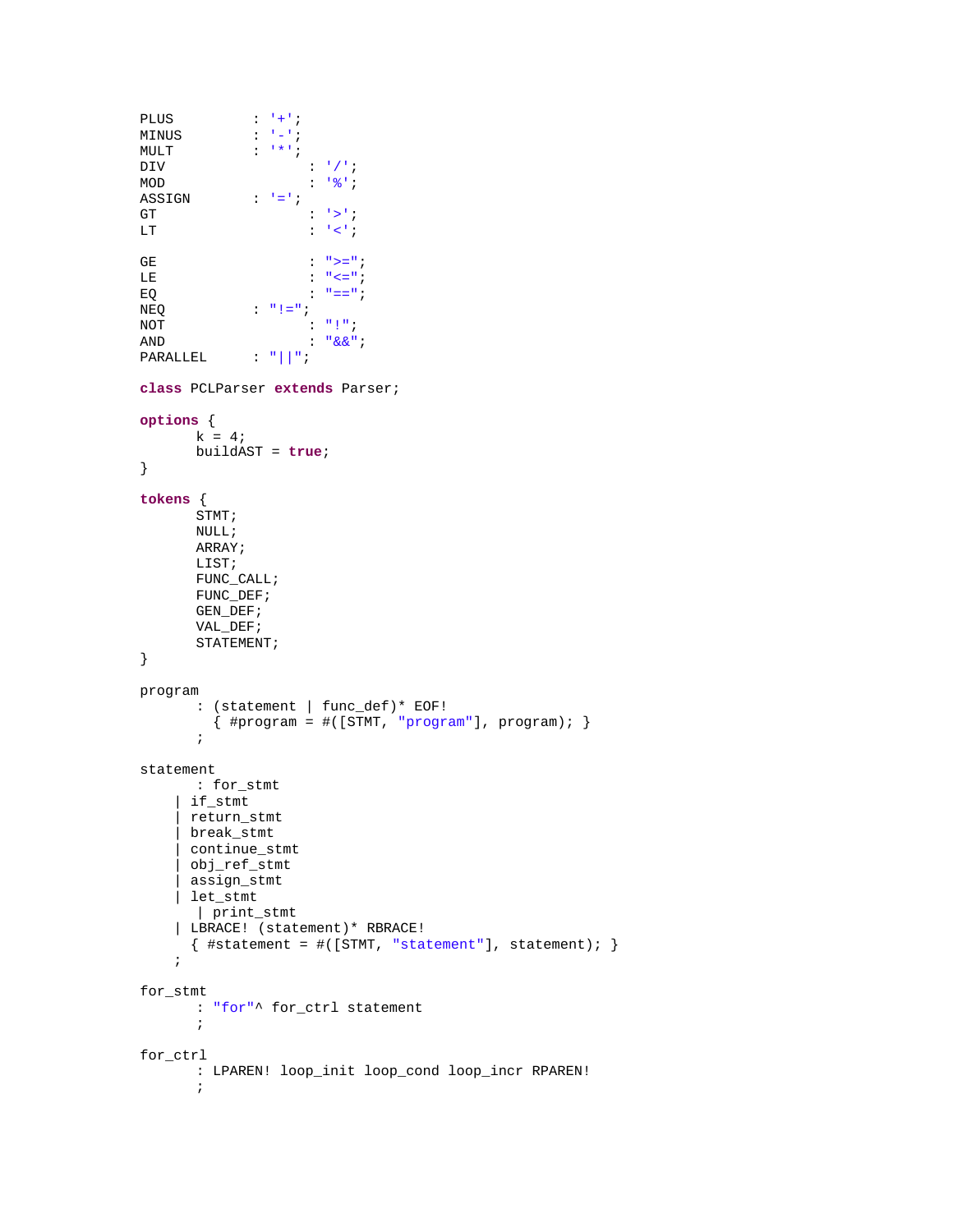```
PLUS        : '+';
MINUS       : '-';
MULT        : '*';
DIV         : '/';
MOD         : '%';
ASSIGN      : '=';
GT          : '>';
LT          : '<';

GE          : ">=";
LE          : "<=";
EQ          : "==";
NEQ         : "!=";
NOT         : "!";
AND         : "&&";
PARALLEL    : "||";

class PCLParser extends Parser;

options {
      k = 4;
      buildAST = true;
}

tokens {
      STMT;
      NULL;
      ARRAY;
      LIST;
      FUNC_CALL;
      FUNC_DEF;
      GEN_DEF;
      VAL_DEF;
      STATEMENT;
}

program
      : (statement | func_def)* EOF!
        { #program = #([STMT, "program"], program); }
      ;

statement
      : for_stmt
    | if_stmt
    | return_stmt
    | break_stmt
    | continue_stmt
    | obj_ref_stmt
    | assign_stmt
    | let_stmt
      | print_stmt
    | LBRACE! (statement)* RBRACE!
      { #statement = #([STMT, "statement"], statement); }
    ;

for_stmt
      : "for"^ for_ctrl statement
      ;

for_ctrl
      : LPAREN! loop_init loop_cond loop_incr RPAREN!
      ;
```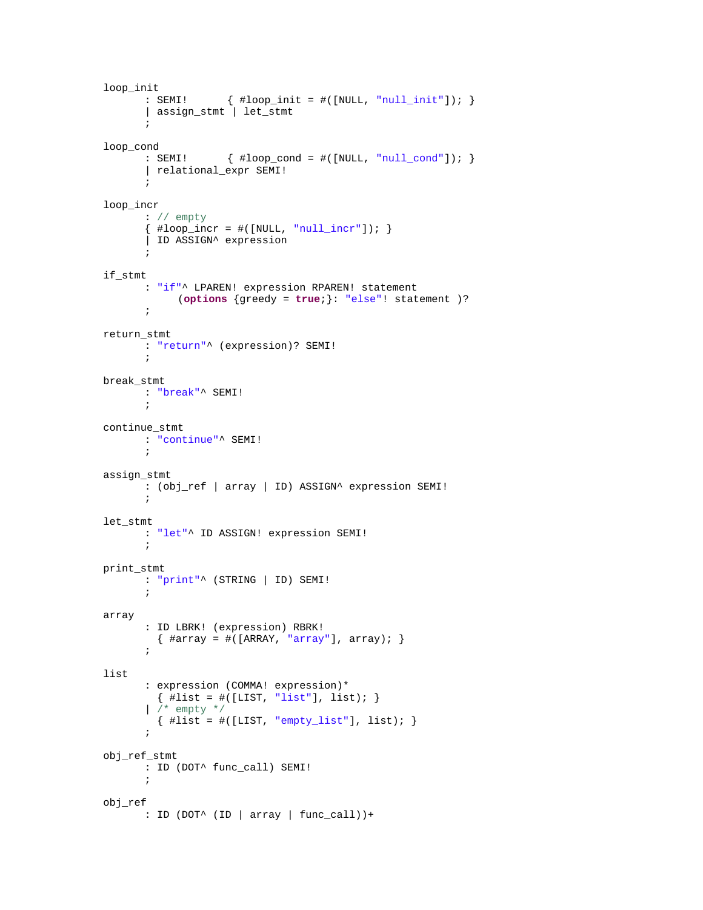```
loop_init
	: SEMI!		{ #loop_init = #([NULL, "null_init"]); }
	| assign_stmt | let_stmt
	;

loop_cond
	: SEMI!		{ #loop_cond = #([NULL, "null_cond"]); }
	| relational_expr SEMI!
	;

loop_incr
	: // empty
	{ #loop_incr = #([NULL, "null_incr"]); }
	| ID ASSIGN^ expression
	;

if_stmt
	: "if"^ LPAREN! expression RPAREN! statement
	    (options {greedy = true;}: "else"! statement )?
	;

return_stmt
	: "return"^ (expression)? SEMI!
	;

break_stmt
	: "break"^ SEMI!
	;

continue_stmt
	: "continue"^ SEMI!
	;

assign_stmt
	: (obj_ref | array | ID) ASSIGN^ expression SEMI!
	;

let_stmt
	: "let"^ ID ASSIGN! expression SEMI!
	;

print_stmt
	: "print"^ (STRING | ID) SEMI!
	;

array
	: ID LBRK! (expression) RBRK!
	  { #array = #([ARRAY, "array"], array); }
	;

list
	: expression (COMMA! expression)*
	  { #list = #([LIST, "list"], list); }
	| /* empty */
	  { #list = #([LIST, "empty_list"], list); }
	;

obj_ref_stmt
	: ID (DOT^ func_call) SEMI!
	;

obj_ref
	: ID (DOT^ (ID | array | func_call))+
```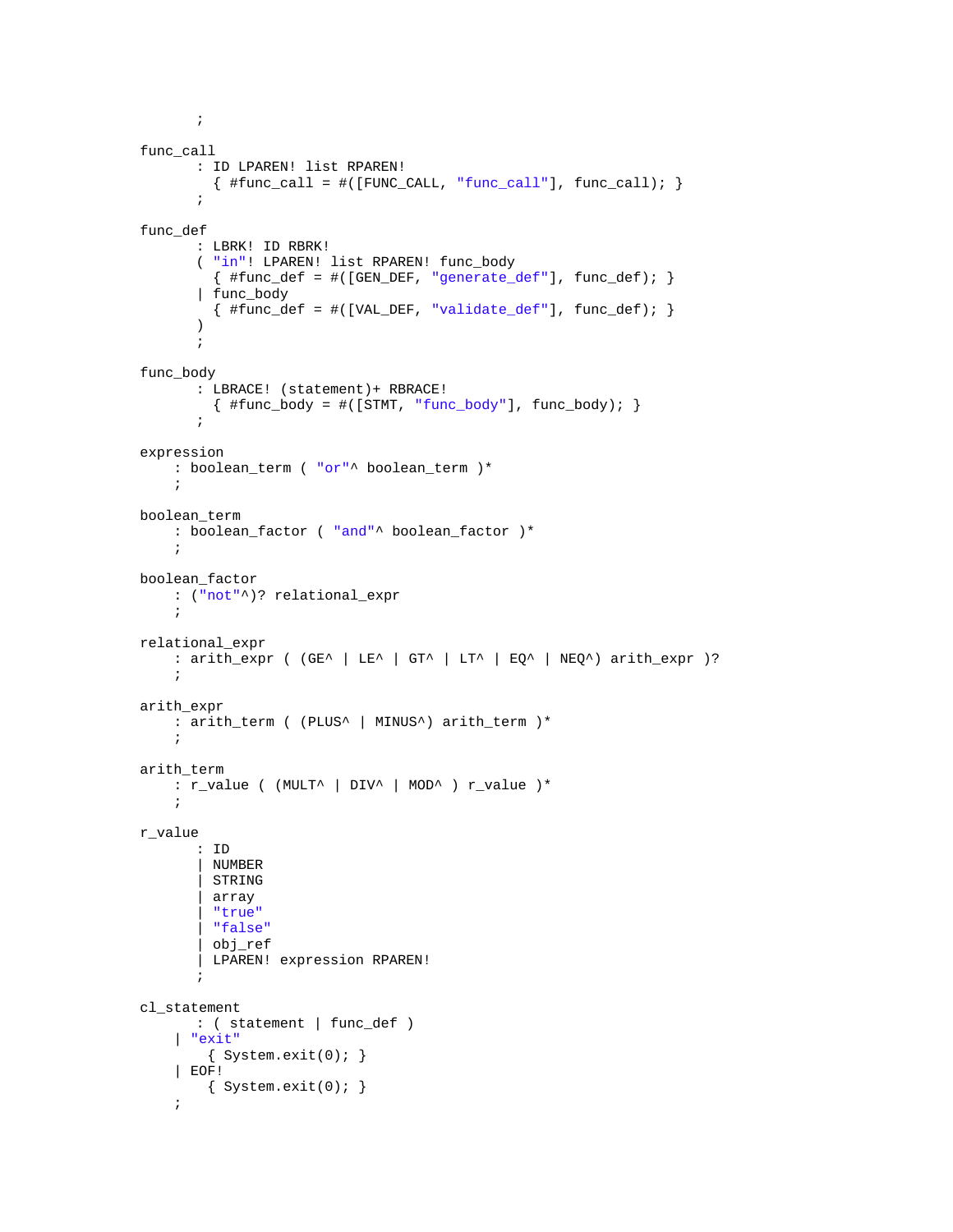```
        ;

func_call
        : ID LPAREN! list RPAREN!
          { #func_call = #([FUNC_CALL, "func_call"], func_call); }
        ;

func_def
        : LBRK! ID RBRK!
        ( "in"! LPAREN! list RPAREN! func_body
          { #func_def = #([GEN_DEF, "generate_def"], func_def); }
        | func_body
          { #func_def = #([VAL_DEF, "validate_def"], func_def); }
        )
        ;

func_body
        : LBRACE! (statement)+ RBRACE!
          { #func_body = #([STMT, "func_body"], func_body); }
        ;

expression
    : boolean_term ( "or"^ boolean_term )*
    ;

boolean_term
    : boolean_factor ( "and"^ boolean_factor )*
    ;

boolean_factor
    : ("not"^)? relational_expr
    ;

relational_expr
    : arith_expr ( (GE^ | LE^ | GT^ | LT^ | EQ^ | NEQ^) arith_expr )?
    ;

arith_expr
    : arith_term ( (PLUS^ | MINUS^) arith_term )*
    ;

arith_term
    : r_value ( (MULT^ | DIV^ | MOD^ ) r_value )*
    ;

r_value
        : ID
        | NUMBER
        | STRING
        | array
        | "true"
        | "false"
        | obj_ref
        | LPAREN! expression RPAREN!
        ;

cl_statement
        : ( statement | func_def )
    | "exit"
          { System.exit(0); }
    | EOF!
          { System.exit(0); }
    ;
```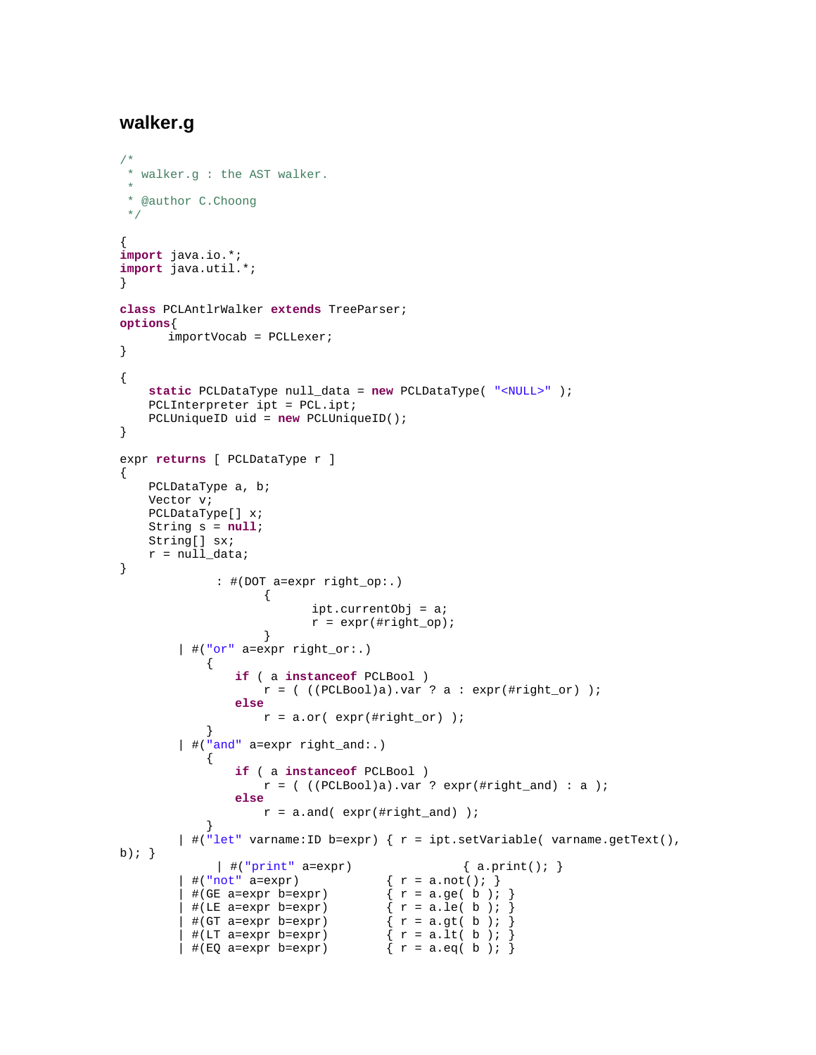## walker.g

```
/*
 * walker.g : the AST walker.
 *
 * @author C.Choong
 */

{
import java.io.*;
import java.util.*;
}

class PCLAntlrWalker extends TreeParser;
options{
      importVocab = PCLLexer;
}

{
    static PCLDataType null_data = new PCLDataType( "<NULL>" );
    PCLInterpreter ipt = PCL.ipt;
    PCLUniqueID uid = new PCLUniqueID();
}

expr returns [ PCLDataType r ]
{
    PCLDataType a, b;
    Vector v;
    PCLDataType[] x;
    String s = null;
    String[] sx;
    r = null_data;
}
             : #(DOT a=expr right_op:.)
                    {
                           ipt.currentObj = a;
                           r = expr(#right_op);
                    }
        | #("or" a=expr right_or:.)
            {
                if ( a instanceof PCLBool )
                    r = ( ((PCLBool)a).var ? a : expr(#right_or) );
                else
                    r = a.or( expr(#right_or) );
            }
        | #("and" a=expr right_and:.)
            {
                if ( a instanceof PCLBool )
                    r = ( ((PCLBool)a).var ? expr(#right_and) : a );
                else
                    r = a.and( expr(#right_and) );
            }
        | #("let" varname:ID b=expr) { r = ipt.setVariable( varname.getText(),
b); }
             | #("print" a=expr)               { a.print(); }
        | #("not" a=expr)            { r = a.not(); }
        | #(GE a=expr b=expr)        { r = a.ge( b ); }
        | #(LE a=expr b=expr)        { r = a.le( b ); }
        | #(GT a=expr b=expr)        { r = a.gt( b ); }
        | #(LT a=expr b=expr)        { r = a.lt( b ); }
        | #(EQ a=expr b=expr)        { r = a.eq( b ); }
```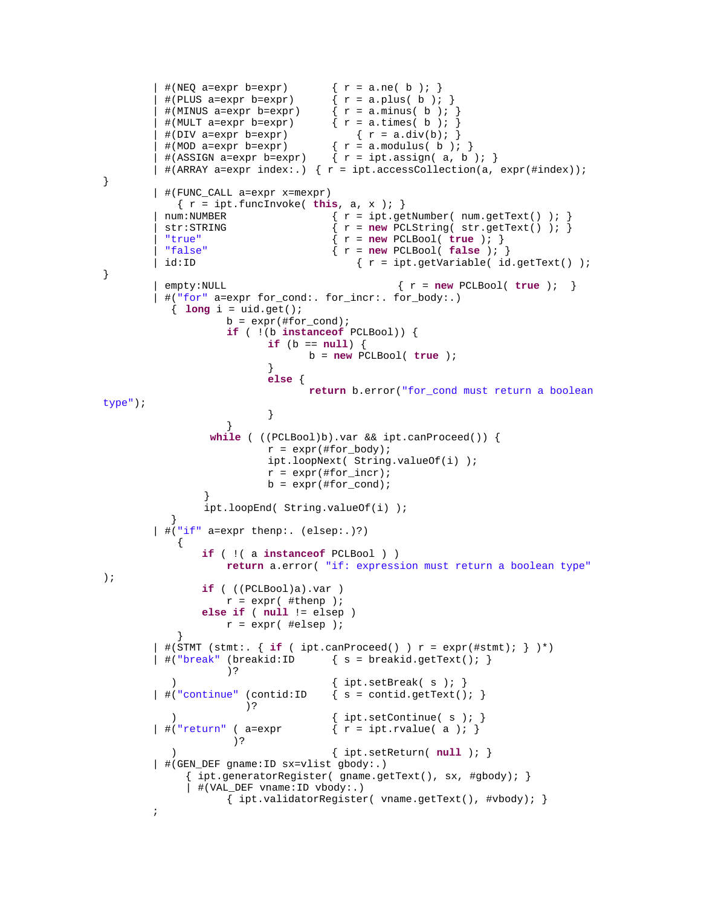```
        | #(NEQ a=expr b=expr)       { r = a.ne( b ); }
        | #(PLUS a=expr b=expr)      { r = a.plus( b ); }
        | #(MINUS a=expr b=expr)     { r = a.minus( b ); }
        | #(MULT a=expr b=expr)      { r = a.times( b ); }
        | #(DIV a=expr b=expr)            { r = a.div(b); }
        | #(MOD a=expr b=expr)       { r = a.modulus( b ); }
        | #(ASSIGN a=expr b=expr)    { r = ipt.assign( a, b ); }
        | #(ARRAY a=expr index:.) { r = ipt.accessCollection(a, expr(#index));
}
        | #(FUNC_CALL a=expr x=mexpr)
            { r = ipt.funcInvoke( this, a, x ); }
        | num:NUMBER                 { r = ipt.getNumber( num.getText() ); }
        | str:STRING                 { r = new PCLString( str.getText() ); }
        | "true"                     { r = new PCLBool( true ); }
        | "false"                    { r = new PCLBool( false ); }
        | id:ID                           { r = ipt.getVariable( id.getText() );
}
        | empty:NULL                              { r = new PCLBool( true );  }
        | #("for" a=expr for_cond:. for_incr:. for_body:.)
           { long i = uid.get();
                     b = expr(#for_cond);
                     if ( !(b instanceof PCLBool)) {
                            if (b == null) {
                                   b = new PCLBool( true );
                            }
                            else {
                                   return b.error("for_cond must return a boolean
type");
                            }
                     }
                  while ( ((PCLBool)b).var && ipt.canProceed()) {
                            r = expr(#for_body);
                            ipt.loopNext( String.valueOf(i) );
                            r = expr(#for_incr);
                            b = expr(#for_cond);
                 }
                 ipt.loopEnd( String.valueOf(i) );
           }
        | #("if" a=expr thenp:. (elsep:.)?)
            {
                if ( !( a instanceof PCLBool ) )
                    return a.error( "if: expression must return a boolean type"
);
                if ( ((PCLBool)a).var )
                    r = expr( #thenp );
                else if ( null != elsep )
                    r = expr( #elsep );
            }
        | #(STMT (stmt:. { if ( ipt.canProceed() ) r = expr(#stmt); } )*)
        | #("break" (breakid:ID      { s = breakid.getText(); }
                     )?
           )                         { ipt.setBreak( s ); }
        | #("continue" (contid:ID    { s = contid.getText(); }
                        )?
           )                         { ipt.setContinue( s ); }
        | #("return" ( a=expr        { r = ipt.rvalue( a ); }
                      )?
           )                         { ipt.setReturn( null ); }
        | #(GEN_DEF gname:ID sx=vlist gbody:.)
             { ipt.generatorRegister( gname.getText(), sx, #gbody); }
             | #(VAL_DEF vname:ID vbody:.)
                     { ipt.validatorRegister( vname.getText(), #vbody); }
        ;
```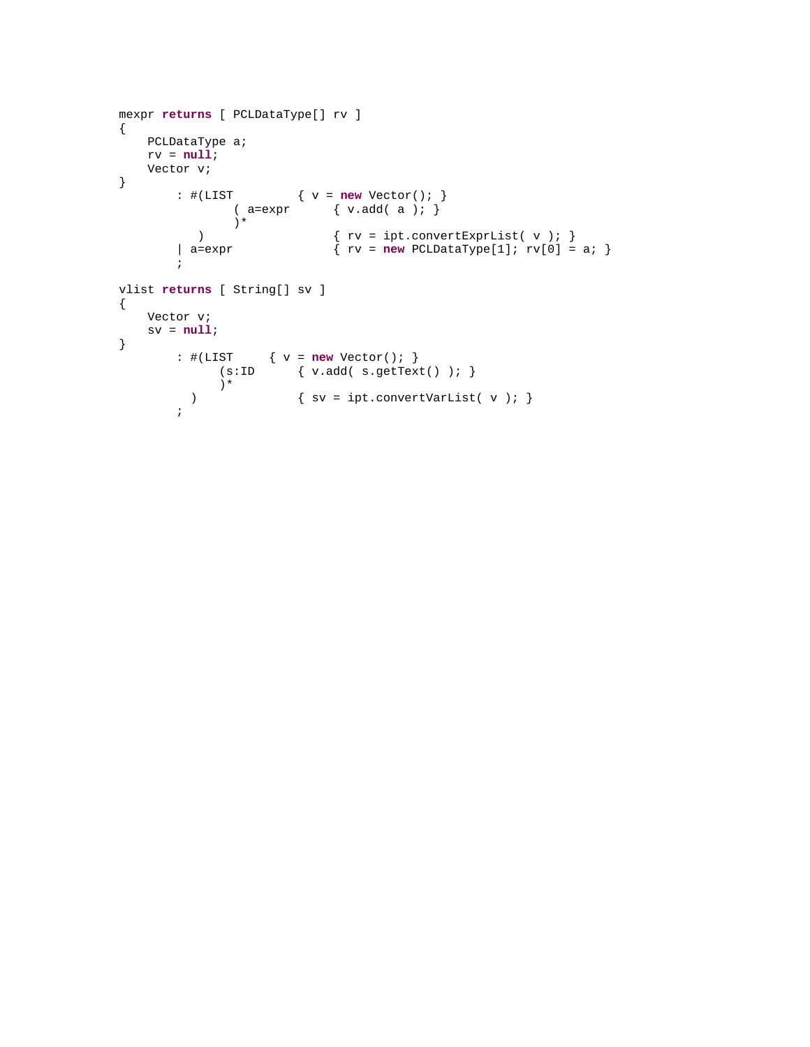```
mexpr returns [ PCLDataType[] rv ]
{
    PCLDataType a;
    rv = null;
    Vector v;
}
        : #(LIST         { v = new Vector(); }
                ( a=expr      { v.add( a ); }
                )*
           )                  { rv = ipt.convertExprList( v ); }
        | a=expr              { rv = new PCLDataType[1]; rv[0] = a; }
        ;

vlist returns [ String[] sv ]
{
    Vector v;
    sv = null;
}
        : #(LIST     { v = new Vector(); }
              (s:ID      { v.add( s.getText() ); }
              )*
          )              { sv = ipt.convertVarList( v ); }
        ;
```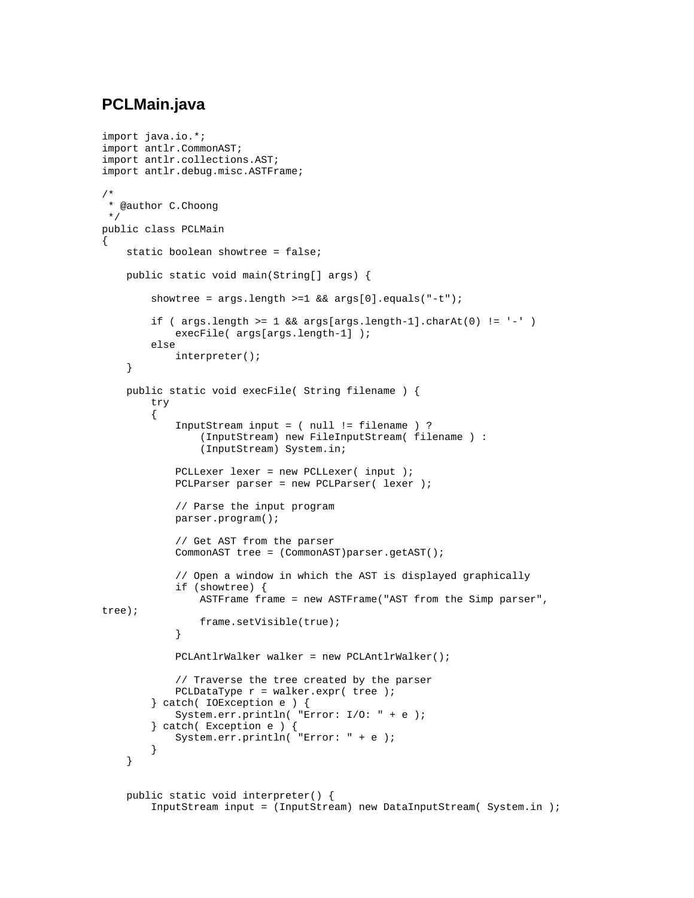## PCLMain.java

```
import java.io.*;
import antlr.CommonAST;
import antlr.collections.AST;
import antlr.debug.misc.ASTFrame;

/*
 * @author C.Choong
 */
public class PCLMain
{
    static boolean showtree = false;

    public static void main(String[] args) {

        showtree = args.length >=1 && args[0].equals("-t");

        if ( args.length >= 1 && args[args.length-1].charAt(0) != '-' )
            execFile( args[args.length-1] );
        else
            interpreter();
    }

    public static void execFile( String filename ) {
        try
        {
            InputStream input = ( null != filename ) ?
                (InputStream) new FileInputStream( filename ) :
                (InputStream) System.in;

            PCLLexer lexer = new PCLLexer( input );
            PCLParser parser = new PCLParser( lexer );

            // Parse the input program
            parser.program();

            // Get AST from the parser
            CommonAST tree = (CommonAST)parser.getAST();

            // Open a window in which the AST is displayed graphically
            if (showtree) {
                ASTFrame frame = new ASTFrame("AST from the Simp parser",
tree);
                frame.setVisible(true);
            }

            PCLAntlrWalker walker = new PCLAntlrWalker();

            // Traverse the tree created by the parser
            PCLDataType r = walker.expr( tree );
        } catch( IOException e ) {
            System.err.println( "Error: I/O: " + e );
        } catch( Exception e ) {
            System.err.println( "Error: " + e );
        }
    }


    public static void interpreter() {
        InputStream input = (InputStream) new DataInputStream( System.in );
```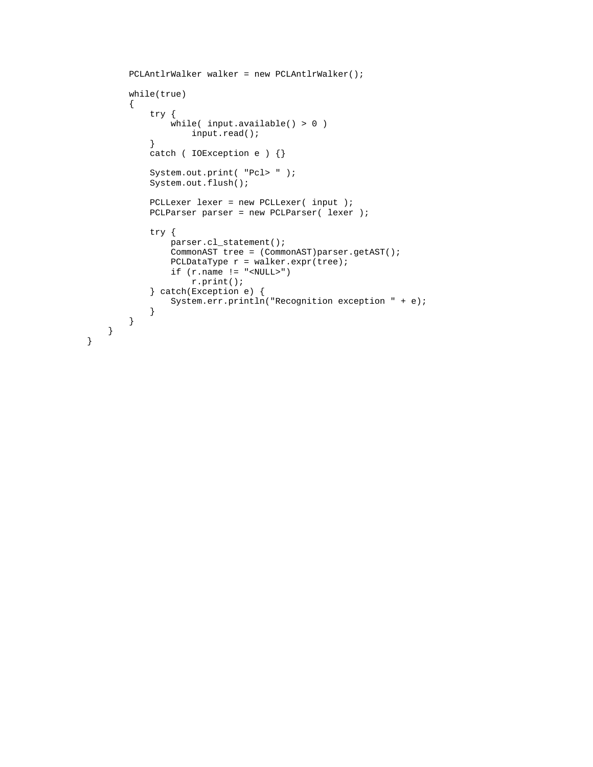```
        PCLAntlrWalker walker = new PCLAntlrWalker();

        while(true)
        {
            try {
                while( input.available() > 0 )
                    input.read();
            }
            catch ( IOException e ) {}

            System.out.print( "Pcl> " );
            System.out.flush();

            PCLLexer lexer = new PCLLexer( input );
            PCLParser parser = new PCLParser( lexer );

            try {
                parser.cl_statement();
                CommonAST tree = (CommonAST)parser.getAST();
                PCLDataType r = walker.expr(tree);
                if (r.name != "<NULL>")
                    r.print();
            } catch(Exception e) {
                System.err.println("Recognition exception " + e);
            }
        }
    }
}
```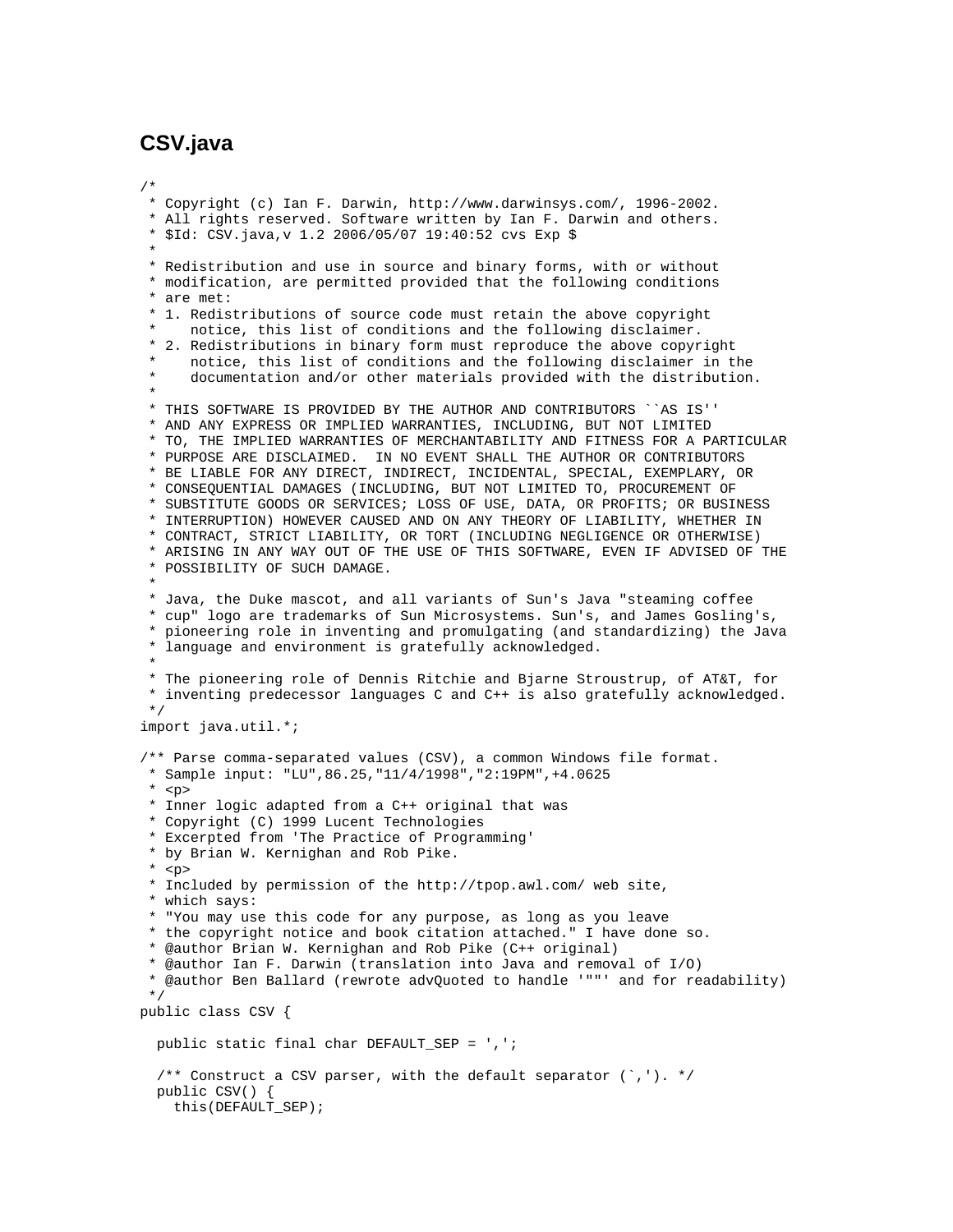## CSV.java

```java
/*
 * Copyright (c) Ian F. Darwin, http://www.darwinsys.com/, 1996-2002.
 * All rights reserved. Software written by Ian F. Darwin and others.
 * $Id: CSV.java,v 1.2 2006/05/07 19:40:52 cvs Exp $
 *
 * Redistribution and use in source and binary forms, with or without
 * modification, are permitted provided that the following conditions
 * are met:
 * 1. Redistributions of source code must retain the above copyright
 *    notice, this list of conditions and the following disclaimer.
 * 2. Redistributions in binary form must reproduce the above copyright
 *    notice, this list of conditions and the following disclaimer in the
 *    documentation and/or other materials provided with the distribution.
 *
 * THIS SOFTWARE IS PROVIDED BY THE AUTHOR AND CONTRIBUTORS ``AS IS''
 * AND ANY EXPRESS OR IMPLIED WARRANTIES, INCLUDING, BUT NOT LIMITED
 * TO, THE IMPLIED WARRANTIES OF MERCHANTABILITY AND FITNESS FOR A PARTICULAR
 * PURPOSE ARE DISCLAIMED.  IN NO EVENT SHALL THE AUTHOR OR CONTRIBUTORS
 * BE LIABLE FOR ANY DIRECT, INDIRECT, INCIDENTAL, SPECIAL, EXEMPLARY, OR
 * CONSEQUENTIAL DAMAGES (INCLUDING, BUT NOT LIMITED TO, PROCUREMENT OF
 * SUBSTITUTE GOODS OR SERVICES; LOSS OF USE, DATA, OR PROFITS; OR BUSINESS
 * INTERRUPTION) HOWEVER CAUSED AND ON ANY THEORY OF LIABILITY, WHETHER IN
 * CONTRACT, STRICT LIABILITY, OR TORT (INCLUDING NEGLIGENCE OR OTHERWISE)
 * ARISING IN ANY WAY OUT OF THE USE OF THIS SOFTWARE, EVEN IF ADVISED OF THE
 * POSSIBILITY OF SUCH DAMAGE.
 *
 * Java, the Duke mascot, and all variants of Sun's Java "steaming coffee
 * cup" logo are trademarks of Sun Microsystems. Sun's, and James Gosling's,
 * pioneering role in inventing and promulgating (and standardizing) the Java
 * language and environment is gratefully acknowledged.
 *
 * The pioneering role of Dennis Ritchie and Bjarne Stroustrup, of AT&T, for
 * inventing predecessor languages C and C++ is also gratefully acknowledged.
 */
import java.util.*;

/** Parse comma-separated values (CSV), a common Windows file format.
 * Sample input: "LU",86.25,"11/4/1998","2:19PM",+4.0625
 * <p>
 * Inner logic adapted from a C++ original that was
 * Copyright (C) 1999 Lucent Technologies
 * Excerpted from 'The Practice of Programming'
 * by Brian W. Kernighan and Rob Pike.
 * <p>
 * Included by permission of the http://tpop.awl.com/ web site,
 * which says:
 * "You may use this code for any purpose, as long as you leave
 * the copyright notice and book citation attached." I have done so.
 * @author Brian W. Kernighan and Rob Pike (C++ original)
 * @author Ian F. Darwin (translation into Java and removal of I/O)
 * @author Ben Ballard (rewrote advQuoted to handle '""' and for readability)
 */
public class CSV {

  public static final char DEFAULT_SEP = ',';

  /** Construct a CSV parser, with the default separator (`,'). */
  public CSV() {
    this(DEFAULT_SEP);
```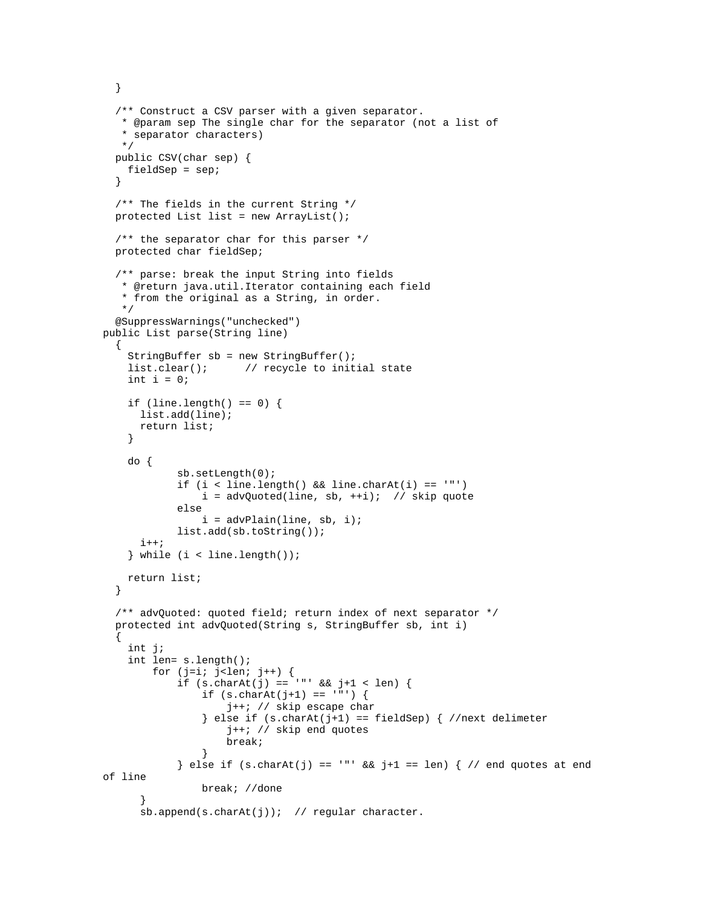```
  }

  /** Construct a CSV parser with a given separator.
   * @param sep The single char for the separator (not a list of
   * separator characters)
   */
  public CSV(char sep) {
    fieldSep = sep;
  }

  /** The fields in the current String */
  protected List list = new ArrayList();

  /** the separator char for this parser */
  protected char fieldSep;

  /** parse: break the input String into fields
   * @return java.util.Iterator containing each field
   * from the original as a String, in order.
   */
  @SuppressWarnings("unchecked")
public List parse(String line)
  {
    StringBuffer sb = new StringBuffer();
    list.clear();      // recycle to initial state
    int i = 0;

    if (line.length() == 0) {
      list.add(line);
      return list;
    }

    do {
            sb.setLength(0);
            if (i < line.length() && line.charAt(i) == '"')
                i = advQuoted(line, sb, ++i);  // skip quote
            else
                i = advPlain(line, sb, i);
            list.add(sb.toString());
      i++;
    } while (i < line.length());

    return list;
  }

  /** advQuoted: quoted field; return index of next separator */
  protected int advQuoted(String s, StringBuffer sb, int i)
  {
    int j;
    int len= s.length();
        for (j=i; j<len; j++) {
            if (s.charAt(j) == '"' && j+1 < len) {
                if (s.charAt(j+1) == '"') {
                    j++; // skip escape char
                } else if (s.charAt(j+1) == fieldSep) { //next delimeter
                    j++; // skip end quotes
                    break;
                }
            } else if (s.charAt(j) == '"' && j+1 == len) { // end quotes at end
of line
                break; //done
      }
      sb.append(s.charAt(j));  // regular character.
```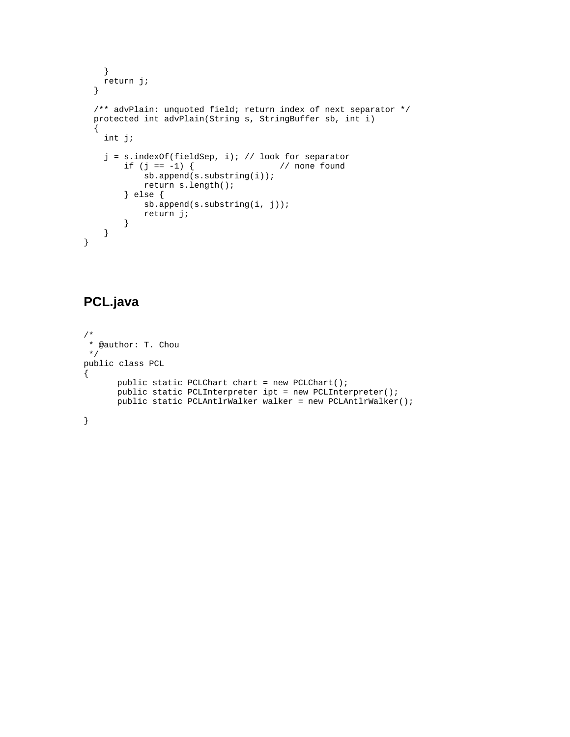```
    }
    return j;
  }

  /** advPlain: unquoted field; return index of next separator */
  protected int advPlain(String s, StringBuffer sb, int i)
  {
    int j;

    j = s.indexOf(fieldSep, i); // look for separator
        if (j == -1) {                  // none found
            sb.append(s.substring(i));
            return s.length();
        } else {
            sb.append(s.substring(i, j));
            return j;
        }
    }
}
```

## PCL.java

```
/*
 * @author: T. Chou
 */
public class PCL
{
       public static PCLChart chart = new PCLChart();
       public static PCLInterpreter ipt = new PCLInterpreter();
       public static PCLAntlrWalker walker = new PCLAntlrWalker();

}
```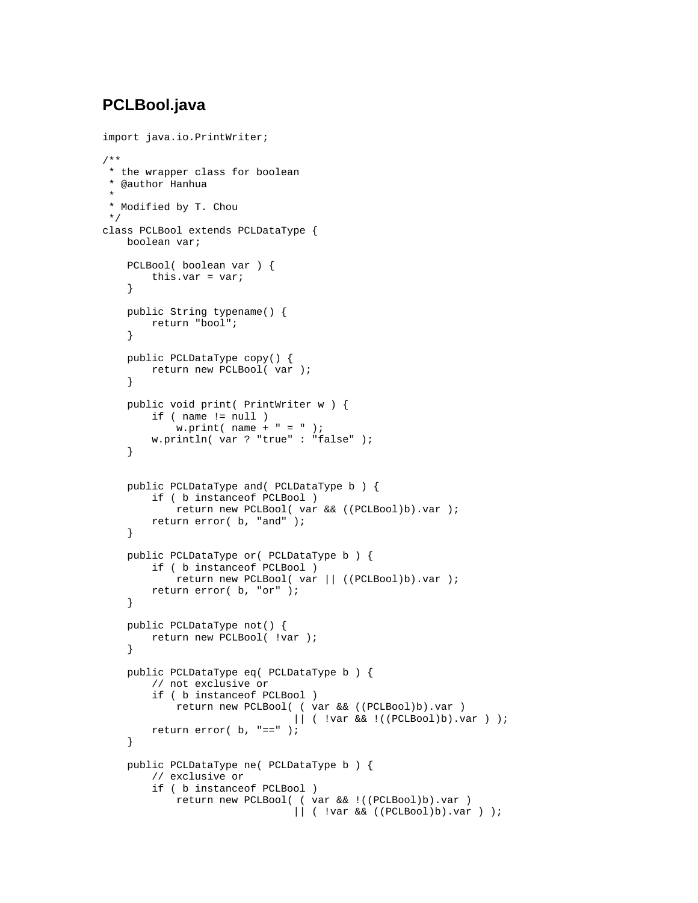## PCLBool.java

```
import java.io.PrintWriter;

/**
 * the wrapper class for boolean
 * @author Hanhua
 *
 * Modified by T. Chou
 */
class PCLBool extends PCLDataType {
    boolean var;

    PCLBool( boolean var ) {
        this.var = var;
    }

    public String typename() {
        return "bool";
    }

    public PCLDataType copy() {
        return new PCLBool( var );
    }

    public void print( PrintWriter w ) {
        if ( name != null )
            w.print( name + " = " );
        w.println( var ? "true" : "false" );
    }


    public PCLDataType and( PCLDataType b ) {
        if ( b instanceof PCLBool )
            return new PCLBool( var && ((PCLBool)b).var );
        return error( b, "and" );
    }

    public PCLDataType or( PCLDataType b ) {
        if ( b instanceof PCLBool )
            return new PCLBool( var || ((PCLBool)b).var );
        return error( b, "or" );
    }

    public PCLDataType not() {
        return new PCLBool( !var );
    }

    public PCLDataType eq( PCLDataType b ) {
        // not exclusive or
        if ( b instanceof PCLBool )
            return new PCLBool( ( var && ((PCLBool)b).var )
                               || ( !var && !((PCLBool)b).var ) );
        return error( b, "==" );
    }

    public PCLDataType ne( PCLDataType b ) {
        // exclusive or
        if ( b instanceof PCLBool )
            return new PCLBool( ( var && !((PCLBool)b).var )
                               || ( !var && ((PCLBool)b).var ) );
```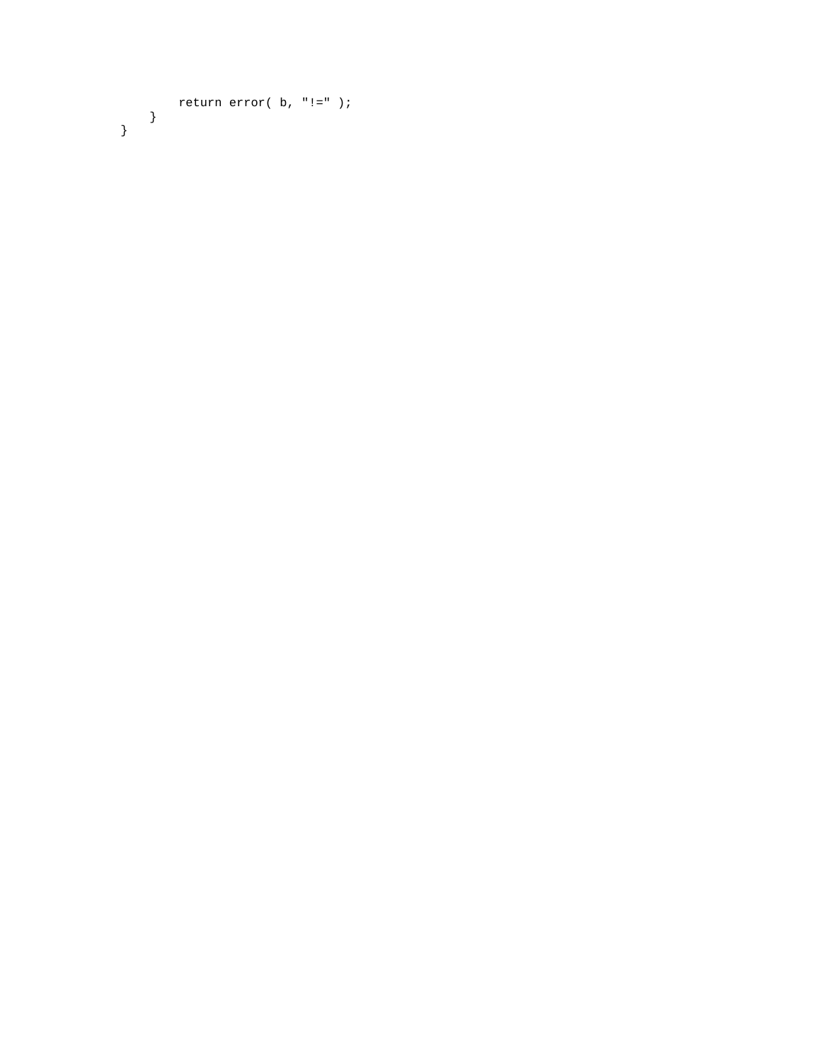```
        return error( b, "!=" );
    }
}
```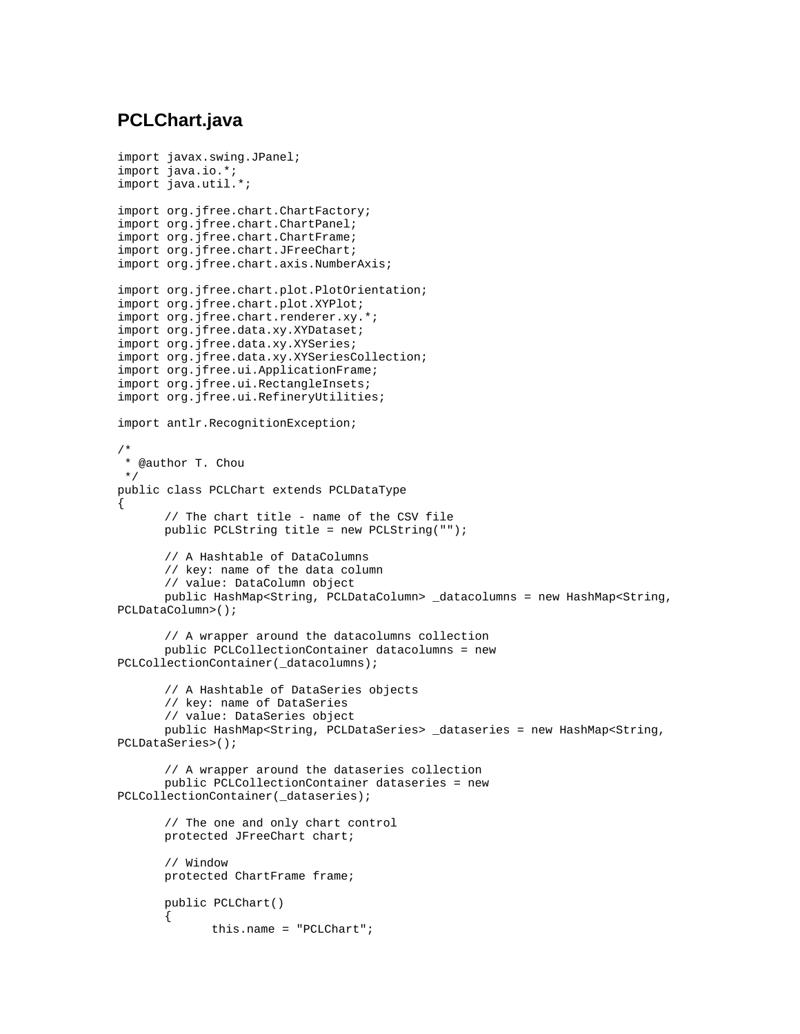## PCLChart.java

```
import javax.swing.JPanel;
import java.io.*;
import java.util.*;

import org.jfree.chart.ChartFactory;
import org.jfree.chart.ChartPanel;
import org.jfree.chart.ChartFrame;
import org.jfree.chart.JFreeChart;
import org.jfree.chart.axis.NumberAxis;

import org.jfree.chart.plot.PlotOrientation;
import org.jfree.chart.plot.XYPlot;
import org.jfree.chart.renderer.xy.*;
import org.jfree.data.xy.XYDataset;
import org.jfree.data.xy.XYSeries;
import org.jfree.data.xy.XYSeriesCollection;
import org.jfree.ui.ApplicationFrame;
import org.jfree.ui.RectangleInsets;
import org.jfree.ui.RefineryUtilities;

import antlr.RecognitionException;

/*
 * @author T. Chou
 */
public class PCLChart extends PCLDataType
{
      // The chart title - name of the CSV file
      public PCLString title = new PCLString("");

      // A Hashtable of DataColumns
      // key: name of the data column
      // value: DataColumn object
      public HashMap<String, PCLDataColumn> _datacolumns = new HashMap<String,
PCLDataColumn>();

      // A wrapper around the datacolumns collection
      public PCLCollectionContainer datacolumns = new
PCLCollectionContainer(_datacolumns);

      // A Hashtable of DataSeries objects
      // key: name of DataSeries
      // value: DataSeries object
      public HashMap<String, PCLDataSeries> _dataseries = new HashMap<String,
PCLDataSeries>();

      // A wrapper around the dataseries collection
      public PCLCollectionContainer dataseries = new
PCLCollectionContainer(_dataseries);

      // The one and only chart control
      protected JFreeChart chart;

      // Window
      protected ChartFrame frame;

      public PCLChart()
      {
            this.name = "PCLChart";
```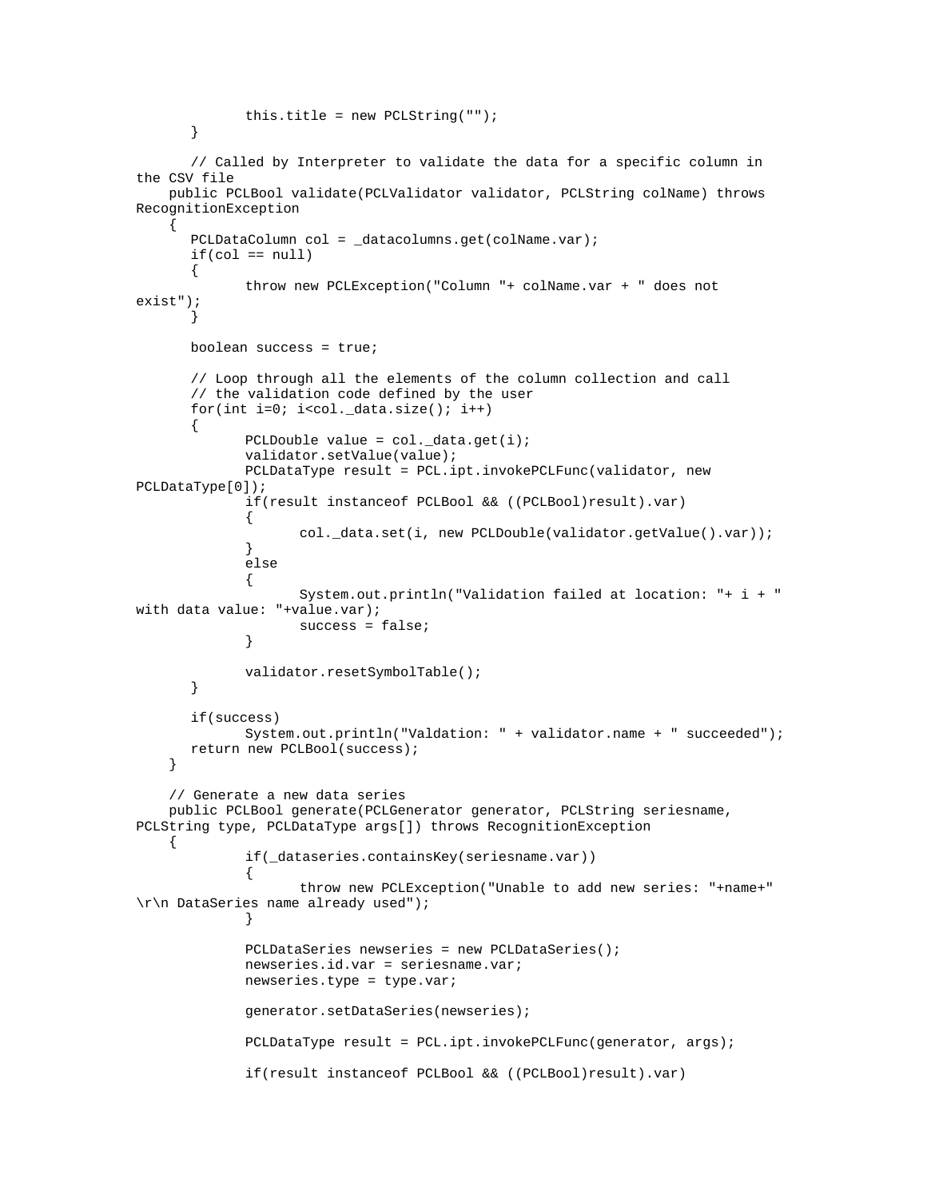```
            this.title = new PCLString("");
        }

        // Called by Interpreter to validate the data for a specific column in
the CSV file
    public PCLBool validate(PCLValidator validator, PCLString colName) throws
RecognitionException
    {
        PCLDataColumn col = _datacolumns.get(colName.var);
        if(col == null)
        {
            throw new PCLException("Column "+ colName.var + " does not
exist");
        }

        boolean success = true;

        // Loop through all the elements of the column collection and call
        // the validation code defined by the user
        for(int i=0; i<col._data.size(); i++)
        {
            PCLDouble value = col._data.get(i);
            validator.setValue(value);
            PCLDataType result = PCL.ipt.invokePCLFunc(validator, new
PCLDataType[0]);
            if(result instanceof PCLBool && ((PCLBool)result).var)
            {
                col._data.set(i, new PCLDouble(validator.getValue().var));
            }
            else
            {
                System.out.println("Validation failed at location: "+ i + "
with data value: "+value.var);
                success = false;
            }

            validator.resetSymbolTable();
        }

        if(success)
            System.out.println("Valdation: " + validator.name + " succeeded");
        return new PCLBool(success);
    }

    // Generate a new data series
    public PCLBool generate(PCLGenerator generator, PCLString seriesname,
PCLString type, PCLDataType args[]) throws RecognitionException
    {
            if(_dataseries.containsKey(seriesname.var))
            {
                throw new PCLException("Unable to add new series: "+name+"
\r\n DataSeries name already used");
            }

            PCLDataSeries newseries = new PCLDataSeries();
            newseries.id.var = seriesname.var;
            newseries.type = type.var;

            generator.setDataSeries(newseries);

            PCLDataType result = PCL.ipt.invokePCLFunc(generator, args);

            if(result instanceof PCLBool && ((PCLBool)result).var)
```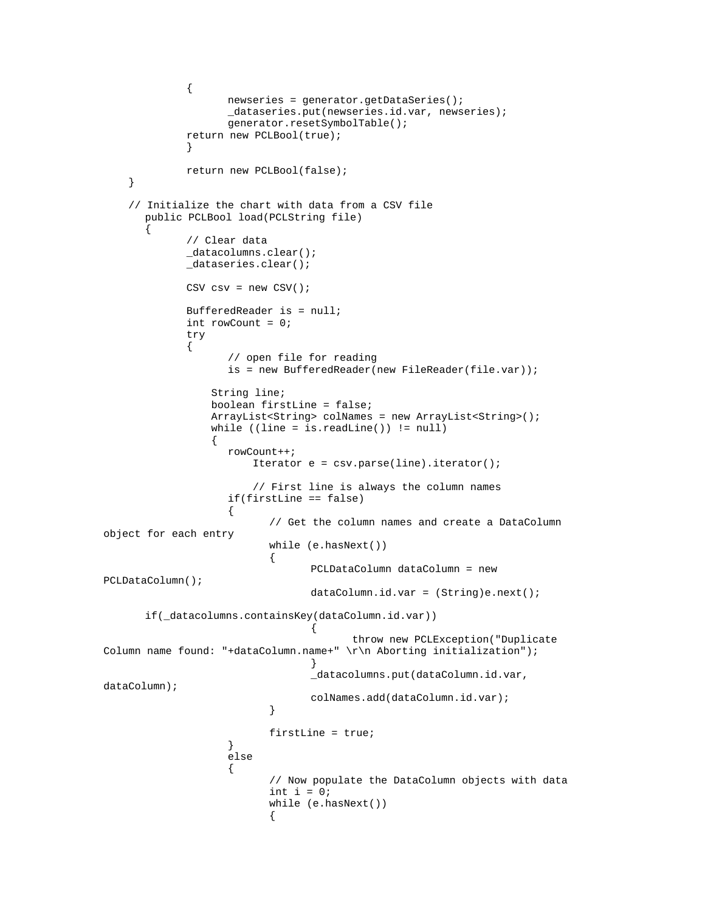```
            {
                    newseries = generator.getDataSeries();
                    _dataseries.put(newseries.id.var, newseries);
                    generator.resetSymbolTable();
            return new PCLBool(true);
            }

            return new PCLBool(false);
    }

    // Initialize the chart with data from a CSV file
       public PCLBool load(PCLString file)
       {
            // Clear data
            _datacolumns.clear();
            _dataseries.clear();

            CSV csv = new CSV();

            BufferedReader is = null;
            int rowCount = 0;
            try
            {
                    // open file for reading
                    is = new BufferedReader(new FileReader(file.var));

                 String line;
                 boolean firstLine = false;
                 ArrayList<String> colNames = new ArrayList<String>();
                 while ((line = is.readLine()) != null)
                 {
                    rowCount++;
                        Iterator e = csv.parse(line).iterator();

                        // First line is always the column names
                    if(firstLine == false)
                    {
                            // Get the column names and create a DataColumn
object for each entry
                            while (e.hasNext())
                            {
                                    PCLDataColumn dataColumn = new
PCLDataColumn();
                                    dataColumn.id.var = (String)e.next();

       if(_datacolumns.containsKey(dataColumn.id.var))
                                    {
                                            throw new PCLException("Duplicate
Column name found: "+dataColumn.name+" \r\n Aborting initialization");
                                    }
                                    _datacolumns.put(dataColumn.id.var,
dataColumn);
                                    colNames.add(dataColumn.id.var);
                            }

                            firstLine = true;
                    }
                    else
                    {
                            // Now populate the DataColumn objects with data
                            int i = 0;
                            while (e.hasNext())
                            {
```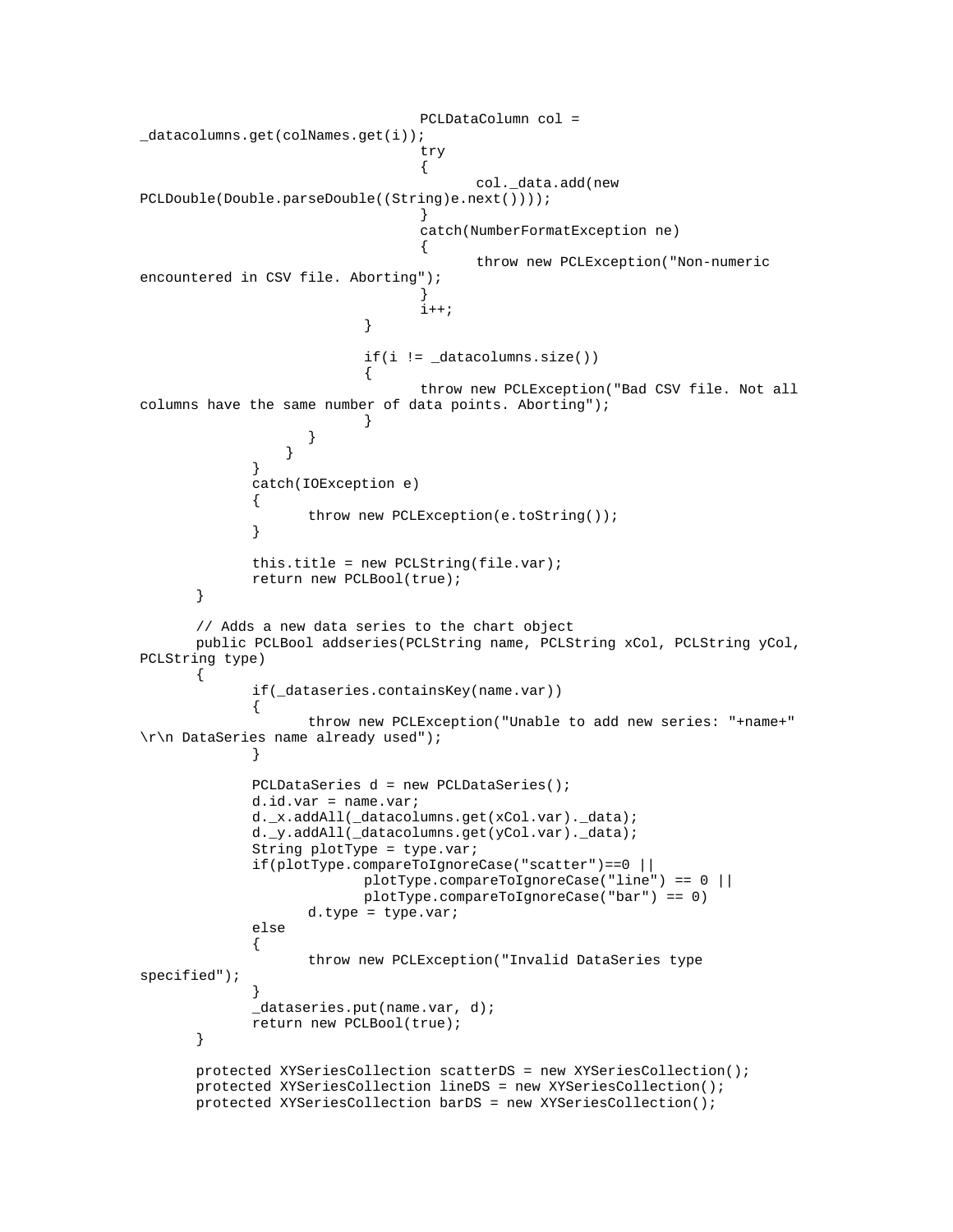```java
                                PCLDataColumn col =
_datacolumns.get(colNames.get(i));
                                try
                                {
                                        col._data.add(new
PCLDouble(Double.parseDouble((String)e.next())));
                                }
                                catch(NumberFormatException ne)
                                {
                                        throw new PCLException("Non-numeric
encountered in CSV file. Aborting");
                                }
                                i++;
                        }

                        if(i != _datacolumns.size())
                        {
                                throw new PCLException("Bad CSV file. Not all
columns have the same number of data points. Aborting");
                        }
                    }
                }
            }
            catch(IOException e)
            {
                    throw new PCLException(e.toString());
            }

            this.title = new PCLString(file.var);
            return new PCLBool(true);
    }

    // Adds a new data series to the chart object
    public PCLBool addseries(PCLString name, PCLString xCol, PCLString yCol,
PCLString type)
    {
            if(_dataseries.containsKey(name.var))
            {
                    throw new PCLException("Unable to add new series: "+name+"
\r\n DataSeries name already used");
            }

            PCLDataSeries d = new PCLDataSeries();
            d.id.var = name.var;
            d._x.addAll(_datacolumns.get(xCol.var)._data);
            d._y.addAll(_datacolumns.get(yCol.var)._data);
            String plotType = type.var;
            if(plotType.compareToIgnoreCase("scatter")==0 ||
                        plotType.compareToIgnoreCase("line") == 0 ||
                        plotType.compareToIgnoreCase("bar") == 0)
                    d.type = type.var;
            else
            {
                    throw new PCLException("Invalid DataSeries type
specified");
            }
            _dataseries.put(name.var, d);
            return new PCLBool(true);
    }

    protected XYSeriesCollection scatterDS = new XYSeriesCollection();
    protected XYSeriesCollection lineDS = new XYSeriesCollection();
    protected XYSeriesCollection barDS = new XYSeriesCollection();
```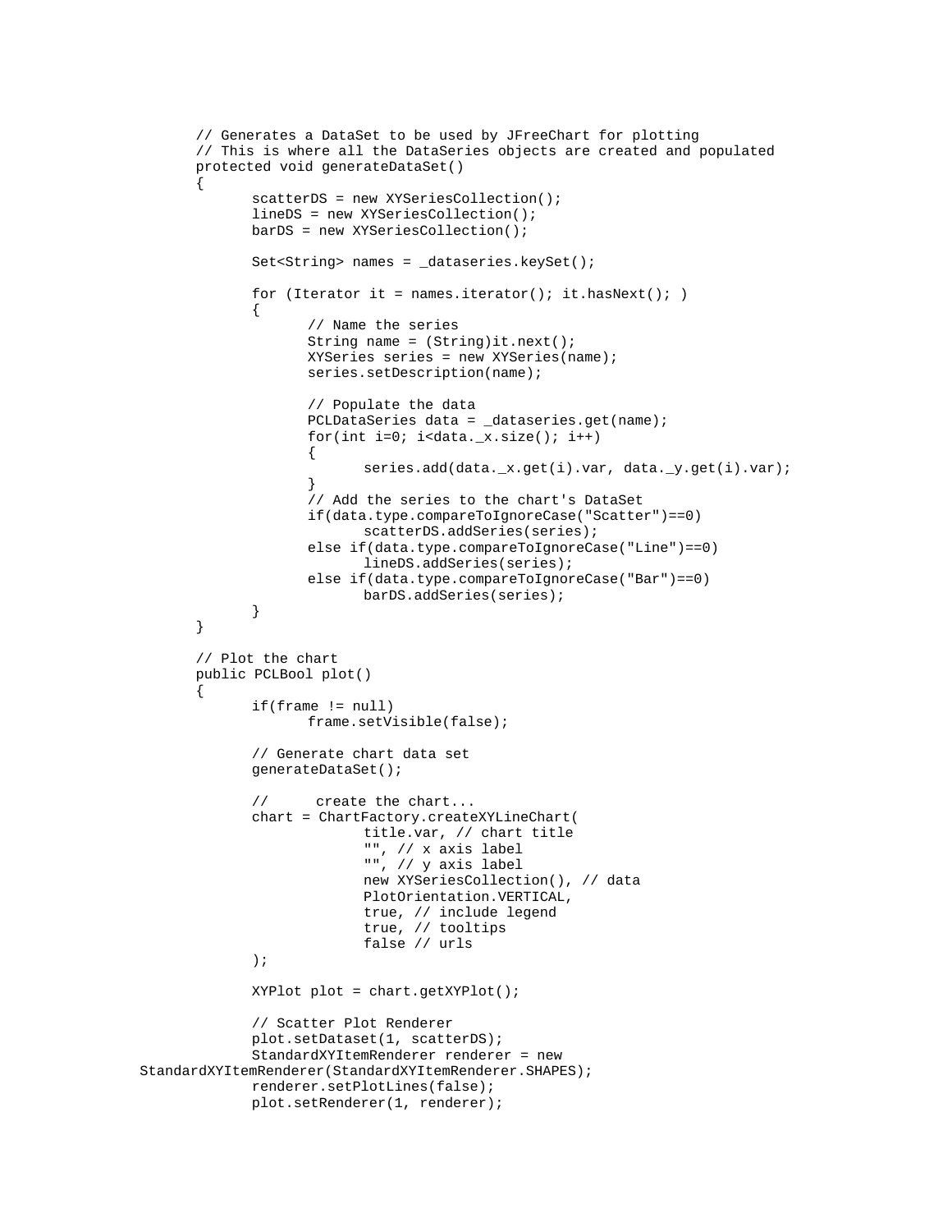```
	// Generates a DataSet to be used by JFreeChart for plotting
	// This is where all the DataSeries objects are created and populated
	protected void generateDataSet()
	{
		scatterDS = new XYSeriesCollection();
		lineDS = new XYSeriesCollection();
		barDS = new XYSeriesCollection();

		Set<String> names = _dataseries.keySet();

		for (Iterator it = names.iterator(); it.hasNext(); )
		{
			// Name the series
			String name = (String)it.next();
			XYSeries series = new XYSeries(name);
			series.setDescription(name);

			// Populate the data
			PCLDataSeries data = _dataseries.get(name);
			for(int i=0; i<data._x.size(); i++)
			{
				series.add(data._x.get(i).var, data._y.get(i).var);
			}
			// Add the series to the chart's DataSet
			if(data.type.compareToIgnoreCase("Scatter")==0)
				scatterDS.addSeries(series);
			else if(data.type.compareToIgnoreCase("Line")==0)
				lineDS.addSeries(series);
			else if(data.type.compareToIgnoreCase("Bar")==0)
				barDS.addSeries(series);
		}
	}

	// Plot the chart
	public PCLBool plot()
	{
		if(frame != null)
			frame.setVisible(false);

		// Generate chart data set
		generateDataSet();

		//	create the chart...
		chart = ChartFactory.createXYLineChart(
				title.var, // chart title
				"", // x axis label
				"", // y axis label
				new XYSeriesCollection(), // data
				PlotOrientation.VERTICAL,
				true, // include legend
				true, // tooltips
				false // urls
		);

		XYPlot plot = chart.getXYPlot();

		// Scatter Plot Renderer
		plot.setDataset(1, scatterDS);
		StandardXYItemRenderer renderer = new
StandardXYItemRenderer(StandardXYItemRenderer.SHAPES);
		renderer.setPlotLines(false);
		plot.setRenderer(1, renderer);
```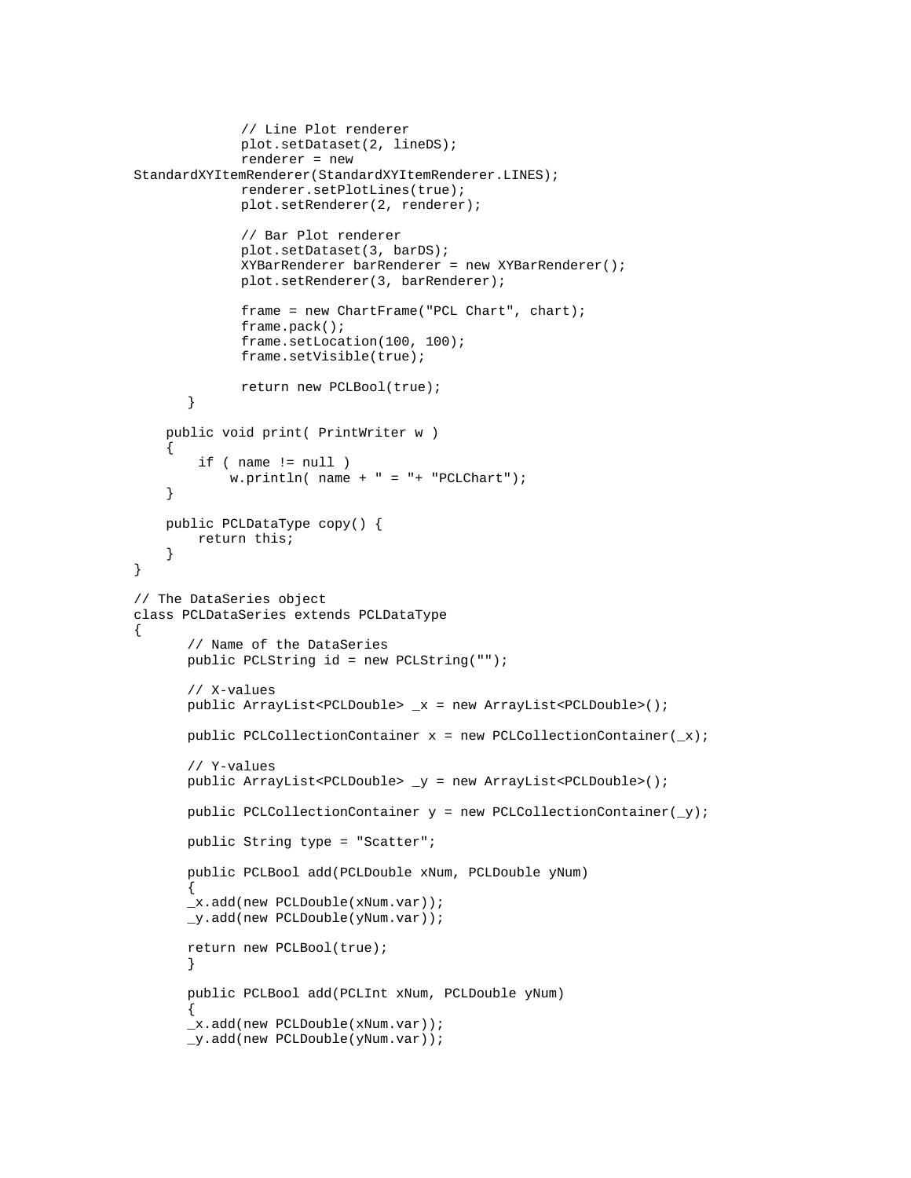```
            // Line Plot renderer
            plot.setDataset(2, lineDS);
            renderer = new
StandardXYItemRenderer(StandardXYItemRenderer.LINES);
            renderer.setPlotLines(true);
            plot.setRenderer(2, renderer);

            // Bar Plot renderer
            plot.setDataset(3, barDS);
            XYBarRenderer barRenderer = new XYBarRenderer();
            plot.setRenderer(3, barRenderer);

            frame = new ChartFrame("PCL Chart", chart);
            frame.pack();
            frame.setLocation(100, 100);
            frame.setVisible(true);

            return new PCLBool(true);
        }

    public void print( PrintWriter w )
    {
        if ( name != null )
            w.println( name + " = "+ "PCLChart");
    }

    public PCLDataType copy() {
        return this;
    }
}

// The DataSeries object
class PCLDataSeries extends PCLDataType
{
        // Name of the DataSeries
        public PCLString id = new PCLString("");

        // X-values
        public ArrayList<PCLDouble> _x = new ArrayList<PCLDouble>();

        public PCLCollectionContainer x = new PCLCollectionContainer(_x);

        // Y-values
        public ArrayList<PCLDouble> _y = new ArrayList<PCLDouble>();

        public PCLCollectionContainer y = new PCLCollectionContainer(_y);

        public String type = "Scatter";

        public PCLBool add(PCLDouble xNum, PCLDouble yNum)
        {
        _x.add(new PCLDouble(xNum.var));
        _y.add(new PCLDouble(yNum.var));

        return new PCLBool(true);
        }

        public PCLBool add(PCLInt xNum, PCLDouble yNum)
        {
        _x.add(new PCLDouble(xNum.var));
        _y.add(new PCLDouble(yNum.var));
```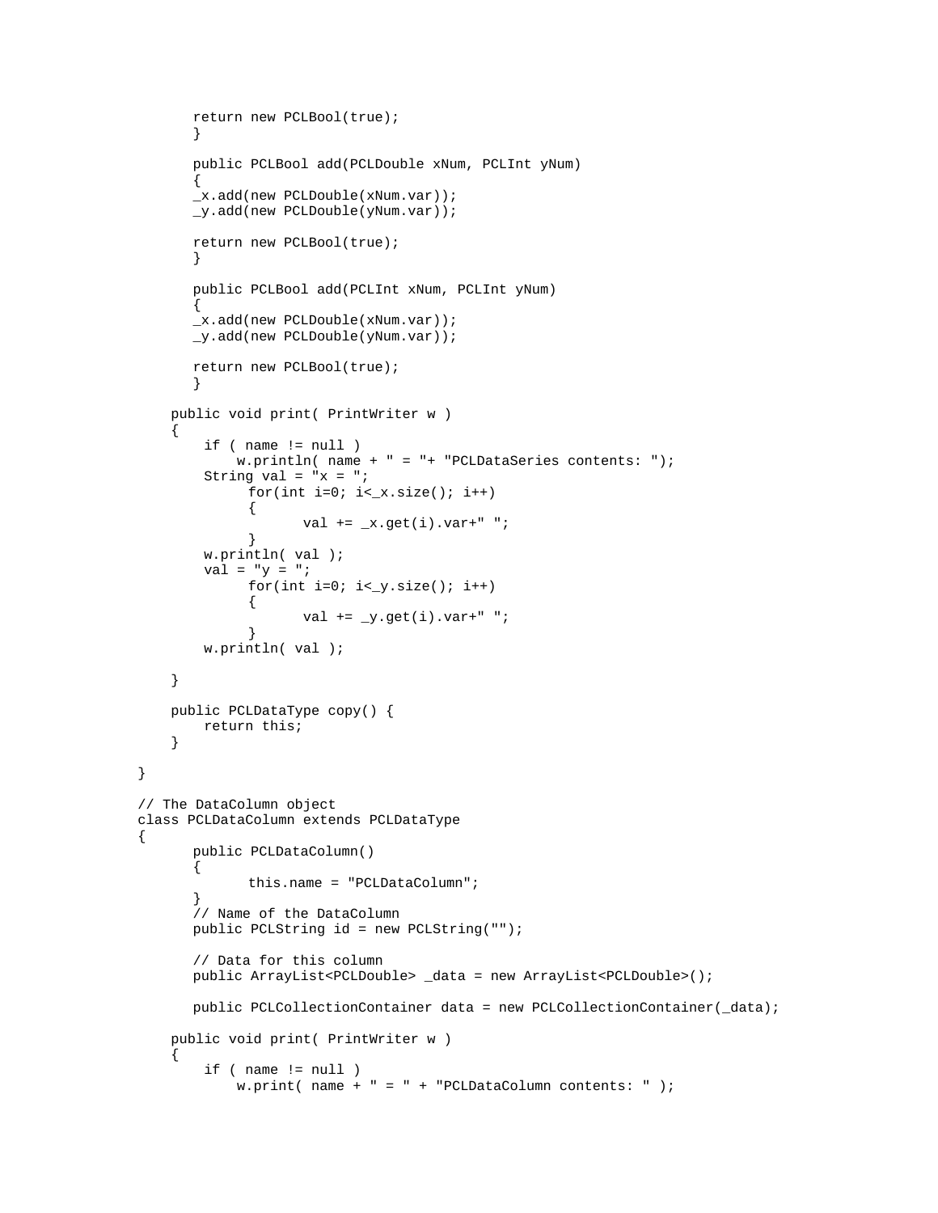```
        return new PCLBool(true);
        }

        public PCLBool add(PCLDouble xNum, PCLInt yNum)
        {
        _x.add(new PCLDouble(xNum.var));
        _y.add(new PCLDouble(yNum.var));

        return new PCLBool(true);
        }

        public PCLBool add(PCLInt xNum, PCLInt yNum)
        {
        _x.add(new PCLDouble(xNum.var));
        _y.add(new PCLDouble(yNum.var));

        return new PCLBool(true);
        }

    public void print( PrintWriter w )
    {
        if ( name != null )
            w.println( name + " = "+ "PCLDataSeries contents: ");
        String val = "x = ";
            for(int i=0; i<_x.size(); i++)
            {
                val += _x.get(i).var+" ";
            }
        w.println( val );
        val = "y = ";
            for(int i=0; i<_y.size(); i++)
            {
                val += _y.get(i).var+" ";
            }
        w.println( val );

    }

    public PCLDataType copy() {
        return this;
    }

}

// The DataColumn object
class PCLDataColumn extends PCLDataType
{
        public PCLDataColumn()
        {
            this.name = "PCLDataColumn";
        }
        // Name of the DataColumn
        public PCLString id = new PCLString("");

        // Data for this column
        public ArrayList<PCLDouble> _data = new ArrayList<PCLDouble>();

        public PCLCollectionContainer data = new PCLCollectionContainer(_data);

    public void print( PrintWriter w )
    {
        if ( name != null )
            w.print( name + " = " + "PCLDataColumn contents: " );
```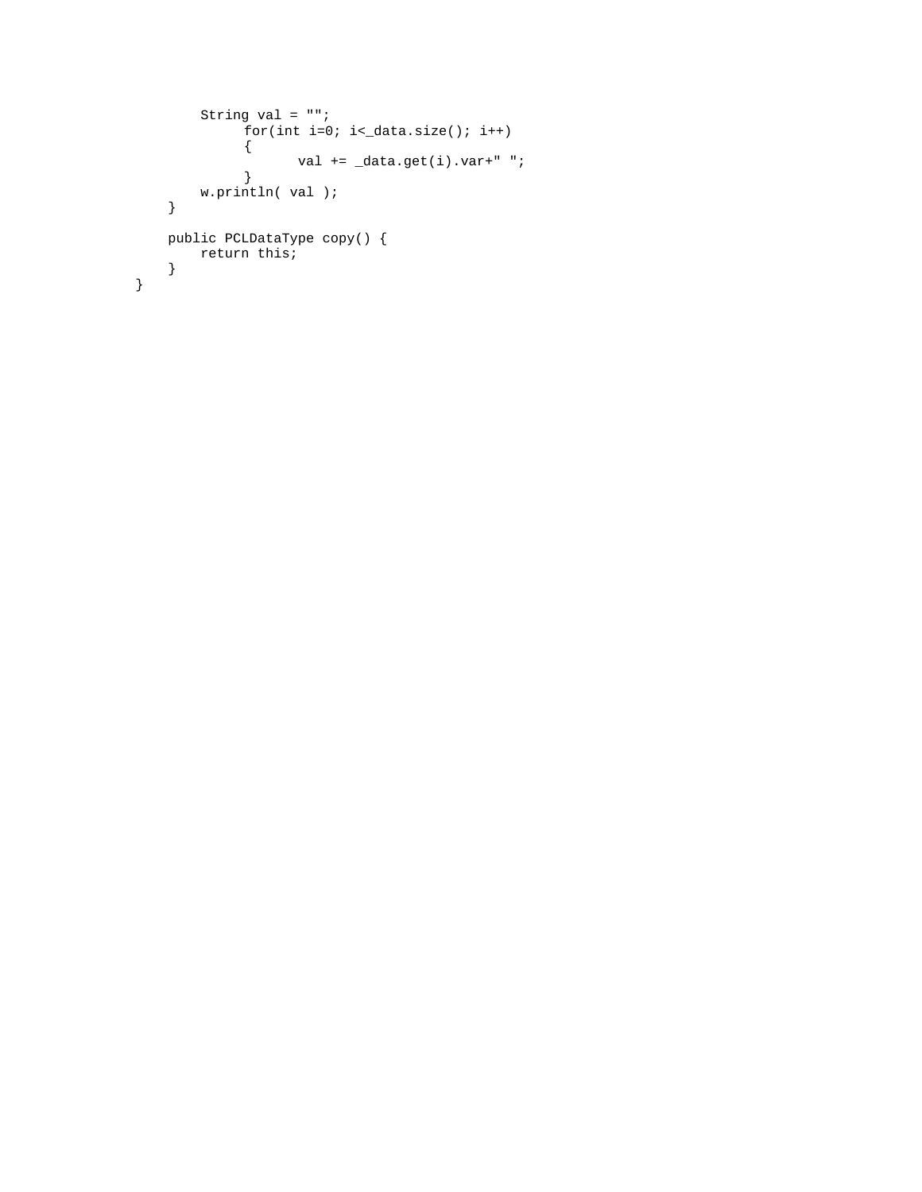```
        String val = "";
             for(int i=0; i<_data.size(); i++)
             {
                    val += _data.get(i).var+" ";
             }
        w.println( val );
    }

    public PCLDataType copy() {
        return this;
    }
}
```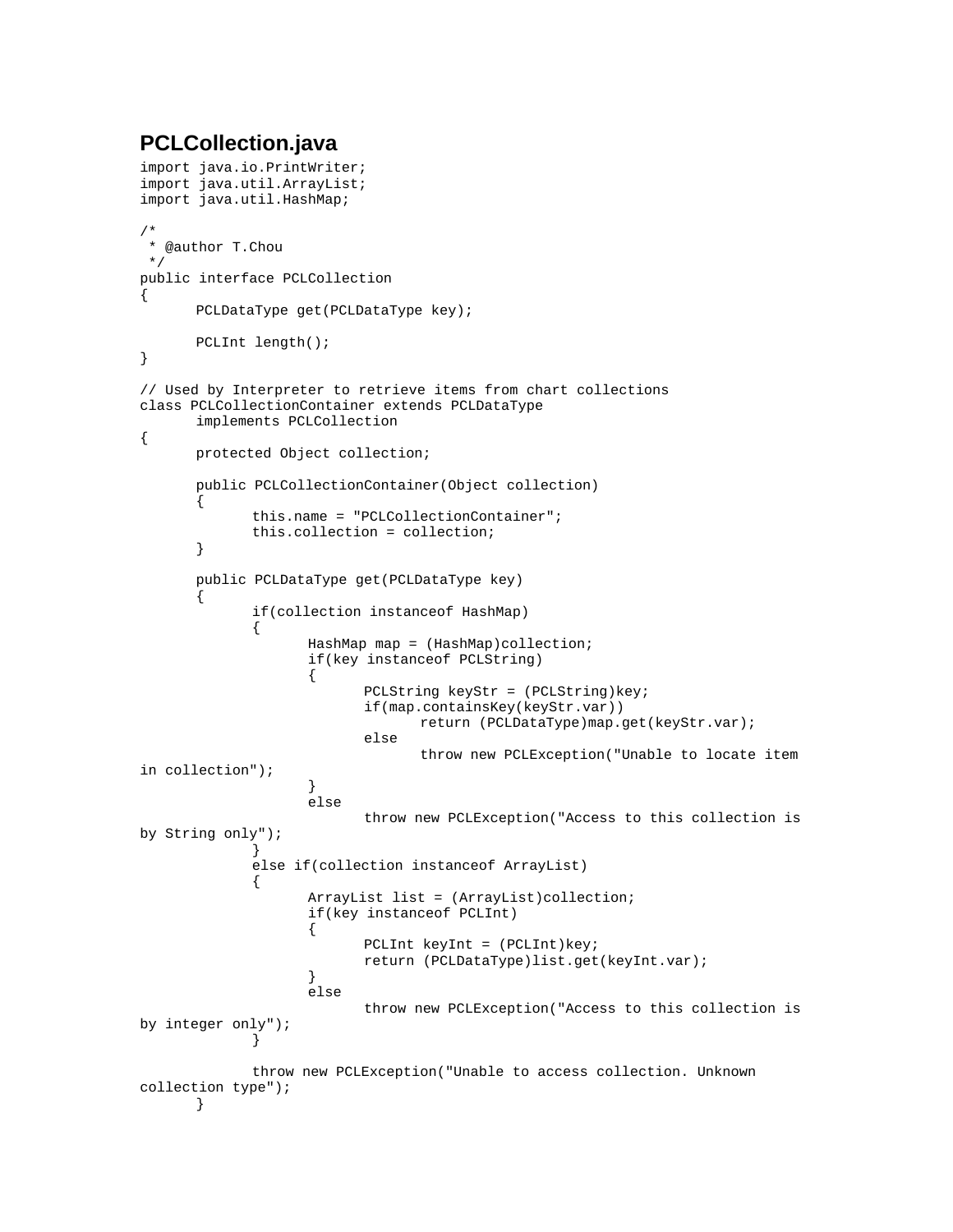## PCLCollection.java

```
import java.io.PrintWriter;
import java.util.ArrayList;
import java.util.HashMap;

/*
 * @author T.Chou
 */
public interface PCLCollection
{
	PCLDataType get(PCLDataType key);

	PCLInt length();
}

// Used by Interpreter to retrieve items from chart collections
class PCLCollectionContainer extends PCLDataType
	implements PCLCollection
{
	protected Object collection;

	public PCLCollectionContainer(Object collection)
	{
		this.name = "PCLCollectionContainer";
		this.collection = collection;
	}

	public PCLDataType get(PCLDataType key)
	{
		if(collection instanceof HashMap)
		{
			HashMap map = (HashMap)collection;
			if(key instanceof PCLString)
			{
				PCLString keyStr = (PCLString)key;
				if(map.containsKey(keyStr.var))
					return (PCLDataType)map.get(keyStr.var);
				else
					throw new PCLException("Unable to locate item
in collection");
			}
			else
				throw new PCLException("Access to this collection is
by String only");
		}
		else if(collection instanceof ArrayList)
		{
			ArrayList list = (ArrayList)collection;
			if(key instanceof PCLInt)
			{
				PCLInt keyInt = (PCLInt)key;
				return (PCLDataType)list.get(keyInt.var);
			}
			else
				throw new PCLException("Access to this collection is
by integer only");
		}

		throw new PCLException("Unable to access collection. Unknown
collection type");
	}
```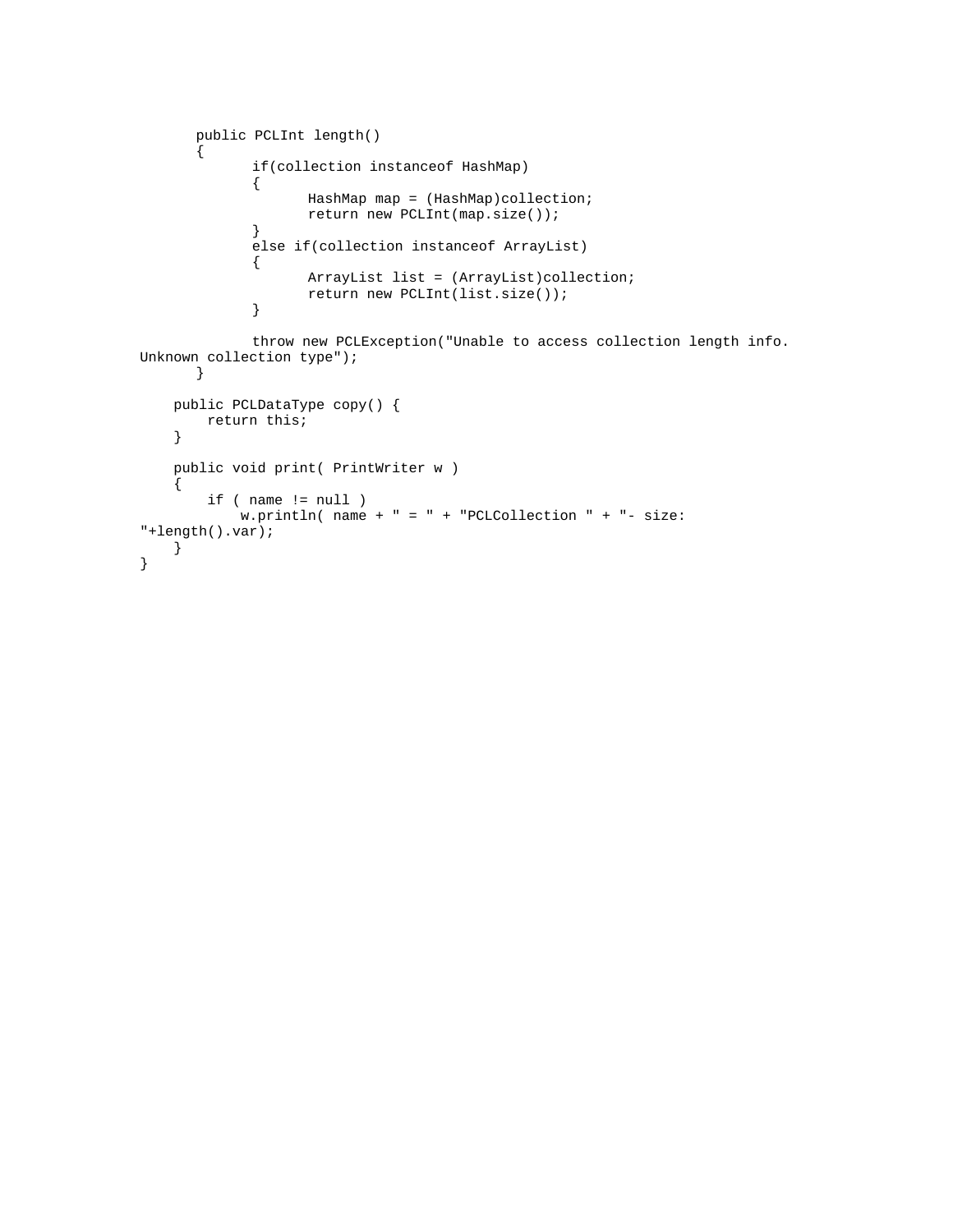```
	public PCLInt length()
	{
		if(collection instanceof HashMap)
		{
			HashMap map = (HashMap)collection;
			return new PCLInt(map.size());
		}
		else if(collection instanceof ArrayList)
		{
			ArrayList list = (ArrayList)collection;
			return new PCLInt(list.size());
		}

		throw new PCLException("Unable to access collection length info.
Unknown collection type");
	}

    public PCLDataType copy() {
        return this;
    }

    public void print( PrintWriter w )
    {
        if ( name != null )
            w.println( name + " = " + "PCLCollection " + "- size:
"+length().var);
    }
}
```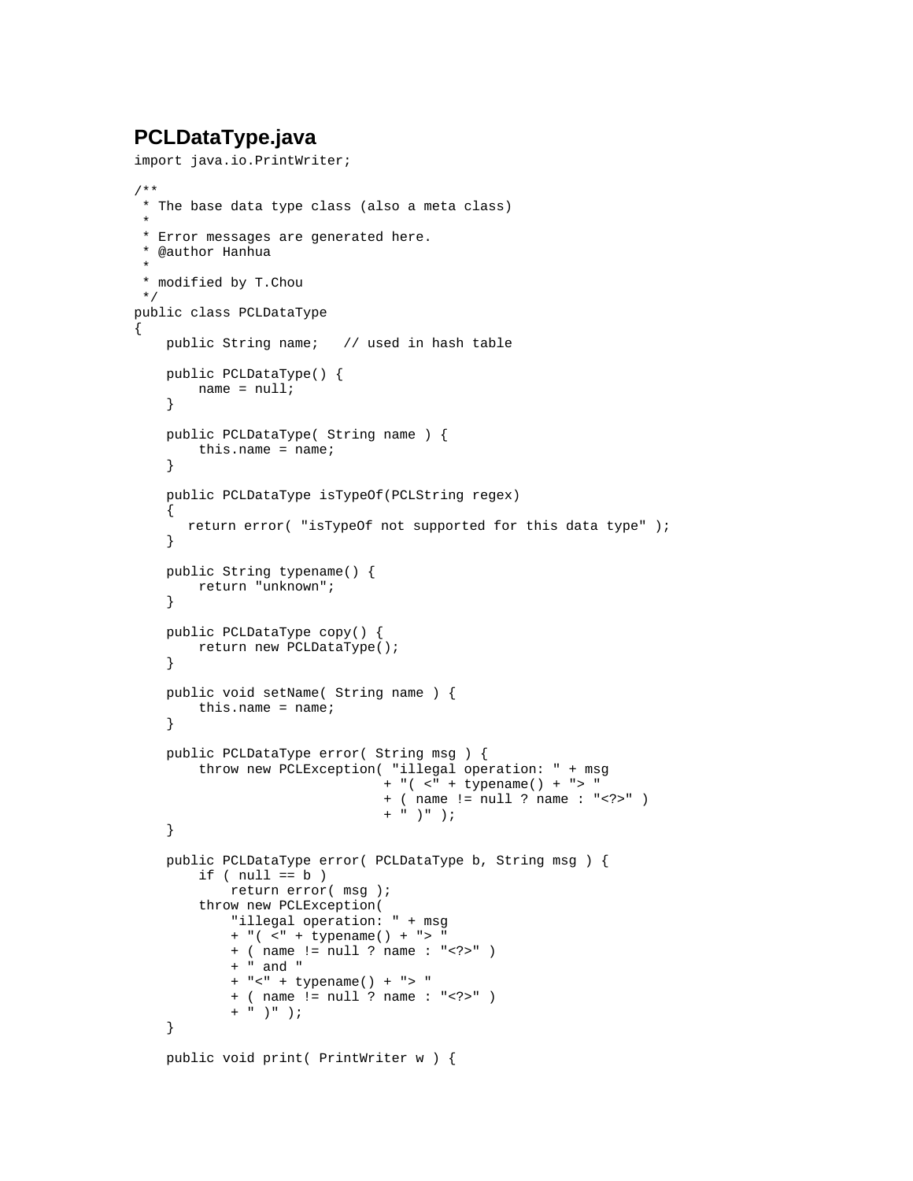## PCLDataType.java

```
import java.io.PrintWriter;

/**
 * The base data type class (also a meta class)
 *
 * Error messages are generated here.
 * @author Hanhua
 *
 * modified by T.Chou
 */
public class PCLDataType
{
    public String name;   // used in hash table

    public PCLDataType() {
        name = null;
    }

    public PCLDataType( String name ) {
        this.name = name;
    }

    public PCLDataType isTypeOf(PCLString regex)
    {
       return error( "isTypeOf not supported for this data type" );
    }

    public String typename() {
        return "unknown";
    }

    public PCLDataType copy() {
        return new PCLDataType();
    }

    public void setName( String name ) {
        this.name = name;
    }

    public PCLDataType error( String msg ) {
        throw new PCLException( "illegal operation: " + msg
                               + "( <" + typename() + "> "
                               + ( name != null ? name : "<?>" )
                               + " )" );
    }

    public PCLDataType error( PCLDataType b, String msg ) {
        if ( null == b )
            return error( msg );
        throw new PCLException(
            "illegal operation: " + msg
            + "( <" + typename() + "> "
            + ( name != null ? name : "<?>" )
            + " and "
            + "<" + typename() + "> "
            + ( name != null ? name : "<?>" )
            + " )" );
    }

    public void print( PrintWriter w ) {
```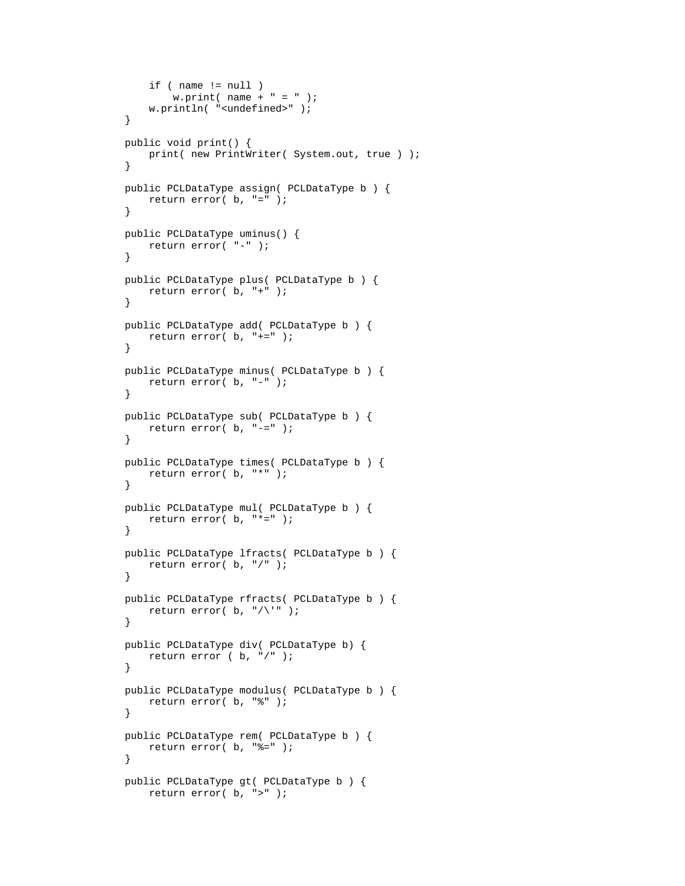```
        if ( name != null )
            w.print( name + " = " );
        w.println( "<undefined>" );
    }

    public void print() {
        print( new PrintWriter( System.out, true ) );
    }

    public PCLDataType assign( PCLDataType b ) {
        return error( b, "=" );
    }

    public PCLDataType uminus() {
        return error( "-" );
    }

    public PCLDataType plus( PCLDataType b ) {
        return error( b, "+" );
    }

    public PCLDataType add( PCLDataType b ) {
        return error( b, "+=" );
    }

    public PCLDataType minus( PCLDataType b ) {
        return error( b, "-" );
    }

    public PCLDataType sub( PCLDataType b ) {
        return error( b, "-=" );
    }

    public PCLDataType times( PCLDataType b ) {
        return error( b, "*" );
    }

    public PCLDataType mul( PCLDataType b ) {
        return error( b, "*=" );
    }

    public PCLDataType lfracts( PCLDataType b ) {
        return error( b, "/" );
    }

    public PCLDataType rfracts( PCLDataType b ) {
        return error( b, "/\'" );
    }

    public PCLDataType div( PCLDataType b) {
        return error ( b, "/" );
    }

    public PCLDataType modulus( PCLDataType b ) {
        return error( b, "%" );
    }

    public PCLDataType rem( PCLDataType b ) {
        return error( b, "%=" );
    }

    public PCLDataType gt( PCLDataType b ) {
        return error( b, ">" );
```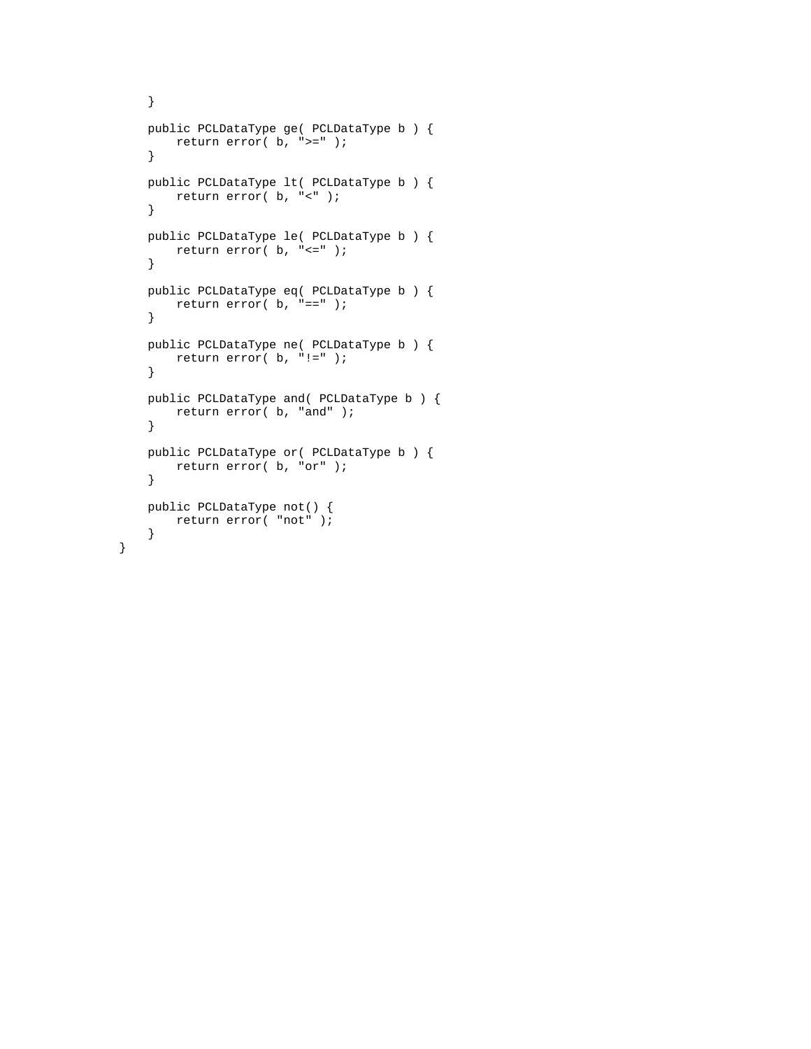```
    }

    public PCLDataType ge( PCLDataType b ) {
        return error( b, ">=" );
    }

    public PCLDataType lt( PCLDataType b ) {
        return error( b, "<" );
    }

    public PCLDataType le( PCLDataType b ) {
        return error( b, "<=" );
    }

    public PCLDataType eq( PCLDataType b ) {
        return error( b, "==" );
    }

    public PCLDataType ne( PCLDataType b ) {
        return error( b, "!=" );
    }

    public PCLDataType and( PCLDataType b ) {
        return error( b, "and" );
    }

    public PCLDataType or( PCLDataType b ) {
        return error( b, "or" );
    }

    public PCLDataType not() {
        return error( "not" );
    }
}
```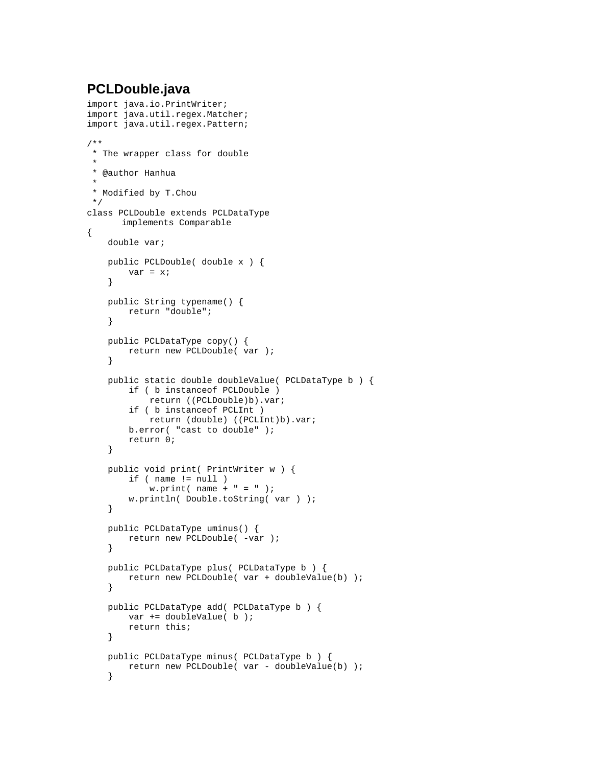## PCLDouble.java

```
import java.io.PrintWriter;
import java.util.regex.Matcher;
import java.util.regex.Pattern;

/**
 * The wrapper class for double
 *
 * @author Hanhua
 *
 * Modified by T.Chou
 */
class PCLDouble extends PCLDataType
       implements Comparable
{
    double var;

    public PCLDouble( double x ) {
        var = x;
    }

    public String typename() {
        return "double";
    }

    public PCLDataType copy() {
        return new PCLDouble( var );
    }

    public static double doubleValue( PCLDataType b ) {
        if ( b instanceof PCLDouble )
            return ((PCLDouble)b).var;
        if ( b instanceof PCLInt )
            return (double) ((PCLInt)b).var;
        b.error( "cast to double" );
        return 0;
    }

    public void print( PrintWriter w ) {
        if ( name != null )
            w.print( name + " = " );
        w.println( Double.toString( var ) );
    }

    public PCLDataType uminus() {
        return new PCLDouble( -var );
    }

    public PCLDataType plus( PCLDataType b ) {
        return new PCLDouble( var + doubleValue(b) );
    }

    public PCLDataType add( PCLDataType b ) {
        var += doubleValue( b );
        return this;
    }

    public PCLDataType minus( PCLDataType b ) {
        return new PCLDouble( var - doubleValue(b) );
    }
```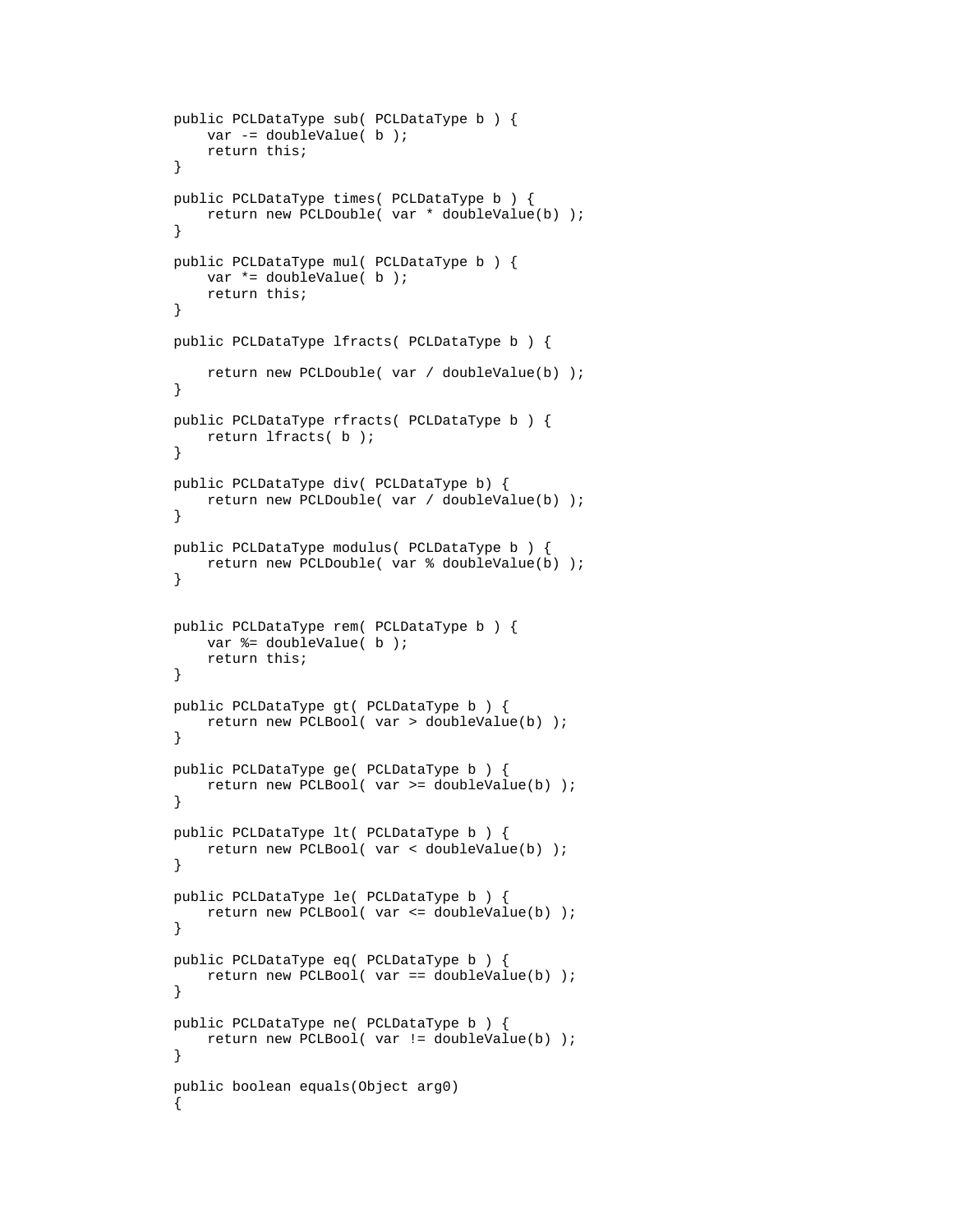```
public PCLDataType sub( PCLDataType b ) {
    var -= doubleValue( b );
    return this;
}

public PCLDataType times( PCLDataType b ) {
    return new PCLDouble( var * doubleValue(b) );
}

public PCLDataType mul( PCLDataType b ) {
    var *= doubleValue( b );
    return this;
}

public PCLDataType lfracts( PCLDataType b ) {

    return new PCLDouble( var / doubleValue(b) );
}

public PCLDataType rfracts( PCLDataType b ) {
    return lfracts( b );
}

public PCLDataType div( PCLDataType b) {
    return new PCLDouble( var / doubleValue(b) );
}

public PCLDataType modulus( PCLDataType b ) {
    return new PCLDouble( var % doubleValue(b) );
}


public PCLDataType rem( PCLDataType b ) {
    var %= doubleValue( b );
    return this;
}

public PCLDataType gt( PCLDataType b ) {
    return new PCLBool( var > doubleValue(b) );
}

public PCLDataType ge( PCLDataType b ) {
    return new PCLBool( var >= doubleValue(b) );
}

public PCLDataType lt( PCLDataType b ) {
    return new PCLBool( var < doubleValue(b) );
}

public PCLDataType le( PCLDataType b ) {
    return new PCLBool( var <= doubleValue(b) );
}

public PCLDataType eq( PCLDataType b ) {
    return new PCLBool( var == doubleValue(b) );
}

public PCLDataType ne( PCLDataType b ) {
    return new PCLBool( var != doubleValue(b) );
}

public boolean equals(Object arg0)
{
```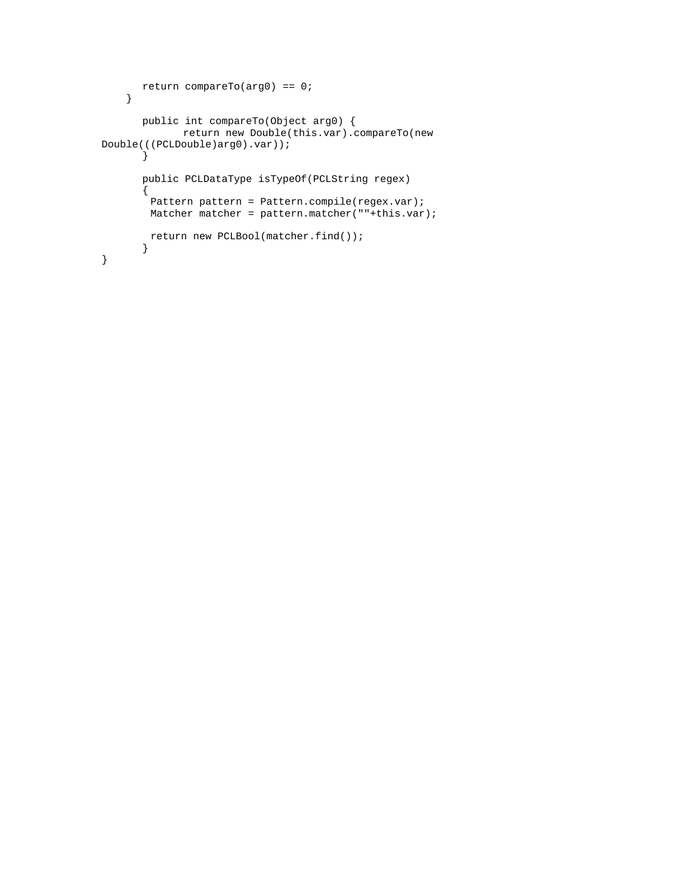```
        return compareTo(arg0) == 0;
    }

        public int compareTo(Object arg0) {
              return new Double(this.var).compareTo(new
Double(((PCLDouble)arg0).var));
        }

        public PCLDataType isTypeOf(PCLString regex)
        {
         Pattern pattern = Pattern.compile(regex.var);
         Matcher matcher = pattern.matcher(""+this.var);

         return new PCLBool(matcher.find());
        }
}
```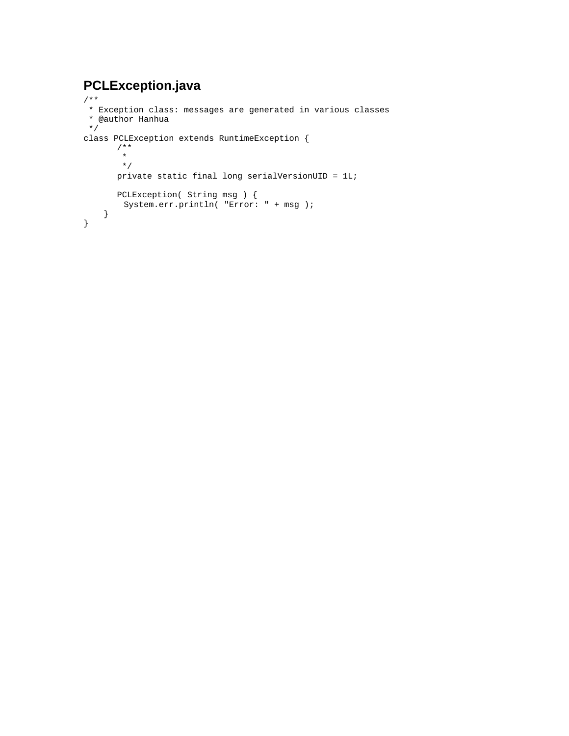## PCLException.java

```java
/**
 * Exception class: messages are generated in various classes
 * @author Hanhua
 */
class PCLException extends RuntimeException {
	/**
	 *
	 */
	private static final long serialVersionUID = 1L;

	PCLException( String msg ) {
	  System.err.println( "Error: " + msg );
    }
}
```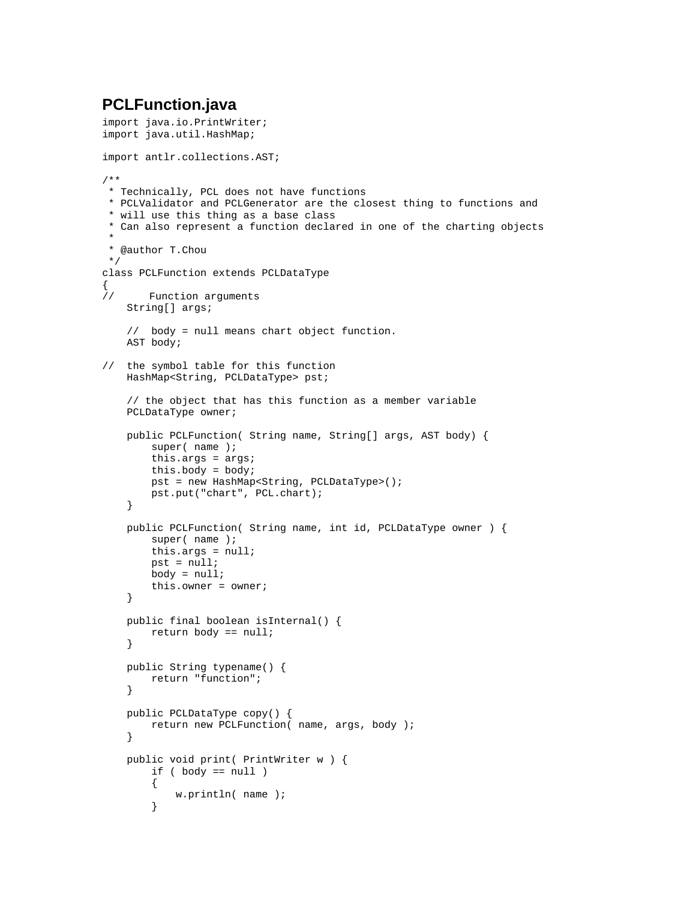## PCLFunction.java

```
import java.io.PrintWriter;
import java.util.HashMap;

import antlr.collections.AST;

/**
 * Technically, PCL does not have functions
 * PCLValidator and PCLGenerator are the closest thing to functions and
 * will use this thing as a base class
 * Can also represent a function declared in one of the charting objects
 *
 * @author T.Chou
 */
class PCLFunction extends PCLDataType
{
//      Function arguments
    String[] args;

    //  body = null means chart object function.
    AST body;

//  the symbol table for this function
    HashMap<String, PCLDataType> pst;

    // the object that has this function as a member variable
    PCLDataType owner;

    public PCLFunction( String name, String[] args, AST body) {
        super( name );
        this.args = args;
        this.body = body;
        pst = new HashMap<String, PCLDataType>();
        pst.put("chart", PCL.chart);
    }

    public PCLFunction( String name, int id, PCLDataType owner ) {
        super( name );
        this.args = null;
        pst = null;
        body = null;
        this.owner = owner;
    }

    public final boolean isInternal() {
        return body == null;
    }

    public String typename() {
        return "function";
    }

    public PCLDataType copy() {
        return new PCLFunction( name, args, body );
    }

    public void print( PrintWriter w ) {
        if ( body == null )
        {
            w.println( name );
        }
```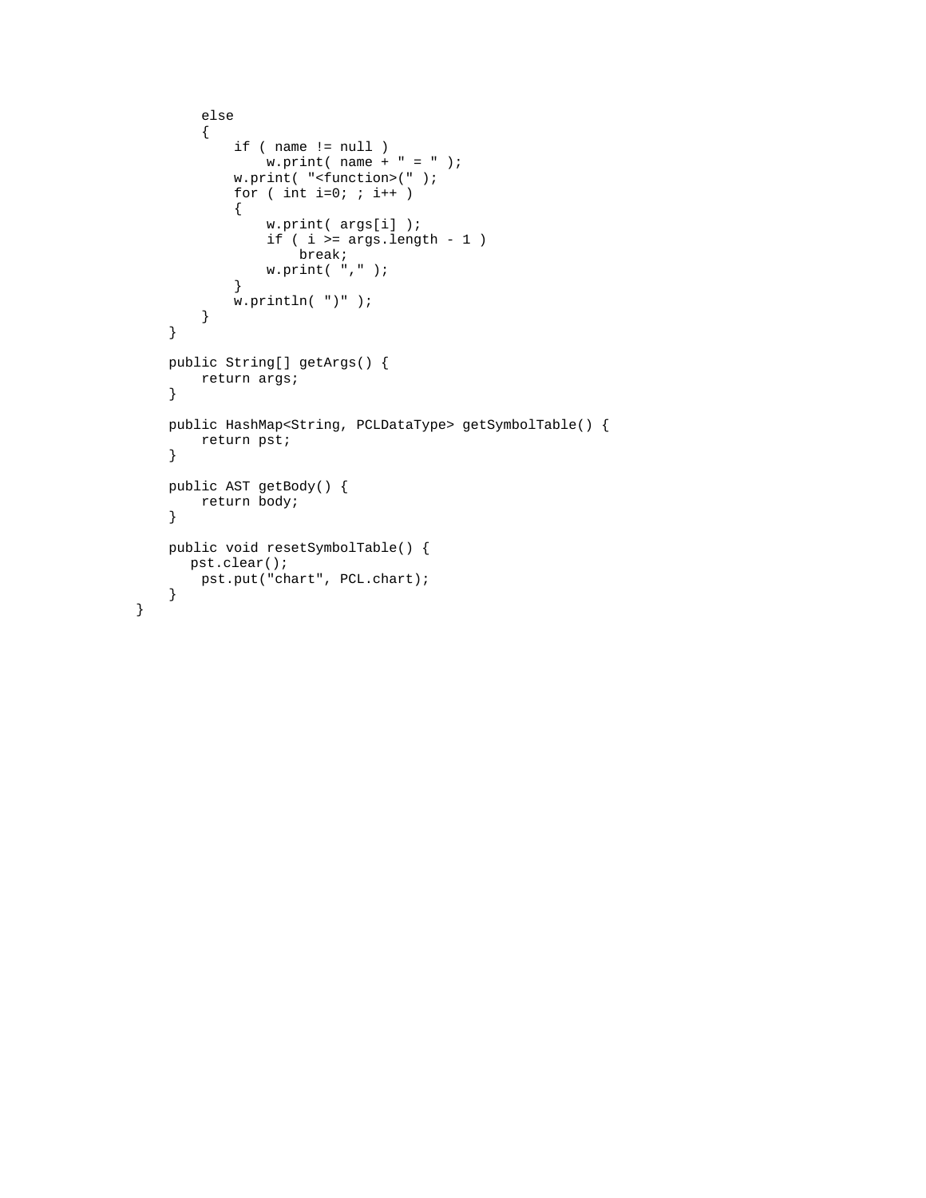```
        else
        {
            if ( name != null )
                w.print( name + " = " );
            w.print( "<function>(" );
            for ( int i=0; ; i++ )
            {
                w.print( args[i] );
                if ( i >= args.length - 1 )
                    break;
                w.print( "," );
            }
            w.println( ")" );
        }
    }

    public String[] getArgs() {
        return args;
    }

    public HashMap<String, PCLDataType> getSymbolTable() {
        return pst;
    }

    public AST getBody() {
        return body;
    }

    public void resetSymbolTable() {
       pst.clear();
        pst.put("chart", PCL.chart);
    }
}
```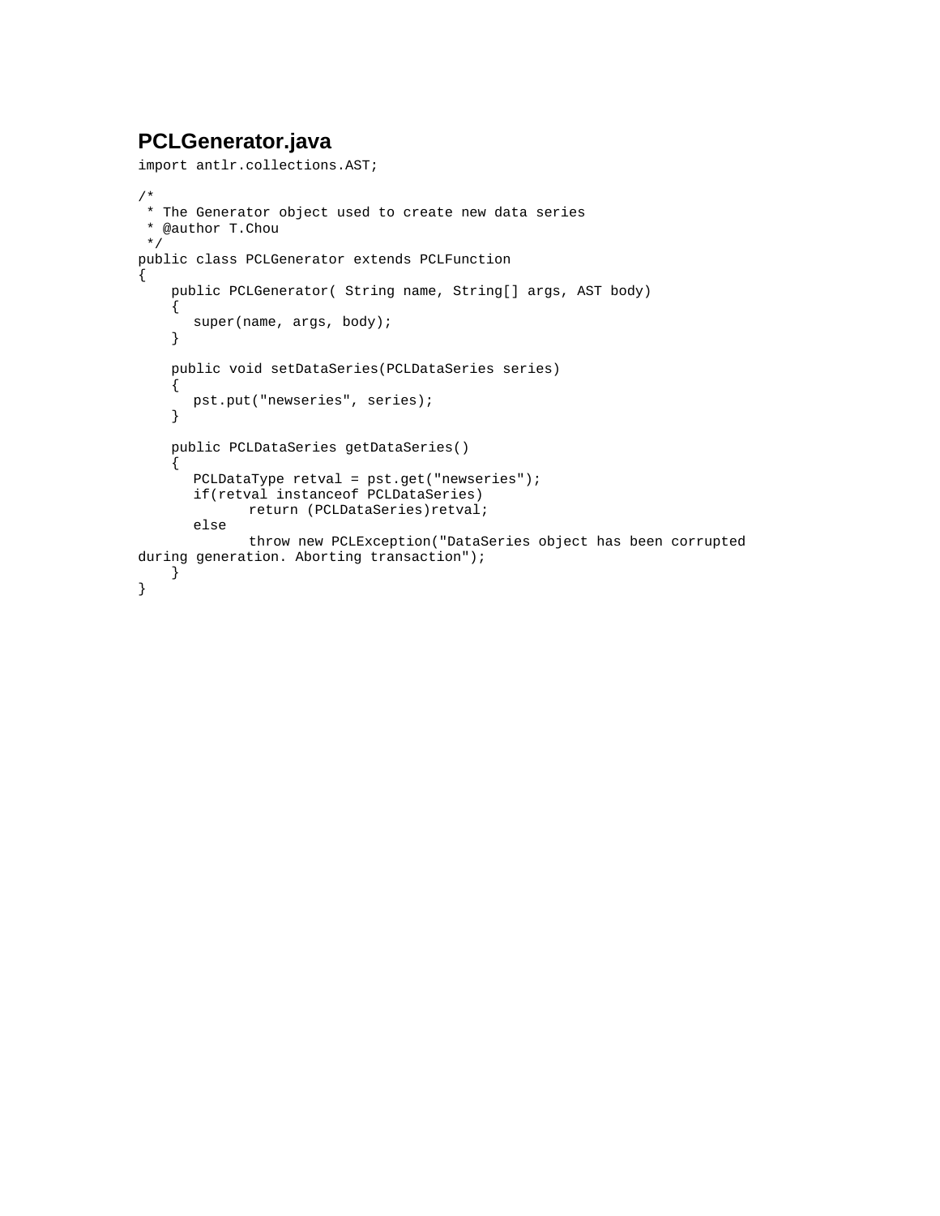## PCLGenerator.java

```
import antlr.collections.AST;

/*
 * The Generator object used to create new data series
 * @author T.Chou
 */
public class PCLGenerator extends PCLFunction
{
    public PCLGenerator( String name, String[] args, AST body)
    {
       super(name, args, body);
    }

    public void setDataSeries(PCLDataSeries series)
    {
       pst.put("newseries", series);
    }

    public PCLDataSeries getDataSeries()
    {
       PCLDataType retval = pst.get("newseries");
       if(retval instanceof PCLDataSeries)
             return (PCLDataSeries)retval;
       else
             throw new PCLException("DataSeries object has been corrupted
during generation. Aborting transaction");
    }
}
```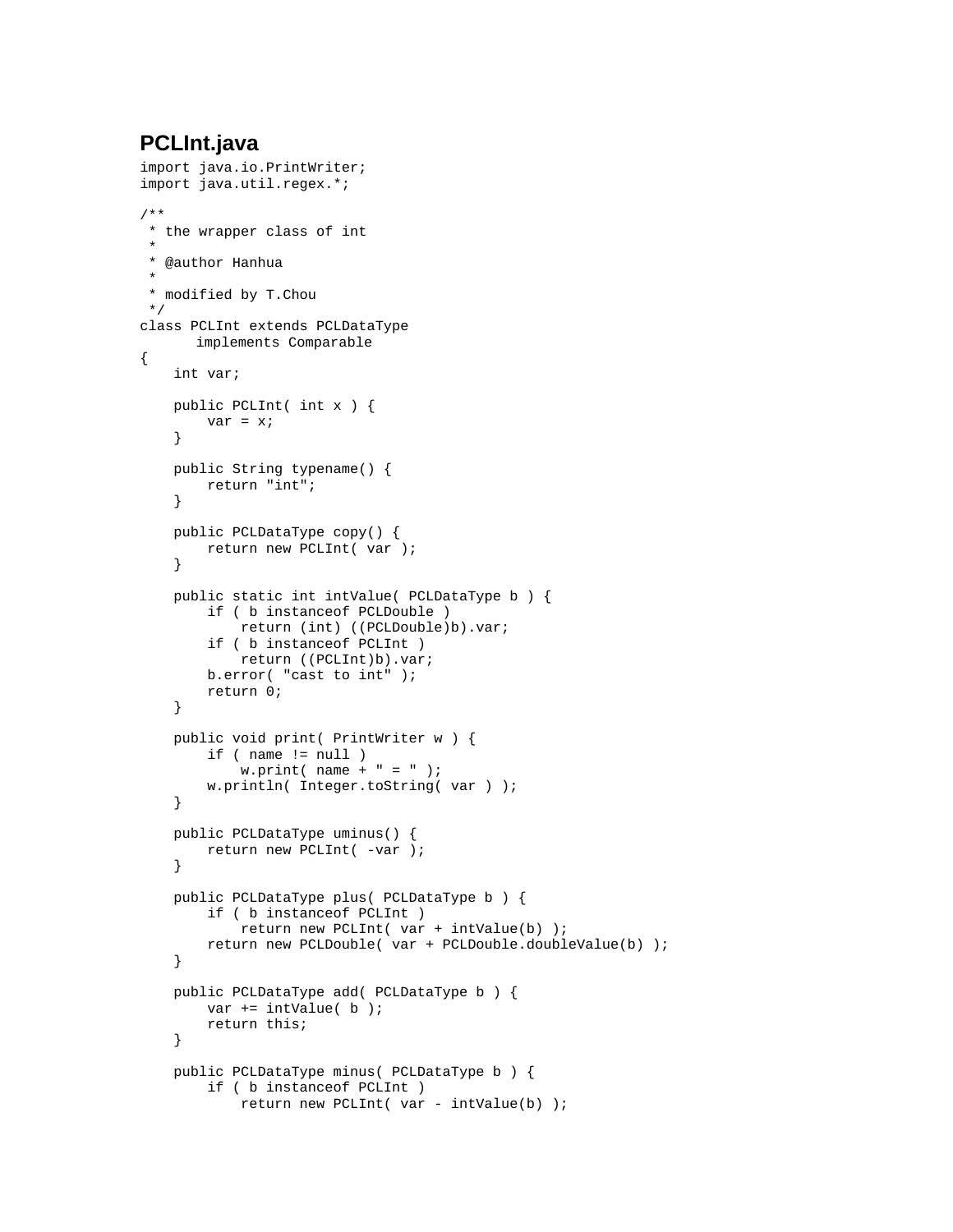## PCLInt.java

```
import java.io.PrintWriter;
import java.util.regex.*;

/**
 * the wrapper class of int
 *
 * @author Hanhua
 *
 * modified by T.Chou
 */
class PCLInt extends PCLDataType
      implements Comparable
{
    int var;

    public PCLInt( int x ) {
        var = x;
    }

    public String typename() {
        return "int";
    }

    public PCLDataType copy() {
        return new PCLInt( var );
    }

    public static int intValue( PCLDataType b ) {
        if ( b instanceof PCLDouble )
            return (int) ((PCLDouble)b).var;
        if ( b instanceof PCLInt )
            return ((PCLInt)b).var;
        b.error( "cast to int" );
        return 0;
    }

    public void print( PrintWriter w ) {
        if ( name != null )
            w.print( name + " = " );
        w.println( Integer.toString( var ) );
    }

    public PCLDataType uminus() {
        return new PCLInt( -var );
    }

    public PCLDataType plus( PCLDataType b ) {
        if ( b instanceof PCLInt )
            return new PCLInt( var + intValue(b) );
        return new PCLDouble( var + PCLDouble.doubleValue(b) );
    }

    public PCLDataType add( PCLDataType b ) {
        var += intValue( b );
        return this;
    }

    public PCLDataType minus( PCLDataType b ) {
        if ( b instanceof PCLInt )
            return new PCLInt( var - intValue(b) );
```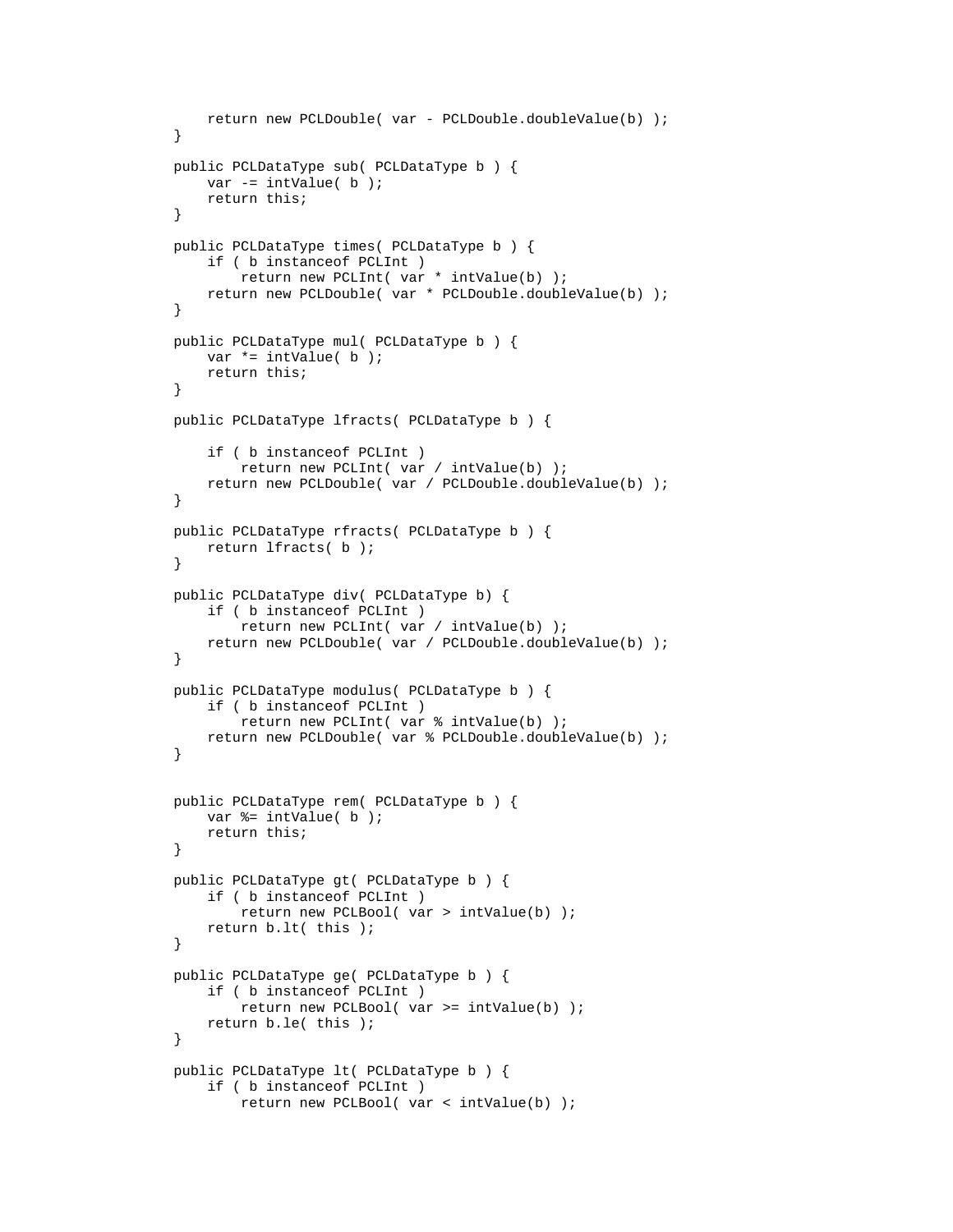```
        return new PCLDouble( var - PCLDouble.doubleValue(b) );
    }

    public PCLDataType sub( PCLDataType b ) {
        var -= intValue( b );
        return this;
    }

    public PCLDataType times( PCLDataType b ) {
        if ( b instanceof PCLInt )
            return new PCLInt( var * intValue(b) );
        return new PCLDouble( var * PCLDouble.doubleValue(b) );
    }

    public PCLDataType mul( PCLDataType b ) {
        var *= intValue( b );
        return this;
    }

    public PCLDataType lfracts( PCLDataType b ) {

        if ( b instanceof PCLInt )
            return new PCLInt( var / intValue(b) );
        return new PCLDouble( var / PCLDouble.doubleValue(b) );
    }

    public PCLDataType rfracts( PCLDataType b ) {
        return lfracts( b );
    }

    public PCLDataType div( PCLDataType b) {
        if ( b instanceof PCLInt )
            return new PCLInt( var / intValue(b) );
        return new PCLDouble( var / PCLDouble.doubleValue(b) );
    }

    public PCLDataType modulus( PCLDataType b ) {
        if ( b instanceof PCLInt )
            return new PCLInt( var % intValue(b) );
        return new PCLDouble( var % PCLDouble.doubleValue(b) );
    }


    public PCLDataType rem( PCLDataType b ) {
        var %= intValue( b );
        return this;
    }

    public PCLDataType gt( PCLDataType b ) {
        if ( b instanceof PCLInt )
            return new PCLBool( var > intValue(b) );
        return b.lt( this );
    }

    public PCLDataType ge( PCLDataType b ) {
        if ( b instanceof PCLInt )
            return new PCLBool( var >= intValue(b) );
        return b.le( this );
    }

    public PCLDataType lt( PCLDataType b ) {
        if ( b instanceof PCLInt )
            return new PCLBool( var < intValue(b) );
```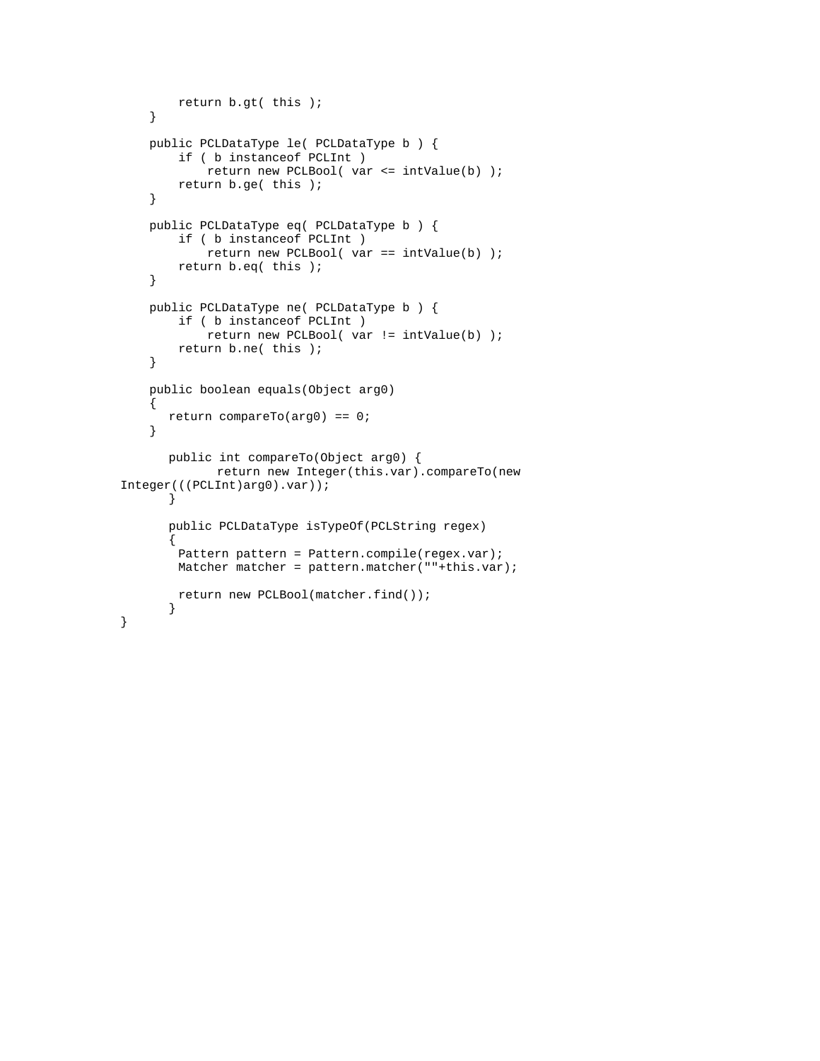```
        return b.gt( this );
    }

    public PCLDataType le( PCLDataType b ) {
        if ( b instanceof PCLInt )
            return new PCLBool( var <= intValue(b) );
        return b.ge( this );
    }

    public PCLDataType eq( PCLDataType b ) {
        if ( b instanceof PCLInt )
            return new PCLBool( var == intValue(b) );
        return b.eq( this );
    }

    public PCLDataType ne( PCLDataType b ) {
        if ( b instanceof PCLInt )
            return new PCLBool( var != intValue(b) );
        return b.ne( this );
    }

    public boolean equals(Object arg0)
    {
       return compareTo(arg0) == 0;
    }

       public int compareTo(Object arg0) {
              return new Integer(this.var).compareTo(new
Integer(((PCLInt)arg0).var));
       }

       public PCLDataType isTypeOf(PCLString regex)
       {
        Pattern pattern = Pattern.compile(regex.var);
        Matcher matcher = pattern.matcher(""+this.var);

        return new PCLBool(matcher.find());
       }
}
```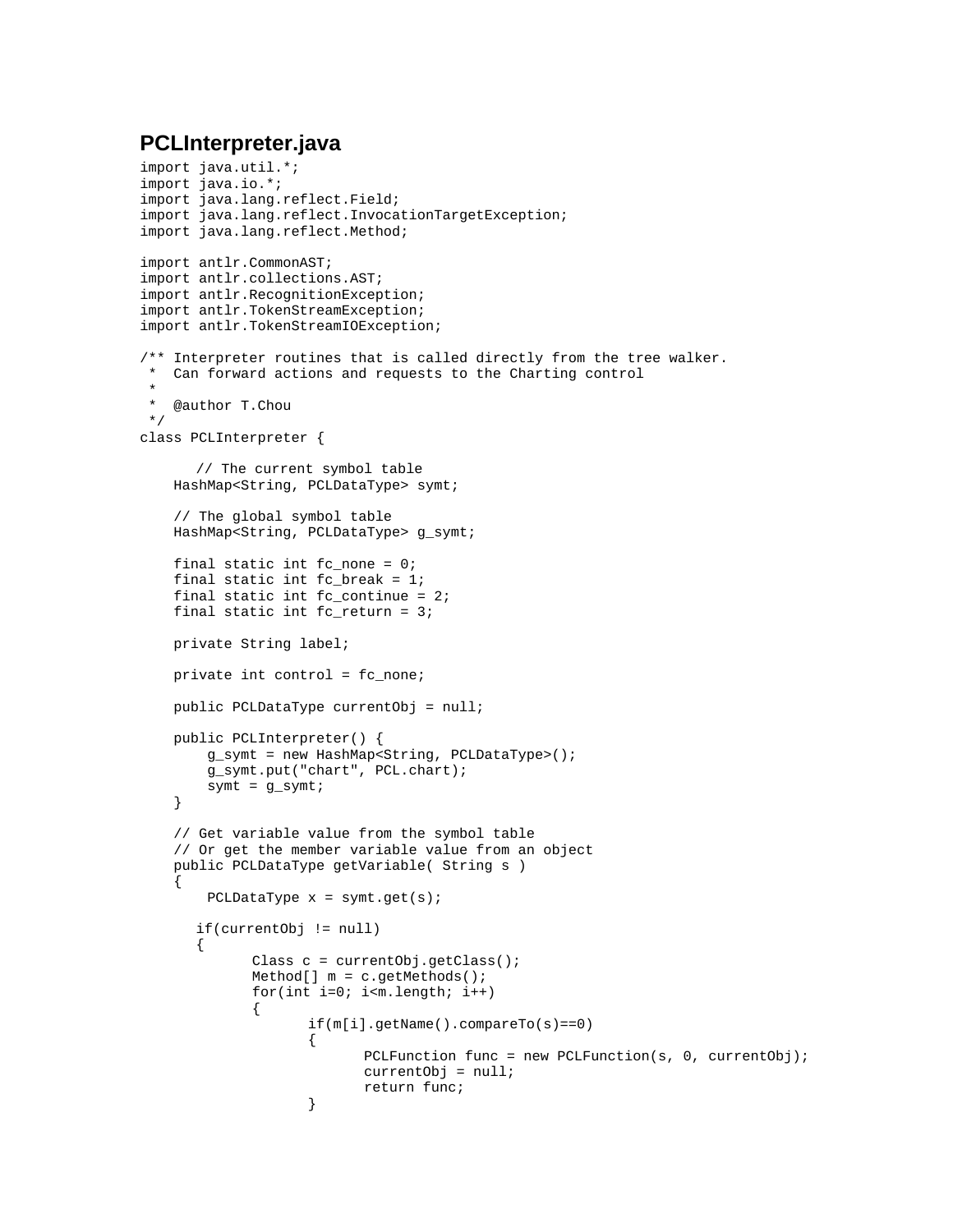### PCLInterpreter.java

```
import java.util.*;
import java.io.*;
import java.lang.reflect.Field;
import java.lang.reflect.InvocationTargetException;
import java.lang.reflect.Method;

import antlr.CommonAST;
import antlr.collections.AST;
import antlr.RecognitionException;
import antlr.TokenStreamException;
import antlr.TokenStreamIOException;

/** Interpreter routines that is called directly from the tree walker.
 *  Can forward actions and requests to the Charting control
 *
 *  @author T.Chou
 */
class PCLInterpreter {

      // The current symbol table
    HashMap<String, PCLDataType> symt;

    // The global symbol table
    HashMap<String, PCLDataType> g_symt;

    final static int fc_none = 0;
    final static int fc_break = 1;
    final static int fc_continue = 2;
    final static int fc_return = 3;

    private String label;

    private int control = fc_none;

    public PCLDataType currentObj = null;

    public PCLInterpreter() {
        g_symt = new HashMap<String, PCLDataType>();
        g_symt.put("chart", PCL.chart);
        symt = g_symt;
    }

    // Get variable value from the symbol table
    // Or get the member variable value from an object
    public PCLDataType getVariable( String s )
    {
        PCLDataType x = symt.get(s);

       if(currentObj != null)
       {
              Class c = currentObj.getClass();
              Method[] m = c.getMethods();
              for(int i=0; i<m.length; i++)
              {
                     if(m[i].getName().compareTo(s)==0)
                     {
                            PCLFunction func = new PCLFunction(s, 0, currentObj);
                            currentObj = null;
                            return func;
                     }
```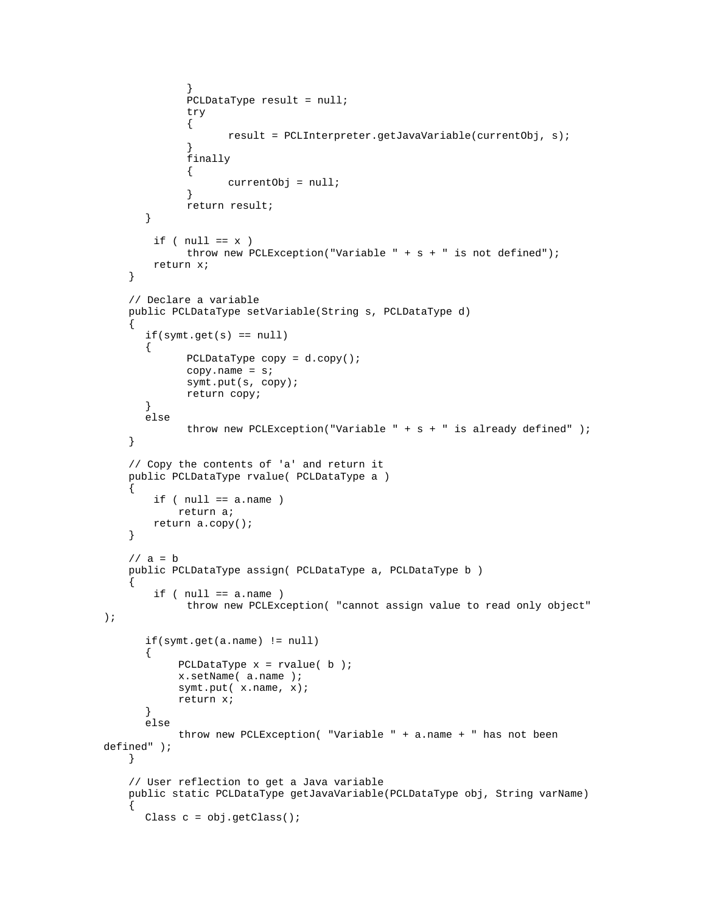```
            }
            PCLDataType result = null;
            try
            {
                  result = PCLInterpreter.getJavaVariable(currentObj, s);
            }
            finally
            {
                  currentObj = null;
            }
            return result;
      }

       if ( null == x )
            throw new PCLException("Variable " + s + " is not defined");
       return x;
    }

    // Declare a variable
    public PCLDataType setVariable(String s, PCLDataType d)
    {
      if(symt.get(s) == null)
      {
            PCLDataType copy = d.copy();
            copy.name = s;
            symt.put(s, copy);
            return copy;
      }
      else
            throw new PCLException("Variable " + s + " is already defined" );
    }

    // Copy the contents of 'a' and return it
    public PCLDataType rvalue( PCLDataType a )
    {
       if ( null == a.name )
           return a;
       return a.copy();
    }

    // a = b
    public PCLDataType assign( PCLDataType a, PCLDataType b )
    {
       if ( null == a.name )
            throw new PCLException( "cannot assign value to read only object"
);

      if(symt.get(a.name) != null)
      {
           PCLDataType x = rvalue( b );
           x.setName( a.name );
           symt.put( x.name, x);
           return x;
      }
      else
           throw new PCLException( "Variable " + a.name + " has not been
defined" );
    }

    // User reflection to get a Java variable
    public static PCLDataType getJavaVariable(PCLDataType obj, String varName)
    {
      Class c = obj.getClass();
```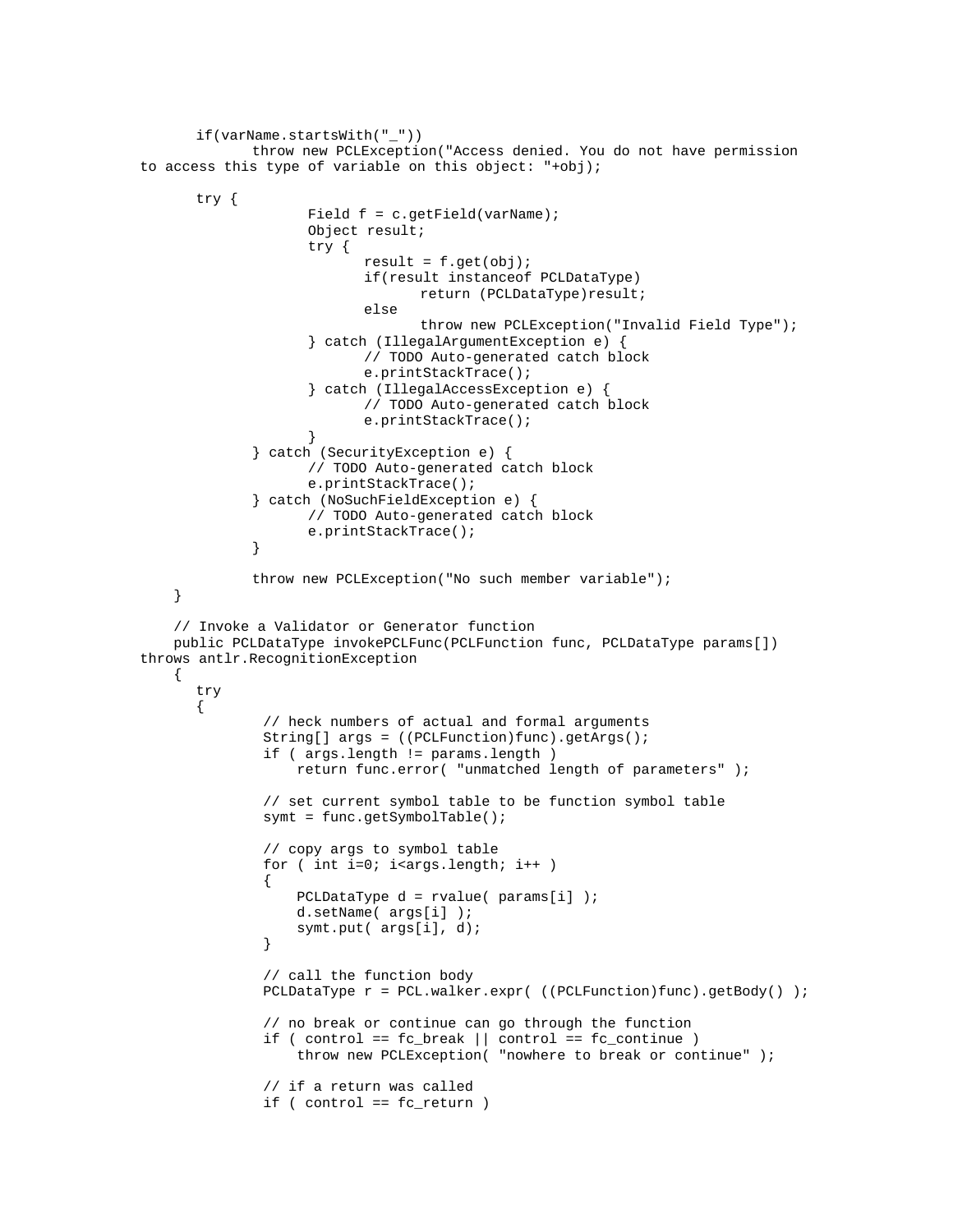```
        if(varName.startsWith("_"))
                throw new PCLException("Access denied. You do not have permission
to access this type of variable on this object: "+obj);

        try {
                        Field f = c.getField(varName);
                        Object result;
                        try {
                                result = f.get(obj);
                                if(result instanceof PCLDataType)
                                        return (PCLDataType)result;
                                else
                                        throw new PCLException("Invalid Field Type");
                        } catch (IllegalArgumentException e) {
                                // TODO Auto-generated catch block
                                e.printStackTrace();
                        } catch (IllegalAccessException e) {
                                // TODO Auto-generated catch block
                                e.printStackTrace();
                        }
                } catch (SecurityException e) {
                        // TODO Auto-generated catch block
                        e.printStackTrace();
                } catch (NoSuchFieldException e) {
                        // TODO Auto-generated catch block
                        e.printStackTrace();
                }

                throw new PCLException("No such member variable");
    }

    // Invoke a Validator or Generator function
    public PCLDataType invokePCLFunc(PCLFunction func, PCLDataType params[])
throws antlr.RecognitionException
    {
        try
        {
                // heck numbers of actual and formal arguments
                String[] args = ((PCLFunction)func).getArgs();
                if ( args.length != params.length )
                    return func.error( "unmatched length of parameters" );

                // set current symbol table to be function symbol table
                symt = func.getSymbolTable();

                // copy args to symbol table
                for ( int i=0; i<args.length; i++ )
                {
                    PCLDataType d = rvalue( params[i] );
                    d.setName( args[i] );
                    symt.put( args[i], d);
                }

                // call the function body
                PCLDataType r = PCL.walker.expr( ((PCLFunction)func).getBody() );

                // no break or continue can go through the function
                if ( control == fc_break || control == fc_continue )
                    throw new PCLException( "nowhere to break or continue" );

                // if a return was called
                if ( control == fc_return )
```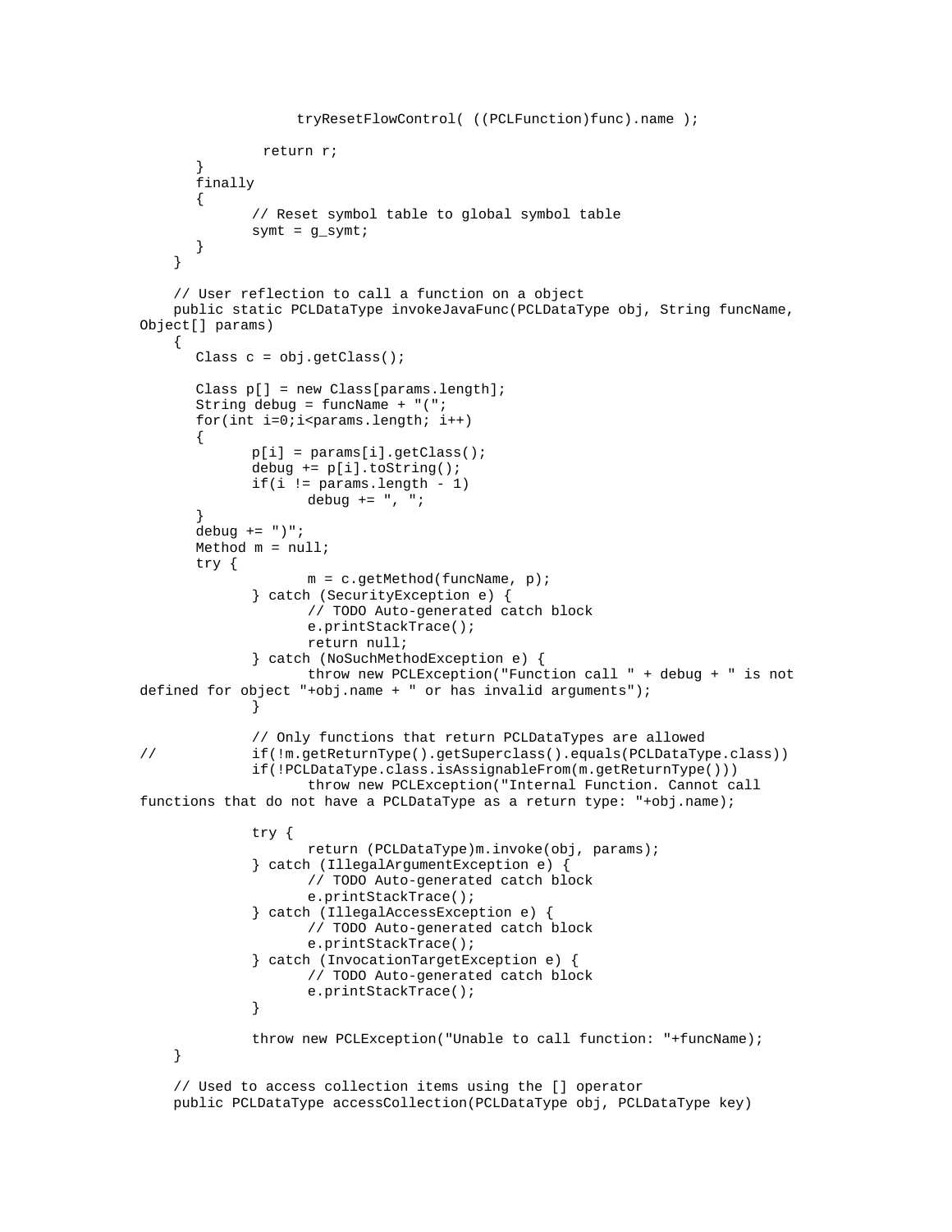```
                tryResetFlowControl( ((PCLFunction)func).name );

            return r;
        }
        finally
        {
            // Reset symbol table to global symbol table
            symt = g_symt;
        }
    }

    // User reflection to call a function on a object
    public static PCLDataType invokeJavaFunc(PCLDataType obj, String funcName,
Object[] params)
    {
        Class c = obj.getClass();

        Class p[] = new Class[params.length];
        String debug = funcName + "(";
        for(int i=0;i<params.length; i++)
        {
            p[i] = params[i].getClass();
            debug += p[i].toString();
            if(i != params.length - 1)
                debug += ", ";
        }
        debug += ")";
        Method m = null;
        try {
                m = c.getMethod(funcName, p);
            } catch (SecurityException e) {
                // TODO Auto-generated catch block
                e.printStackTrace();
                return null;
            } catch (NoSuchMethodException e) {
                throw new PCLException("Function call " + debug + " is not
defined for object "+obj.name + " or has invalid arguments");
            }

            // Only functions that return PCLDataTypes are allowed
//          if(!m.getReturnType().getSuperclass().equals(PCLDataType.class))
            if(!PCLDataType.class.isAssignableFrom(m.getReturnType()))
                throw new PCLException("Internal Function. Cannot call
functions that do not have a PCLDataType as a return type: "+obj.name);

            try {
                return (PCLDataType)m.invoke(obj, params);
            } catch (IllegalArgumentException e) {
                // TODO Auto-generated catch block
                e.printStackTrace();
            } catch (IllegalAccessException e) {
                // TODO Auto-generated catch block
                e.printStackTrace();
            } catch (InvocationTargetException e) {
                // TODO Auto-generated catch block
                e.printStackTrace();
            }

            throw new PCLException("Unable to call function: "+funcName);
    }

    // Used to access collection items using the [] operator
    public PCLDataType accessCollection(PCLDataType obj, PCLDataType key)
```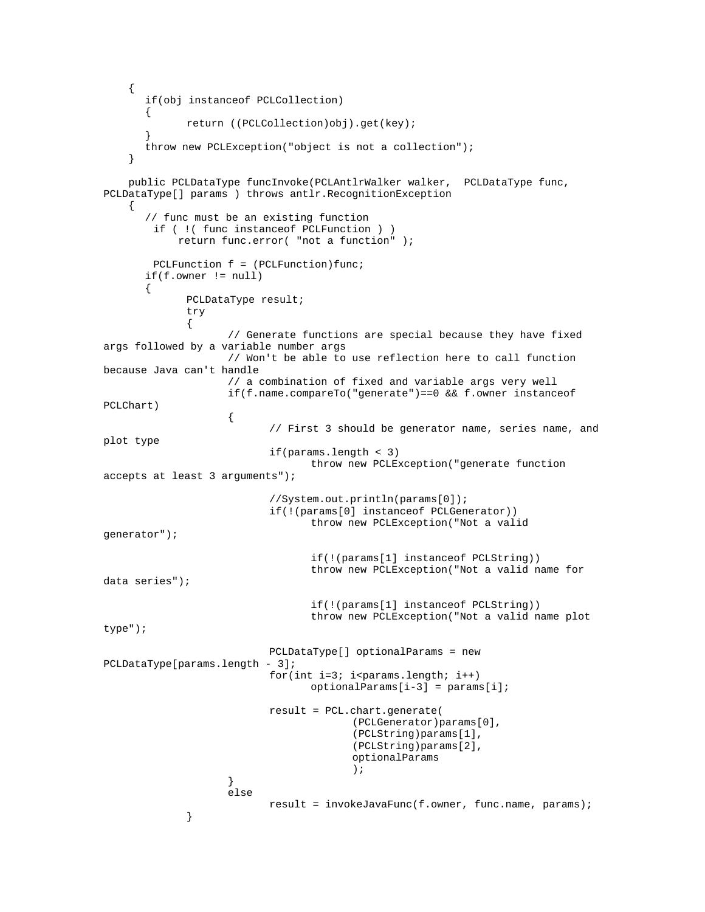```
    {
       if(obj instanceof PCLCollection)
       {
             return ((PCLCollection)obj).get(key);
       }
       throw new PCLException("object is not a collection");
    }

    public PCLDataType funcInvoke(PCLAntlrWalker walker,  PCLDataType func,
PCLDataType[] params ) throws antlr.RecognitionException
    {
       // func must be an existing function
        if ( !( func instanceof PCLFunction ) )
             return func.error( "not a function" );

        PCLFunction f = (PCLFunction)func;
       if(f.owner != null)
       {
             PCLDataType result;
             try
             {
                   // Generate functions are special because they have fixed
args followed by a variable number args
                   // Won't be able to use reflection here to call function
because Java can't handle
                   // a combination of fixed and variable args very well
                   if(f.name.compareTo("generate")==0 && f.owner instanceof
PCLChart)
                   {
                         // First 3 should be generator name, series name, and
plot type
                         if(params.length < 3)
                               throw new PCLException("generate function
accepts at least 3 arguments");

                         //System.out.println(params[0]);
                         if(!(params[0] instanceof PCLGenerator))
                               throw new PCLException("Not a valid
generator");

                               if(!(params[1] instanceof PCLString))
                               throw new PCLException("Not a valid name for
data series");

                               if(!(params[1] instanceof PCLString))
                               throw new PCLException("Not a valid name plot
type");

                         PCLDataType[] optionalParams = new
PCLDataType[params.length - 3];
                         for(int i=3; i<params.length; i++)
                               optionalParams[i-3] = params[i];

                         result = PCL.chart.generate(
                                     (PCLGenerator)params[0],
                                     (PCLString)params[1],
                                     (PCLString)params[2],
                                     optionalParams
                                     );
                   }
                   else
                         result = invokeJavaFunc(f.owner, func.name, params);
             }
```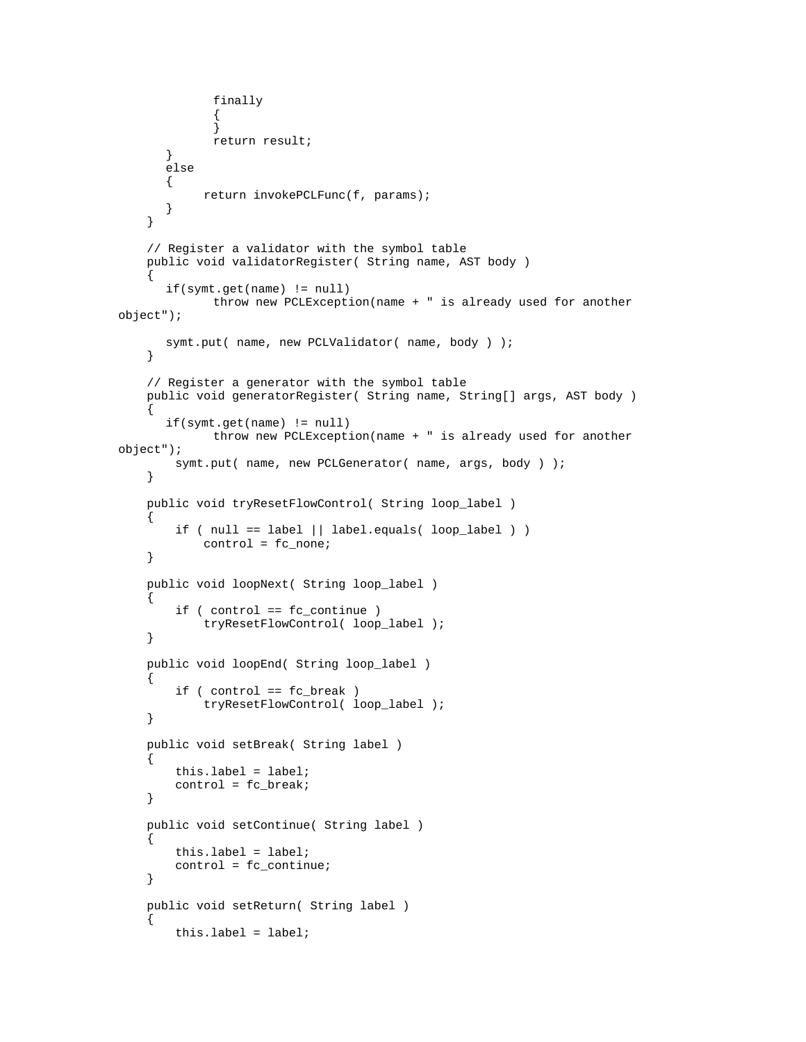```
            finally
            {
            }
            return result;
        }
        else
        {
            return invokePCLFunc(f, params);
        }
    }

    // Register a validator with the symbol table
    public void validatorRegister( String name, AST body )
    {
        if(symt.get(name) != null)
            throw new PCLException(name + " is already used for another
object");

        symt.put( name, new PCLValidator( name, body ) );
    }

    // Register a generator with the symbol table
    public void generatorRegister( String name, String[] args, AST body )
    {
        if(symt.get(name) != null)
            throw new PCLException(name + " is already used for another
object");
        symt.put( name, new PCLGenerator( name, args, body ) );
    }

    public void tryResetFlowControl( String loop_label )
    {
        if ( null == label || label.equals( loop_label ) )
            control = fc_none;
    }

    public void loopNext( String loop_label )
    {
        if ( control == fc_continue )
            tryResetFlowControl( loop_label );
    }

    public void loopEnd( String loop_label )
    {
        if ( control == fc_break )
            tryResetFlowControl( loop_label );
    }

    public void setBreak( String label )
    {
        this.label = label;
        control = fc_break;
    }

    public void setContinue( String label )
    {
        this.label = label;
        control = fc_continue;
    }

    public void setReturn( String label )
    {
        this.label = label;
```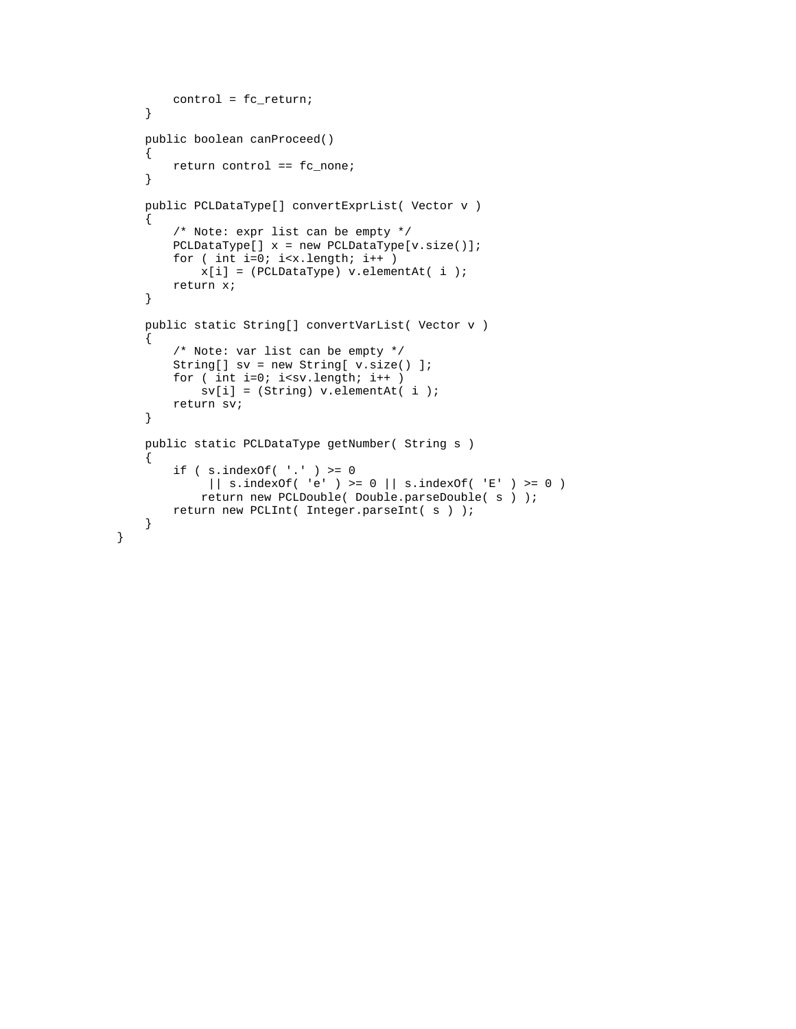```
        control = fc_return;
    }

    public boolean canProceed()
    {
        return control == fc_none;
    }

    public PCLDataType[] convertExprList( Vector v )
    {
        /* Note: expr list can be empty */
        PCLDataType[] x = new PCLDataType[v.size()];
        for ( int i=0; i<x.length; i++ )
            x[i] = (PCLDataType) v.elementAt( i );
        return x;
    }

    public static String[] convertVarList( Vector v )
    {
        /* Note: var list can be empty */
        String[] sv = new String[ v.size() ];
        for ( int i=0; i<sv.length; i++ )
            sv[i] = (String) v.elementAt( i );
        return sv;
    }

    public static PCLDataType getNumber( String s )
    {
        if ( s.indexOf( '.' ) >= 0
             || s.indexOf( 'e' ) >= 0 || s.indexOf( 'E' ) >= 0 )
            return new PCLDouble( Double.parseDouble( s ) );
        return new PCLInt( Integer.parseInt( s ) );
    }
}
```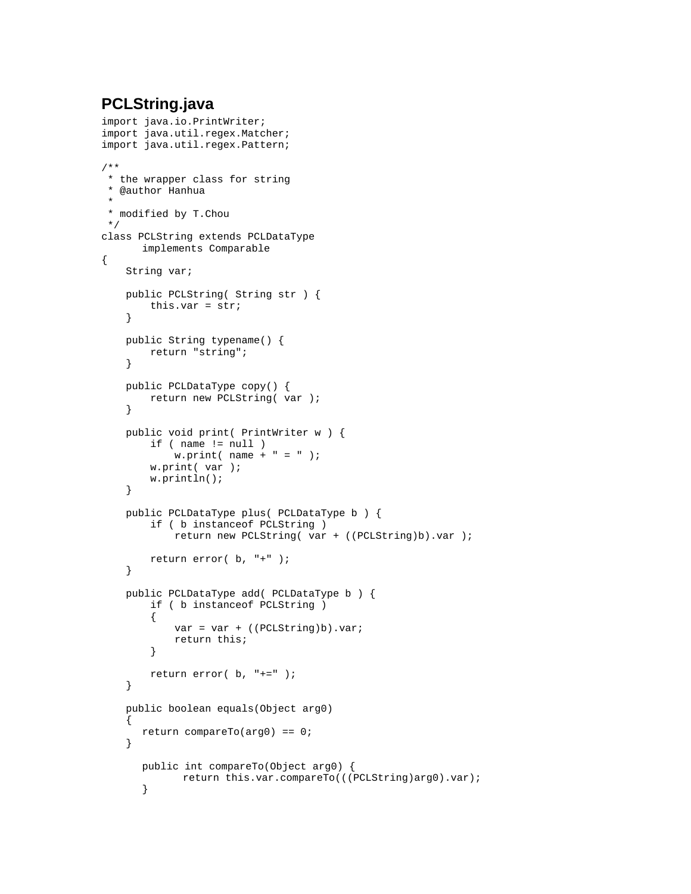## PCLString.java

```
import java.io.PrintWriter;
import java.util.regex.Matcher;
import java.util.regex.Pattern;

/**
 * the wrapper class for string
 * @author Hanhua
 *
 * modified by T.Chou
 */
class PCLString extends PCLDataType
      implements Comparable
{
    String var;

    public PCLString( String str ) {
        this.var = str;
    }

    public String typename() {
        return "string";
    }

    public PCLDataType copy() {
        return new PCLString( var );
    }

    public void print( PrintWriter w ) {
        if ( name != null )
            w.print( name + " = " );
        w.print( var );
        w.println();
    }

    public PCLDataType plus( PCLDataType b ) {
        if ( b instanceof PCLString )
            return new PCLString( var + ((PCLString)b).var );

        return error( b, "+" );
    }

    public PCLDataType add( PCLDataType b ) {
        if ( b instanceof PCLString )
        {
            var = var + ((PCLString)b).var;
            return this;
        }

        return error( b, "+=" );
    }

    public boolean equals(Object arg0)
    {
      return compareTo(arg0) == 0;
    }

      public int compareTo(Object arg0) {
            return this.var.compareTo(((PCLString)arg0).var);
      }
```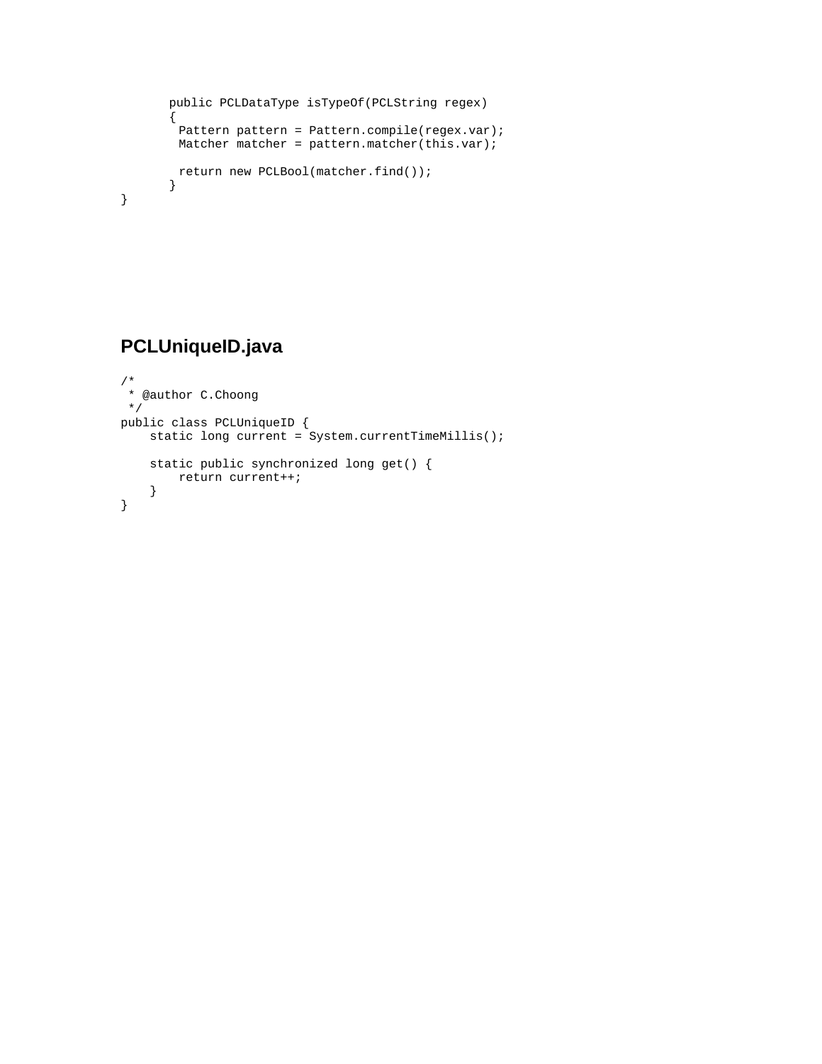```
	public PCLDataType isTypeOf(PCLString regex)
	{
	 Pattern pattern = Pattern.compile(regex.var);
	 Matcher matcher = pattern.matcher(this.var);

	 return new PCLBool(matcher.find());
	}
}
```

## PCLUniqueID.java

```
/*
 * @author C.Choong
 */
public class PCLUniqueID {
    static long current = System.currentTimeMillis();

    static public synchronized long get() {
        return current++;
    }
}
```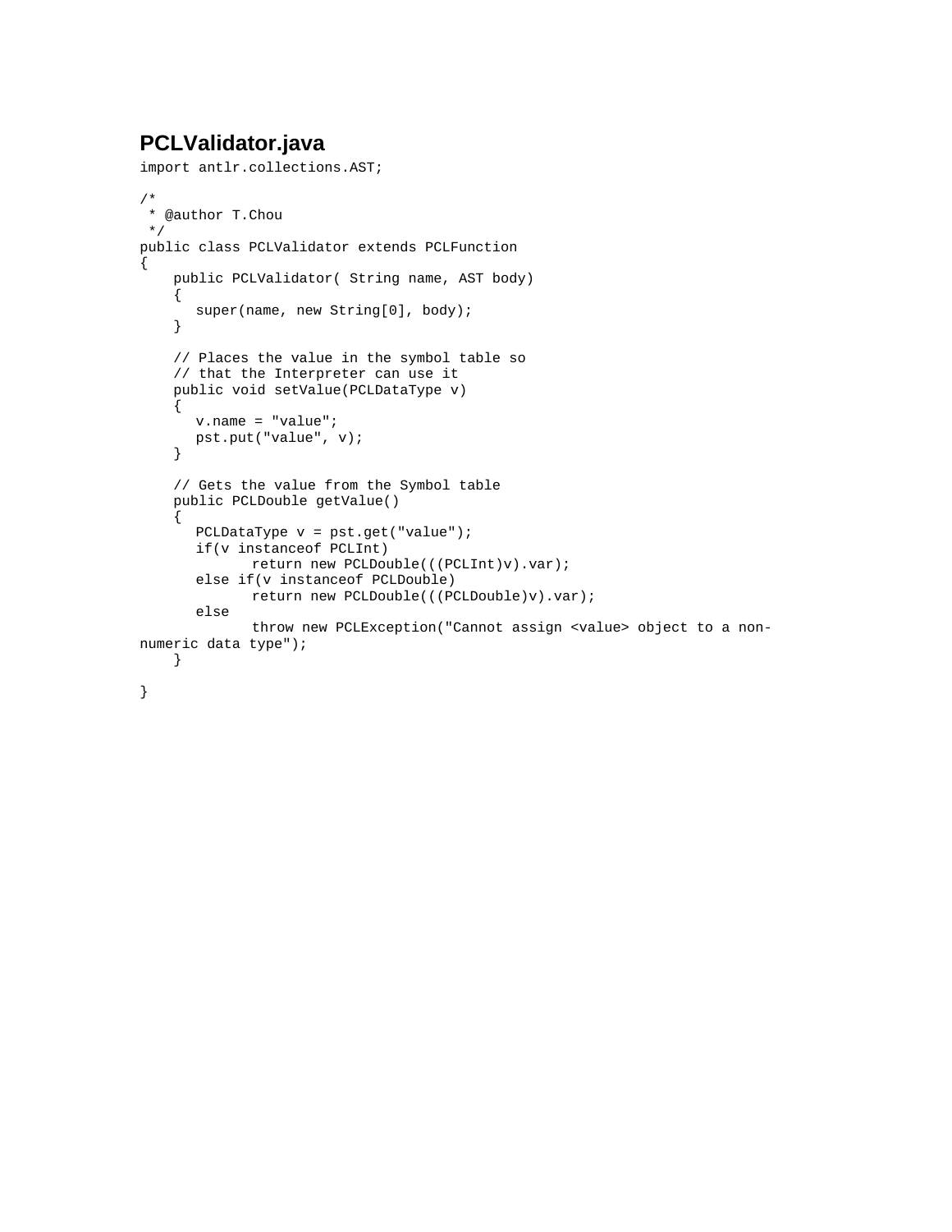## PCLValidator.java

```
import antlr.collections.AST;

/*
 * @author T.Chou
 */
public class PCLValidator extends PCLFunction
{
    public PCLValidator( String name, AST body)
    {
       super(name, new String[0], body);
    }

    // Places the value in the symbol table so
    // that the Interpreter can use it
    public void setValue(PCLDataType v)
    {
       v.name = "value";
       pst.put("value", v);
    }

    // Gets the value from the Symbol table
    public PCLDouble getValue()
    {
       PCLDataType v = pst.get("value");
       if(v instanceof PCLInt)
              return new PCLDouble(((PCLInt)v).var);
       else if(v instanceof PCLDouble)
              return new PCLDouble(((PCLDouble)v).var);
       else
              throw new PCLException("Cannot assign <value> object to a non-
numeric data type");
    }

}
```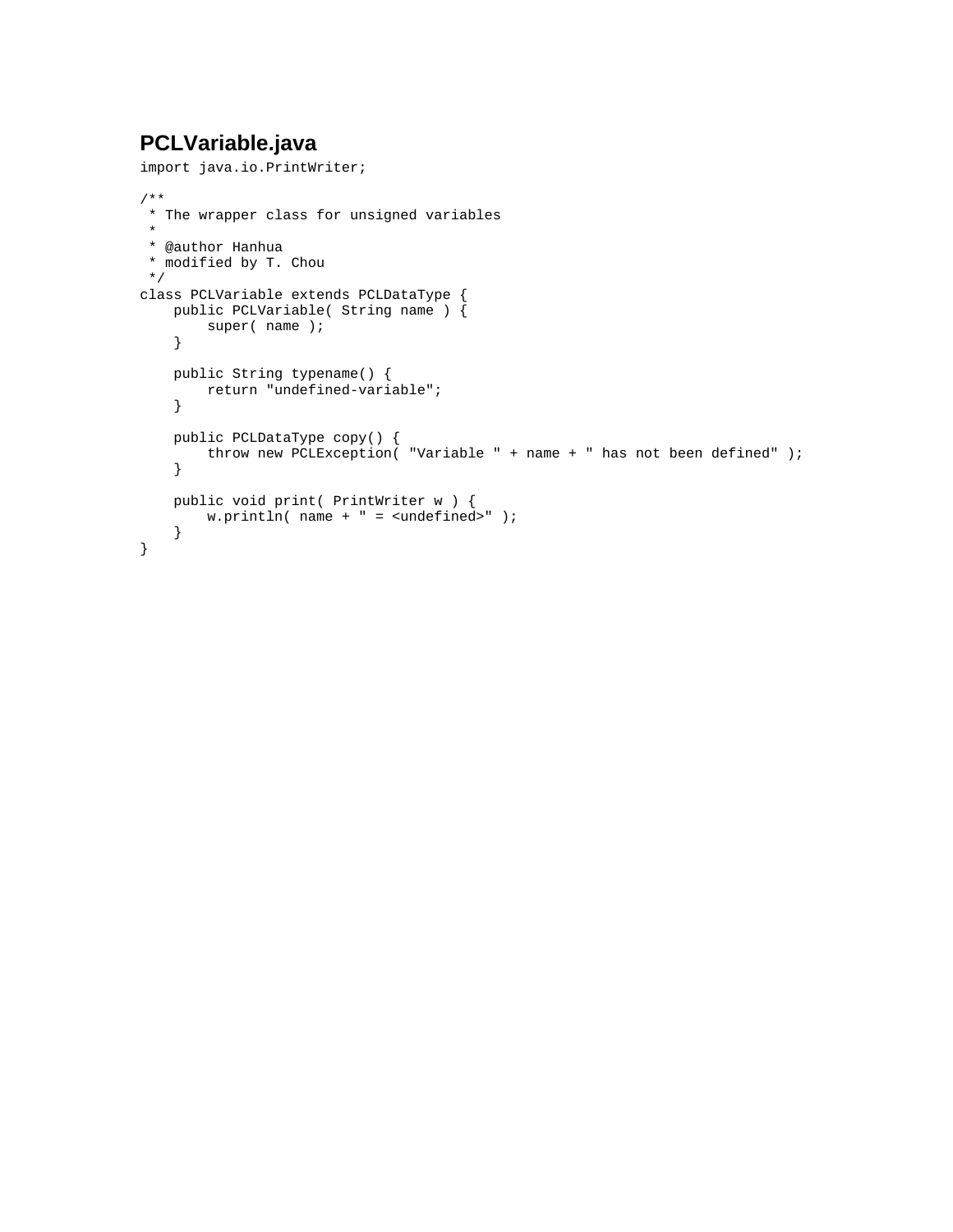## PCLVariable.java

```java
import java.io.PrintWriter;

/**
 * The wrapper class for unsigned variables
 *
 * @author Hanhua
 * modified by T. Chou
 */
class PCLVariable extends PCLDataType {
    public PCLVariable( String name ) {
        super( name );
    }

    public String typename() {
        return "undefined-variable";
    }

    public PCLDataType copy() {
        throw new PCLException( "Variable " + name + " has not been defined" );
    }

    public void print( PrintWriter w ) {
        w.println( name + " = <undefined>" );
    }
}
```